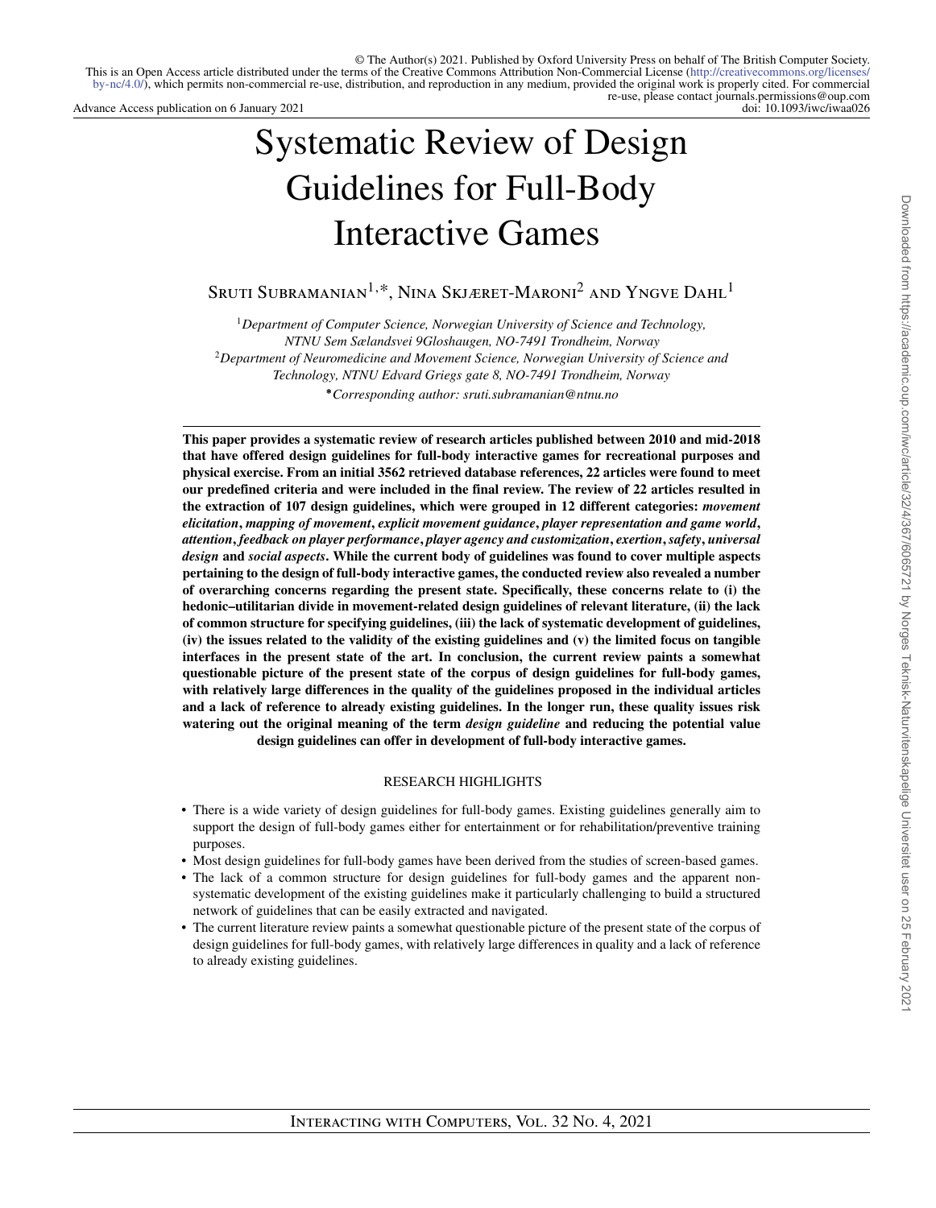© The Author(s) 2021. Published by Oxford University Press on behalf of The British Computer Society.
This is an Open Access article distributed under the terms of the Creative Commons Attribution Non-Commercial License (http://creativecommons.org/licenses/by-nc/4.0/), which permits non-commercial re-use, distribution, and reproduction in any medium, provided the original work is properly cited. For commercial re-use, please contact journals.permissions@oup.com

Advance Access publication on 6 January 2021
doi: 10.1093/iwc/iwaa026

# Systematic Review of Design Guidelines for Full-Body Interactive Games

Sruti Subramanian[1,*], Nina Skjæret-Maroni[2] and Yngve Dahl[1]

[1]*Department of Computer Science, Norwegian University of Science and Technology, NTNU Sem Sælandsvei 9Gloshaugen, NO-7491 Trondheim, Norway*
[2]*Department of Neuromedicine and Movement Science, Norwegian University of Science and Technology, NTNU Edvard Griegs gate 8, NO-7491 Trondheim, Norway*
*\*Corresponding author: sruti.subramanian@ntnu.no*

**This paper provides a systematic review of research articles published between 2010 and mid-2018 that have offered design guidelines for full-body interactive games for recreational purposes and physical exercise. From an initial 3562 retrieved database references, 22 articles were found to meet our predefined criteria and were included in the final review. The review of 22 articles resulted in the extraction of 107 design guidelines, which were grouped in 12 different categories: *movement elicitation*, *mapping of movement*, *explicit movement guidance*, *player representation and game world*, *attention*, *feedback on player performance*, *player agency and customization*, *exertion*, *safety*, *universal design* and *social aspects*. While the current body of guidelines was found to cover multiple aspects pertaining to the design of full-body interactive games, the conducted review also revealed a number of overarching concerns regarding the present state. Specifically, these concerns relate to (i) the hedonic–utilitarian divide in movement-related design guidelines of relevant literature, (ii) the lack of common structure for specifying guidelines, (iii) the lack of systematic development of guidelines, (iv) the issues related to the validity of the existing guidelines and (v) the limited focus on tangible interfaces in the present state of the art. In conclusion, the current review paints a somewhat questionable picture of the present state of the corpus of design guidelines for full-body games, with relatively large differences in the quality of the guidelines proposed in the individual articles and a lack of reference to already existing guidelines. In the longer run, these quality issues risk watering out the original meaning of the term *design guideline* and reducing the potential value design guidelines can offer in development of full-body interactive games.**

## RESEARCH HIGHLIGHTS

- There is a wide variety of design guidelines for full-body games. Existing guidelines generally aim to support the design of full-body games either for entertainment or for rehabilitation/preventive training purposes.
- Most design guidelines for full-body games have been derived from the studies of screen-based games.
- The lack of a common structure for design guidelines for full-body games and the apparent non-systematic development of the existing guidelines make it particularly challenging to build a structured network of guidelines that can be easily extracted and navigated.
- The current literature review paints a somewhat questionable picture of the present state of the corpus of design guidelines for full-body games, with relatively large differences in quality and a lack of reference to already existing guidelines.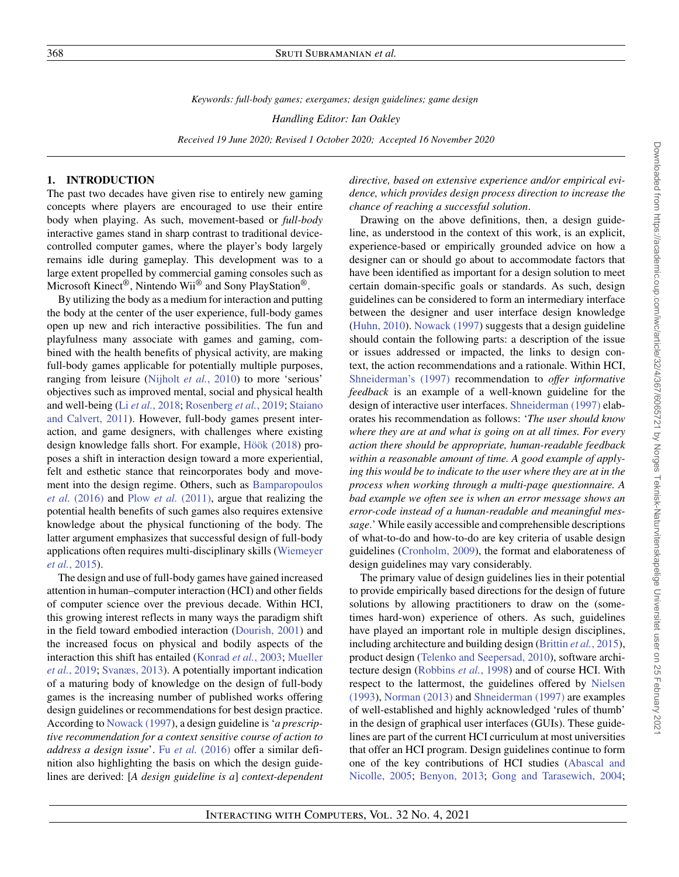*Keywords: full-body games; exergames; design guidelines; game design*

*Handling Editor: Ian Oakley*

*Received 19 June 2020; Revised 1 October 2020; Accepted 16 November 2020*

## 1. INTRODUCTION

The past two decades have given rise to entirely new gaming concepts where players are encouraged to use their entire body when playing. As such, movement-based or *full-body* interactive games stand in sharp contrast to traditional device-controlled computer games, where the player's body largely remains idle during gameplay. This development was to a large extent propelled by commercial gaming consoles such as Microsoft Kinect®, Nintendo Wii® and Sony PlayStation®.

By utilizing the body as a medium for interaction and putting the body at the center of the user experience, full-body games open up new and rich interactive possibilities. The fun and playfulness many associate with games and gaming, combined with the health benefits of physical activity, are making full-body games applicable for potentially multiple purposes, ranging from leisure (Nijholt *et al.*, 2010) to more 'serious' objectives such as improved mental, social and physical health and well-being (Li *et al.*, 2018; Rosenberg *et al.*, 2019; Staiano and Calvert, 2011). However, full-body games present interaction, and game designers, with challenges where existing design knowledge falls short. For example, Höök (2018) proposes a shift in interaction design toward a more experiential, felt and esthetic stance that reincorporates body and movement into the design regime. Others, such as Bamparopoulos *et al.* (2016) and Plow *et al.* (2011), argue that realizing the potential health benefits of such games also requires extensive knowledge about the physical functioning of the body. The latter argument emphasizes that successful design of full-body applications often requires multi-disciplinary skills (Wiemeyer *et al.*, 2015).

The design and use of full-body games have gained increased attention in human–computer interaction (HCI) and other fields of computer science over the previous decade. Within HCI, this growing interest reflects in many ways the paradigm shift in the field toward embodied interaction (Dourish, 2001) and the increased focus on physical and bodily aspects of the interaction this shift has entailed (Konrad *et al.*, 2003; Mueller *et al.*, 2019; Svanæs, 2013). A potentially important indication of a maturing body of knowledge on the design of full-body games is the increasing number of published works offering design guidelines or recommendations for best design practice. According to Nowack (1997), a design guideline is '*a prescriptive recommendation for a context sensitive course of action to address a design issue*'. Fu *et al.* (2016) offer a similar definition also highlighting the basis on which the design guidelines are derived: [*A design guideline is a*] *context-dependent directive, based on extensive experience and/or empirical evidence, which provides design process direction to increase the chance of reaching a successful solution*.

Drawing on the above definitions, then, a design guideline, as understood in the context of this work, is an explicit, experience-based or empirically grounded advice on how a designer can or should go about to accommodate factors that have been identified as important for a design solution to meet certain domain-specific goals or standards. As such, design guidelines can be considered to form an intermediary interface between the designer and user interface design knowledge (Huhn, 2010). Nowack (1997) suggests that a design guideline should contain the following parts: a description of the issue or issues addressed or impacted, the links to design context, the action recommendations and a rationale. Within HCI, Shneiderman's (1997) recommendation to *offer informative feedback* is an example of a well-known guideline for the design of interactive user interfaces. Shneiderman (1997) elaborates his recommendation as follows: '*The user should know where they are at and what is going on at all times. For every action there should be appropriate, human-readable feedback within a reasonable amount of time. A good example of applying this would be to indicate to the user where they are at in the process when working through a multi-page questionnaire. A bad example we often see is when an error message shows an error-code instead of a human-readable and meaningful message*.' While easily accessible and comprehensible descriptions of what-to-do and how-to-do are key criteria of usable design guidelines (Cronholm, 2009), the format and elaborateness of design guidelines may vary considerably.

The primary value of design guidelines lies in their potential to provide empirically based directions for the design of future solutions by allowing practitioners to draw on the (sometimes hard-won) experience of others. As such, guidelines have played an important role in multiple design disciplines, including architecture and building design (Brittin *et al.*, 2015), product design (Telenko and Seepersad, 2010), software architecture design (Robbins *et al.*, 1998) and of course HCI. With respect to the lattermost, the guidelines offered by Nielsen (1993), Norman (2013) and Shneiderman (1997) are examples of well-established and highly acknowledged 'rules of thumb' in the design of graphical user interfaces (GUIs). These guidelines are part of the current HCI curriculum at most universities that offer an HCI program. Design guidelines continue to form one of the key contributions of HCI studies (Abascal and Nicolle, 2005; Benyon, 2013; Gong and Tarasewich, 2004;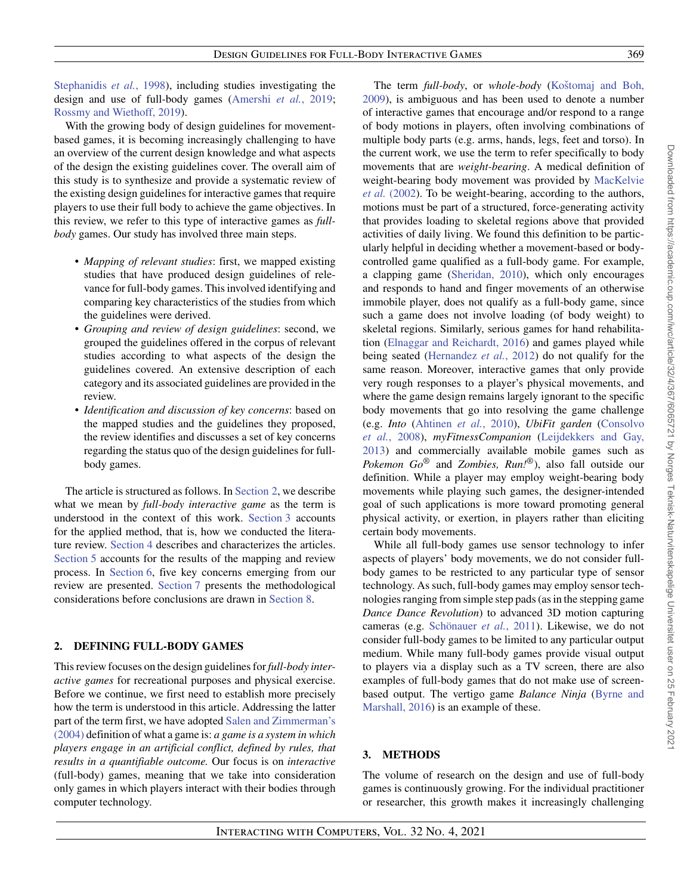Stephanidis *et al.*, 1998), including studies investigating the design and use of full-body games (Amershi *et al.*, 2019; Rossmy and Wiethoff, 2019).

With the growing body of design guidelines for movement-based games, it is becoming increasingly challenging to have an overview of the current design knowledge and what aspects of the design the existing guidelines cover. The overall aim of this study is to synthesize and provide a systematic review of the existing design guidelines for interactive games that require players to use their full body to achieve the game objectives. In this review, we refer to this type of interactive games as *full-body* games. Our study has involved three main steps.

- *Mapping of relevant studies*: first, we mapped existing studies that have produced design guidelines of relevance for full-body games. This involved identifying and comparing key characteristics of the studies from which the guidelines were derived.
- *Grouping and review of design guidelines*: second, we grouped the guidelines offered in the corpus of relevant studies according to what aspects of the design the guidelines covered. An extensive description of each category and its associated guidelines are provided in the review.
- *Identification and discussion of key concerns*: based on the mapped studies and the guidelines they proposed, the review identifies and discusses a set of key concerns regarding the status quo of the design guidelines for full-body games.

The article is structured as follows. In Section 2, we describe what we mean by *full-body interactive game* as the term is understood in the context of this work. Section 3 accounts for the applied method, that is, how we conducted the literature review. Section 4 describes and characterizes the articles. Section 5 accounts for the results of the mapping and review process. In Section 6, five key concerns emerging from our review are presented. Section 7 presents the methodological considerations before conclusions are drawn in Section 8.

## 2. DEFINING FULL-BODY GAMES

This review focuses on the design guidelines for *full-body interactive games* for recreational purposes and physical exercise. Before we continue, we first need to establish more precisely how the term is understood in this article. Addressing the latter part of the term first, we have adopted Salen and Zimmerman's (2004) definition of what a game is: *a game is a system in which players engage in an artificial conflict, defined by rules, that results in a quantifiable outcome.* Our focus is on *interactive* (full-body) games, meaning that we take into consideration only games in which players interact with their bodies through computer technology.

The term *full-body*, or *whole-body* (Koštomaj and Boh, 2009), is ambiguous and has been used to denote a number of interactive games that encourage and/or respond to a range of body motions in players, often involving combinations of multiple body parts (e.g. arms, hands, legs, feet and torso). In the current work, we use the term to refer specifically to body movements that are *weight-bearing*. A medical definition of weight-bearing body movement was provided by MacKelvie *et al.* (2002). To be weight-bearing, according to the authors, motions must be part of a structured, force-generating activity that provides loading to skeletal regions above that provided activities of daily living. We found this definition to be particularly helpful in deciding whether a movement-based or body-controlled game qualified as a full-body game. For example, a clapping game (Sheridan, 2010), which only encourages and responds to hand and finger movements of an otherwise immobile player, does not qualify as a full-body game, since such a game does not involve loading (of body weight) to skeletal regions. Similarly, serious games for hand rehabilitation (Elnaggar and Reichardt, 2016) and games played while being seated (Hernandez *et al.*, 2012) do not qualify for the same reason. Moreover, interactive games that only provide very rough responses to a player's physical movements, and where the game design remains largely ignorant to the specific body movements that go into resolving the game challenge (e.g. *Into* (Ahtinen *et al.*, 2010), *UbiFit garden* (Consolvo *et al.*, 2008), *myFitnessCompanion* (Leijdekkers and Gay, 2013) and commercially available mobile games such as *Pokemon Go*® and *Zombies, Run!*®), also fall outside our definition. While a player may employ weight-bearing body movements while playing such games, the designer-intended goal of such applications is more toward promoting general physical activity, or exertion, in players rather than eliciting certain body movements.

While all full-body games use sensor technology to infer aspects of players' body movements, we do not consider full-body games to be restricted to any particular type of sensor technology. As such, full-body games may employ sensor technologies ranging from simple step pads (as in the stepping game *Dance Dance Revolution*) to advanced 3D motion capturing cameras (e.g. Schönauer *et al.*, 2011). Likewise, we do not consider full-body games to be limited to any particular output medium. While many full-body games provide visual output to players via a display such as a TV screen, there are also examples of full-body games that do not make use of screen-based output. The vertigo game *Balance Ninja* (Byrne and Marshall, 2016) is an example of these.

## 3. METHODS

The volume of research on the design and use of full-body games is continuously growing. For the individual practitioner or researcher, this growth makes it increasingly challenging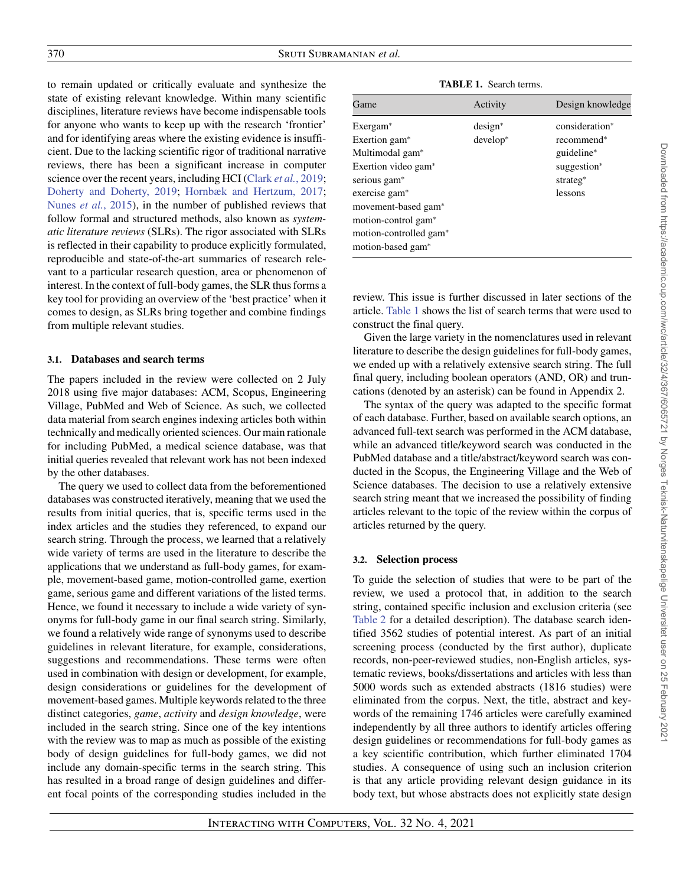to remain updated or critically evaluate and synthesize the state of existing relevant knowledge. Within many scientific disciplines, literature reviews have become indispensable tools for anyone who wants to keep up with the research 'frontier' and for identifying areas where the existing evidence is insufficient. Due to the lacking scientific rigor of traditional narrative reviews, there has been a significant increase in computer science over the recent years, including HCI (Clark *et al.*, 2019; Doherty and Doherty, 2019; Hornbæk and Hertzum, 2017; Nunes *et al.*, 2015), in the number of published reviews that follow formal and structured methods, also known as *systematic literature reviews* (SLRs). The rigor associated with SLRs is reflected in their capability to produce explicitly formulated, reproducible and state-of-the-art summaries of research relevant to a particular research question, area or phenomenon of interest. In the context of full-body games, the SLR thus forms a key tool for providing an overview of the 'best practice' when it comes to design, as SLRs bring together and combine findings from multiple relevant studies.

### 3.1. Databases and search terms

The papers included in the review were collected on 2 July 2018 using five major databases: ACM, Scopus, Engineering Village, PubMed and Web of Science. As such, we collected data material from search engines indexing articles both within technically and medically oriented sciences. Our main rationale for including PubMed, a medical science database, was that initial queries revealed that relevant work has not been indexed by the other databases.

The query we used to collect data from the beforementioned databases was constructed iteratively, meaning that we used the results from initial queries, that is, specific terms used in the index articles and the studies they referenced, to expand our search string. Through the process, we learned that a relatively wide variety of terms are used in the literature to describe the applications that we understand as full-body games, for example, movement-based game, motion-controlled game, exertion game, serious game and different variations of the listed terms. Hence, we found it necessary to include a wide variety of synonyms for full-body game in our final search string. Similarly, we found a relatively wide range of synonyms used to describe guidelines in relevant literature, for example, considerations, suggestions and recommendations. These terms were often used in combination with design or development, for example, design considerations or guidelines for the development of movement-based games. Multiple keywords related to the three distinct categories, *game*, *activity* and *design knowledge*, were included in the search string. Since one of the key intentions with the review was to map as much as possible of the existing body of design guidelines for full-body games, we did not include any domain-specific terms in the search string. This has resulted in a broad range of design guidelines and different focal points of the corresponding studies included in the review. This issue is further discussed in later sections of the article. Table 1 shows the list of search terms that were used to construct the final query.

**TABLE 1.** Search terms.

| Game | Activity | Design knowledge |
|---|---|---|
| Exergam* | design* | consideration* |
| Exertion gam* | develop* | recommend* |
| Multimodal gam* | | guideline* |
| Exertion video gam* | | suggestion* |
| serious gam* | | strateg* |
| exercise gam* | | lessons |
| movement-based gam* | | |
| motion-control gam* | | |
| motion-controlled gam* | | |
| motion-based gam* | | |

Given the large variety in the nomenclatures used in relevant literature to describe the design guidelines for full-body games, we ended up with a relatively extensive search string. The full final query, including boolean operators (AND, OR) and truncations (denoted by an asterisk) can be found in Appendix 2.

The syntax of the query was adapted to the specific format of each database. Further, based on available search options, an advanced full-text search was performed in the ACM database, while an advanced title/keyword search was conducted in the PubMed database and a title/abstract/keyword search was conducted in the Scopus, the Engineering Village and the Web of Science databases. The decision to use a relatively extensive search string meant that we increased the possibility of finding articles relevant to the topic of the review within the corpus of articles returned by the query.

### 3.2. Selection process

To guide the selection of studies that were to be part of the review, we used a protocol that, in addition to the search string, contained specific inclusion and exclusion criteria (see Table 2 for a detailed description). The database search identified 3562 studies of potential interest. As part of an initial screening process (conducted by the first author), duplicate records, non-peer-reviewed studies, non-English articles, systematic reviews, books/dissertations and articles with less than 5000 words such as extended abstracts (1816 studies) were eliminated from the corpus. Next, the title, abstract and keywords of the remaining 1746 articles were carefully examined independently by all three authors to identify articles offering design guidelines or recommendations for full-body games as a key scientific contribution, which further eliminated 1704 studies. A consequence of using such an inclusion criterion is that any article providing relevant design guidance in its body text, but whose abstracts does not explicitly state design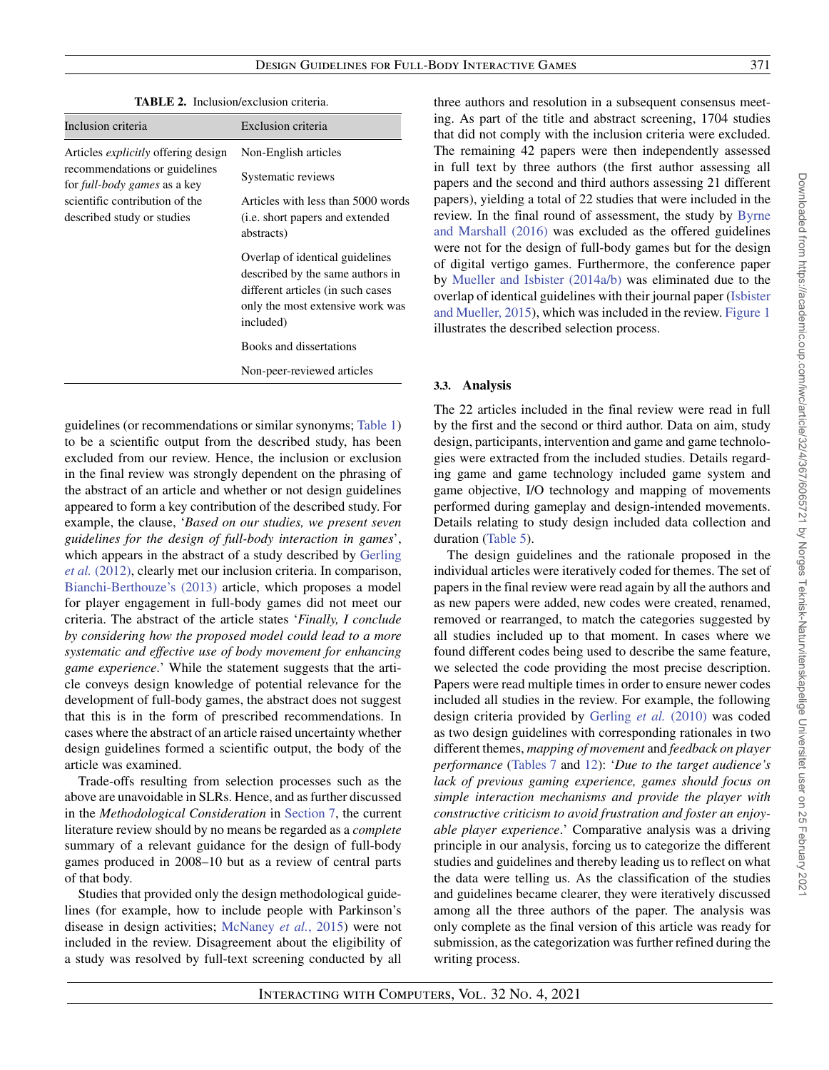**TABLE 2.** Inclusion/exclusion criteria.

| Inclusion criteria | Exclusion criteria |
|---|---|
| Articles *explicitly* offering design recommendations or guidelines for *full-body games* as a key scientific contribution of the described study or studies | Non-English articles |
| | Systematic reviews |
| | Articles with less than 5000 words (i.e. short papers and extended abstracts) |
| | Overlap of identical guidelines described by the same authors in different articles (in such cases only the most extensive work was included) |
| | Books and dissertations |
| | Non-peer-reviewed articles |

guidelines (or recommendations or similar synonyms; Table 1) to be a scientific output from the described study, has been excluded from our review. Hence, the inclusion or exclusion in the final review was strongly dependent on the phrasing of the abstract of an article and whether or not design guidelines appeared to form a key contribution of the described study. For example, the clause, '*Based on our studies, we present seven guidelines for the design of full-body interaction in games*', which appears in the abstract of a study described by Gerling *et al.* (2012), clearly met our inclusion criteria. In comparison, Bianchi-Berthouze's (2013) article, which proposes a model for player engagement in full-body games did not meet our criteria. The abstract of the article states '*Finally, I conclude by considering how the proposed model could lead to a more systematic and effective use of body movement for enhancing game experience*.' While the statement suggests that the article conveys design knowledge of potential relevance for the development of full-body games, the abstract does not suggest that this is in the form of prescribed recommendations. In cases where the abstract of an article raised uncertainty whether design guidelines formed a scientific output, the body of the article was examined.

Trade-offs resulting from selection processes such as the above are unavoidable in SLRs. Hence, and as further discussed in the *Methodological Consideration* in Section 7, the current literature review should by no means be regarded as a *complete* summary of a relevant guidance for the design of full-body games produced in 2008–10 but as a review of central parts of that body.

Studies that provided only the design methodological guidelines (for example, how to include people with Parkinson's disease in design activities; McNaney *et al.*, 2015) were not included in the review. Disagreement about the eligibility of a study was resolved by full-text screening conducted by all three authors and resolution in a subsequent consensus meeting. As part of the title and abstract screening, 1704 studies that did not comply with the inclusion criteria were excluded. The remaining 42 papers were then independently assessed in full text by three authors (the first author assessing all papers and the second and third authors assessing 21 different papers), yielding a total of 22 studies that were included in the review. In the final round of assessment, the study by Byrne and Marshall (2016) was excluded as the offered guidelines were not for the design of full-body games but for the design of digital vertigo games. Furthermore, the conference paper by Mueller and Isbister (2014a/b) was eliminated due to the overlap of identical guidelines with their journal paper (Isbister and Mueller, 2015), which was included in the review. Figure 1 illustrates the described selection process.

### 3.3. Analysis

The 22 articles included in the final review were read in full by the first and the second or third author. Data on aim, study design, participants, intervention and game and game technologies were extracted from the included studies. Details regarding game and game technology included game system and game objective, I/O technology and mapping of movements performed during gameplay and design-intended movements. Details relating to study design included data collection and duration (Table 5).

The design guidelines and the rationale proposed in the individual articles were iteratively coded for themes. The set of papers in the final review were read again by all the authors and as new papers were added, new codes were created, renamed, removed or rearranged, to match the categories suggested by all studies included up to that moment. In cases where we found different codes being used to describe the same feature, we selected the code providing the most precise description. Papers were read multiple times in order to ensure newer codes included all studies in the review. For example, the following design criteria provided by Gerling *et al.* (2010) was coded as two design guidelines with corresponding rationales in two different themes, *mapping of movement* and *feedback on player performance* (Tables 7 and 12): '*Due to the target audience's lack of previous gaming experience, games should focus on simple interaction mechanisms and provide the player with constructive criticism to avoid frustration and foster an enjoyable player experience*.' Comparative analysis was a driving principle in our analysis, forcing us to categorize the different studies and guidelines and thereby leading us to reflect on what the data were telling us. As the classification of the studies and guidelines became clearer, they were iteratively discussed among all the three authors of the paper. The analysis was only complete as the final version of this article was ready for submission, as the categorization was further refined during the writing process.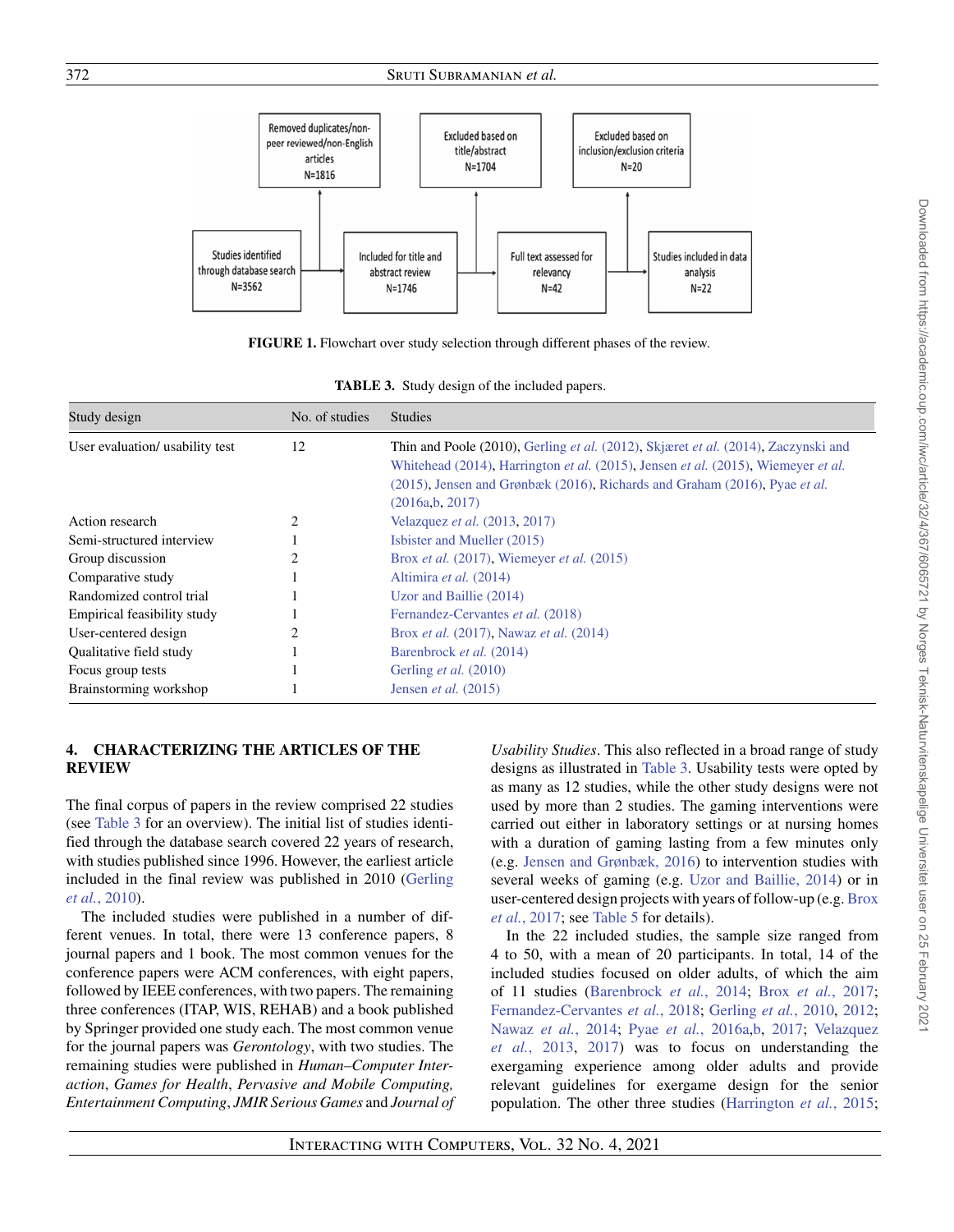FIGURE 1. Flowchart over study selection through different phases of the review.

TABLE 3. Study design of the included papers.

| Study design | No. of studies | Studies |
|---|---|---|
| User evaluation/ usability test | 12 | Thin and Poole (2010), Gerling *et al.* (2012), Skjæret *et al.* (2014), Zaczynski and Whitehead (2014), Harrington *et al.* (2015), Jensen *et al.* (2015), Wiemeyer *et al.* (2015), Jensen and Grønbæk (2016), Richards and Graham (2016), Pyae *et al.* (2016a,b, 2017) |
| Action research | 2 | Velazquez *et al.* (2013, 2017) |
| Semi-structured interview | 1 | Isbister and Mueller (2015) |
| Group discussion | 2 | Brox *et al.* (2017), Wiemeyer *et al.* (2015) |
| Comparative study | 1 | Altimira *et al.* (2014) |
| Randomized control trial | 1 | Uzor and Baillie (2014) |
| Empirical feasibility study | 1 | Fernandez-Cervantes *et al.* (2018) |
| User-centered design | 2 | Brox *et al.* (2017), Nawaz *et al.* (2014) |
| Qualitative field study | 1 | Barenbrock *et al.* (2014) |
| Focus group tests | 1 | Gerling *et al.* (2010) |
| Brainstorming workshop | 1 | Jensen *et al.* (2015) |

## 4. CHARACTERIZING THE ARTICLES OF THE REVIEW

The final corpus of papers in the review comprised 22 studies (see Table 3 for an overview). The initial list of studies identified through the database search covered 22 years of research, with studies published since 1996. However, the earliest article included in the final review was published in 2010 (Gerling *et al.*, 2010).

The included studies were published in a number of different venues. In total, there were 13 conference papers, 8 journal papers and 1 book. The most common venues for the conference papers were ACM conferences, with eight papers, followed by IEEE conferences, with two papers. The remaining three conferences (ITAP, WIS, REHAB) and a book published by Springer provided one study each. The most common venue for the journal papers was *Gerontology*, with two studies. The remaining studies were published in *Human–Computer Interaction*, *Games for Health*, *Pervasive and Mobile Computing, Entertainment Computing*, *JMIR Serious Games* and *Journal of Usability Studies*. This also reflected in a broad range of study designs as illustrated in Table 3. Usability tests were opted by as many as 12 studies, while the other study designs were not used by more than 2 studies. The gaming interventions were carried out either in laboratory settings or at nursing homes with a duration of gaming lasting from a few minutes only (e.g. Jensen and Grønbæk, 2016) to intervention studies with several weeks of gaming (e.g. Uzor and Baillie, 2014) or in user-centered design projects with years of follow-up (e.g. Brox *et al.*, 2017; see Table 5 for details).

In the 22 included studies, the sample size ranged from 4 to 50, with a mean of 20 participants. In total, 14 of the included studies focused on older adults, of which the aim of 11 studies (Barenbrock *et al.*, 2014; Brox *et al.*, 2017; Fernandez-Cervantes *et al.*, 2018; Gerling *et al.*, 2010, 2012; Nawaz *et al.*, 2014; Pyae *et al.*, 2016a,b, 2017; Velazquez *et al.*, 2013, 2017) was to focus on understanding the exergaming experience among older adults and provide relevant guidelines for exergame design for the senior population. The other three studies (Harrington *et al.*, 2015;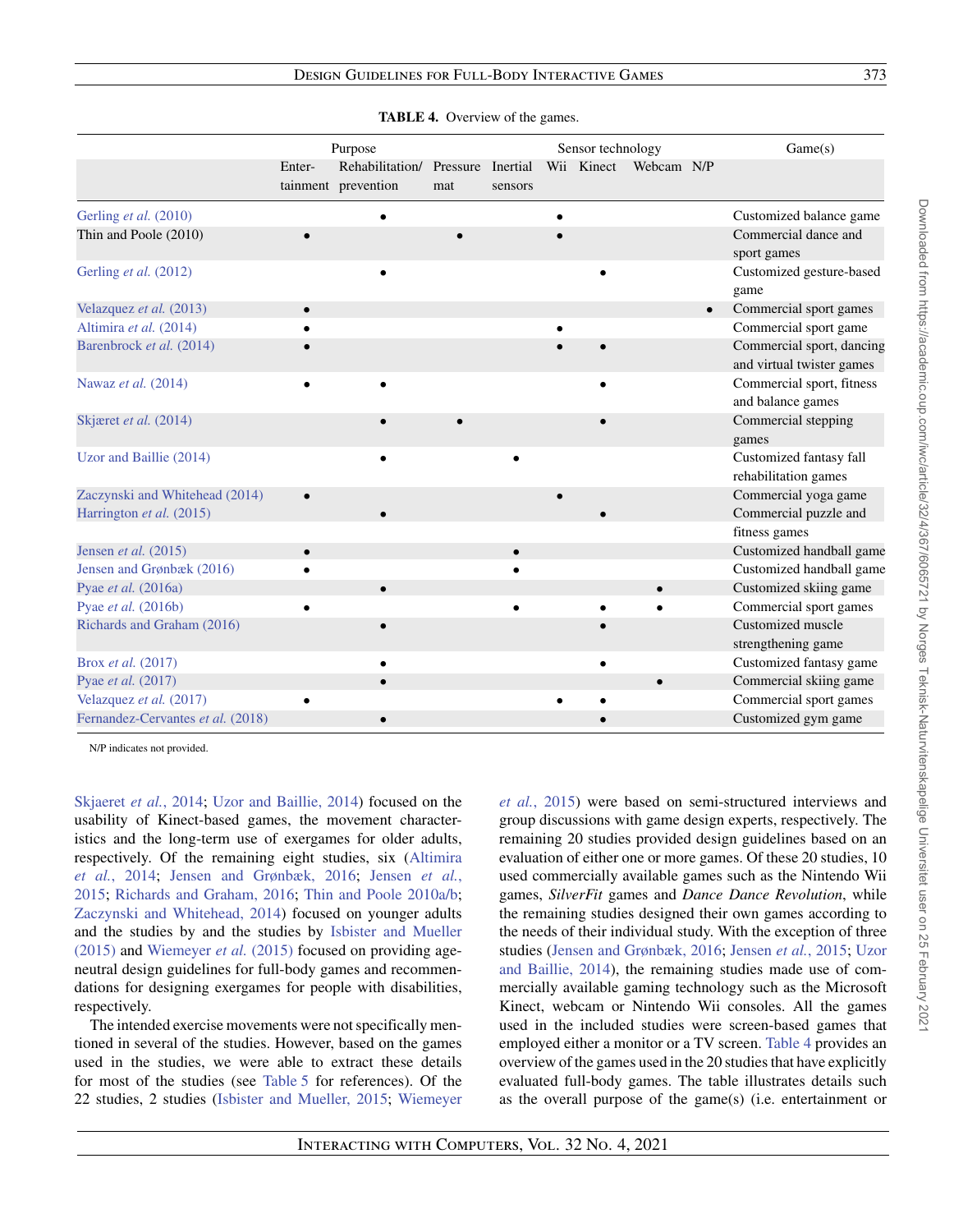**TABLE 4.** Overview of the games.

| | Purpose | | Sensor technology | | | | | | Game(s) |
|---|---|---|---|---|---|---|---|---|---|
| | Entertainment | Rehabilitation/ prevention | Pressure mat | Inertial sensors | Wii | Kinect | Webcam | N/P | |
| Gerling *et al.* (2010) | | • | | | • | | | | Customized balance game |
| Thin and Poole (2010) | • | | • | | • | | | | Commercial dance and sport games |
| Gerling *et al.* (2012) | | • | | | | • | | | Customized gesture-based game |
| Velazquez *et al.* (2013) | • | | | | | | | • | Commercial sport games |
| Altimira *et al.* (2014) | • | | | | • | | | | Commercial sport game |
| Barenbrock *et al.* (2014) | • | | | | • | • | | | Commercial sport, dancing and virtual twister games |
| Nawaz *et al.* (2014) | • | • | | | | • | | | Commercial sport, fitness and balance games |
| Skjæret *et al.* (2014) | | • | • | | | • | | | Commercial stepping games |
| Uzor and Baillie (2014) | | • | | • | | | | | Customized fantasy fall rehabilitation games |
| Zaczynski and Whitehead (2014) | • | | | | • | | | | Commercial yoga game |
| Harrington *et al.* (2015) | | • | | | | • | | | Commercial puzzle and fitness games |
| Jensen *et al.* (2015) | • | | | • | | | | | Customized handball game |
| Jensen and Grønbæk (2016) | • | | | • | | | | | Customized handball game |
| Pyae *et al.* (2016a) | | • | | | | | • | | Customized skiing game |
| Pyae *et al.* (2016b) | • | | | • | | • | • | | Commercial sport games |
| Richards and Graham (2016) | | • | | | | • | | | Customized muscle strengthening game |
| Brox *et al.* (2017) | | • | | | | • | | | Customized fantasy game |
| Pyae *et al.* (2017) | | • | | | | | • | | Commercial skiing game |
| Velazquez *et al.* (2017) | • | | | | • | • | | | Commercial sport games |
| Fernandez-Cervantes *et al.* (2018) | | • | | | | • | | | Customized gym game |

N/P indicates not provided.

Skjaeret *et al.*, 2014; Uzor and Baillie, 2014) focused on the usability of Kinect-based games, the movement characteristics and the long-term use of exergames for older adults, respectively. Of the remaining eight studies, six (Altimira *et al.*, 2014; Jensen and Grønbæk, 2016; Jensen *et al.*, 2015; Richards and Graham, 2016; Thin and Poole 2010a/b; Zaczynski and Whitehead, 2014) focused on younger adults and the studies by and the studies by Isbister and Mueller (2015) and Wiemeyer *et al.* (2015) focused on providing age-neutral design guidelines for full-body games and recommendations for designing exergames for people with disabilities, respectively.

The intended exercise movements were not specifically mentioned in several of the studies. However, based on the games used in the studies, we were able to extract these details for most of the studies (see Table 5 for references). Of the 22 studies, 2 studies (Isbister and Mueller, 2015; Wiemeyer *et al.*, 2015) were based on semi-structured interviews and group discussions with game design experts, respectively. The remaining 20 studies provided design guidelines based on an evaluation of either one or more games. Of these 20 studies, 10 used commercially available games such as the Nintendo Wii games, *SilverFit* games and *Dance Dance Revolution*, while the remaining studies designed their own games according to the needs of their individual study. With the exception of three studies (Jensen and Grønbæk, 2016; Jensen *et al.*, 2015; Uzor and Baillie, 2014), the remaining studies made use of commercially available gaming technology such as the Microsoft Kinect, webcam or Nintendo Wii consoles. All the games used in the included studies were screen-based games that employed either a monitor or a TV screen. Table 4 provides an overview of the games used in the 20 studies that have explicitly evaluated full-body games. The table illustrates details such as the overall purpose of the game(s) (i.e. entertainment or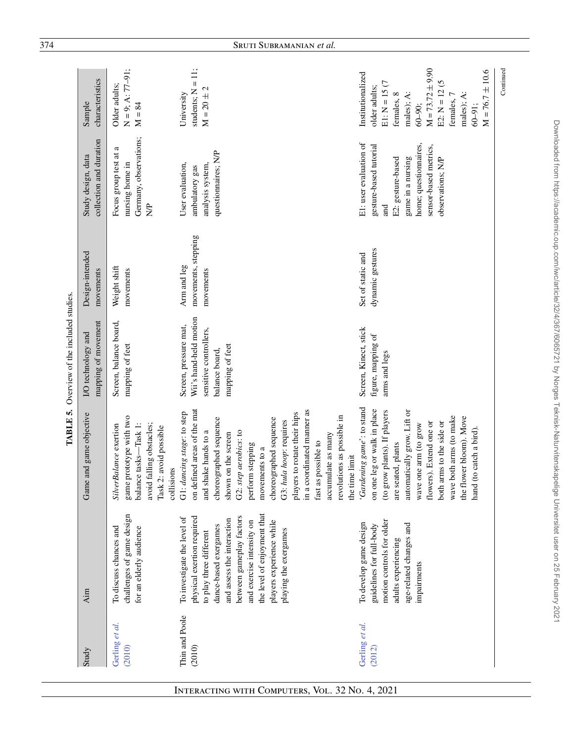**TABLE 5.** Overview of the included studies.

| Study | Aim | Game and game objective | I/O technology and mapping of movement | Design-intended movements | Study design, data collection and duration | Sample characteristics |
|---|---|---|---|---|---|---|
| Gerling *et al.* (2010) | To discuss chances and challenges of game design for an elderly audience | *SilverBalance* exertion game prototype with two balance tasks—Task 1: avoid falling obstacles; Task 2: avoid possible collisions | Screen, balance board, mapping of feet | Weight shift movements | Focus group test at a nursing home in Germany, observations; N/P | Older adults; N = 9; A: 77–91; M = 84 |
| Thin and Poole (2010) | To investigate the level of physical exertion required to play three different dance-based exergames and assess the interaction between gameplay factors and exercise intensity on the level of enjoyment that players experience while playing the exergames | G1: *dancing stage*: to step on defined areas of the mat and shake hands to a choreographed sequence shown on the screen G2: *step aerobics*: to perform stepping movements to a choreographed sequence G3: *hula hoop*: requires players to rotate their hips in a coordinated manner as fast as possible to accumulate as many revolutions as possible in the time limit | Screen, pressure mat, Wii's hand-held motion sensitive controllers, balance board, mapping of feet | Arm and leg movements, stepping movements | User evaluation, ambulatory gas analysis system, questionnaires; N/P | University students; N = 11; M = 20 ± 2 |
| Gerling *et al.* (2012) | To develop game design guidelines for full-body motion controls for older adults experiencing age-related changes and impairments | '*Gardening game*': to stand on one leg or walk in place (to grow plants). If players are seated, plants automatically grow. Lift or wave one arm (to grow flowers). Extend one or both arms to the side or wave both arms (to make the flower bloom). Move hand (to catch a bird). | Screen, Kinect, stick figure, mapping of arms and legs | Set of static and dynamic gestures | E1: user evaluation of gesture-based tutorial and E2: gesture-based game in a nursing home; questionnaires, sensor-based metrics, observations; N/P | Institutionalized older adults; E1: N = 15 (7 females, 8 males); A: 60–90; M = 73.72 ± 9.90 E2: N = 12 (5 females, 7 males); A: 60–91; M = 76.7 ± 10.6 |

Continued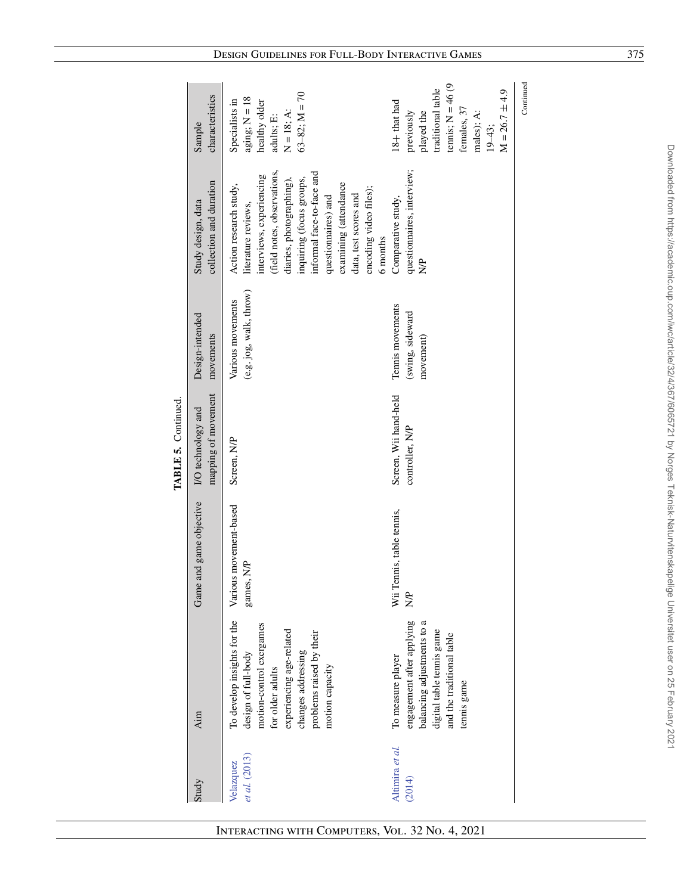**TABLE 5.** Continued.

| Study | Aim | Game and game objective | I/O technology and mapping of movement | Design-intended movements | Study design, data collection and duration | Sample characteristics |
|---|---|---|---|---|---|---|
| Velazquez *et al.* (2013) | To develop insights for the design of full-body motion-control exergames for older adults experiencing age-related changes addressing problems raised by their motion capacity | Various movement-based games, N/P | Screen, N/P | Various movements (e.g. jog, walk, throw) | Action research study, literature reviews, interviews, experiencing (field notes, observations, diaries, photographing), inquiring (focus groups, informal face-to-face and questionnaires) and examining (attendance data, test scores and encoding video files); 6 months | Specialists in aging; N = 18 healthy older adults; E: N = 18; A: 63–82; M = 70 |
| Altimira *et al.* (2014) | To measure player engagement after applying balancing adjustments to a digital table tennis game and the traditional table tennis game | Wii Tennis, table tennis, N/P | Screen, Wii hand-held controller, N/P | Tennis movements (swing, sideward movement) | Comparative study, questionnaires, interview; N/P | 18+ that had previously played the traditional table tennis; N = 46 (9 females, 37 males); A: 19–43; M = 26.7 ± 4.9 |

Continued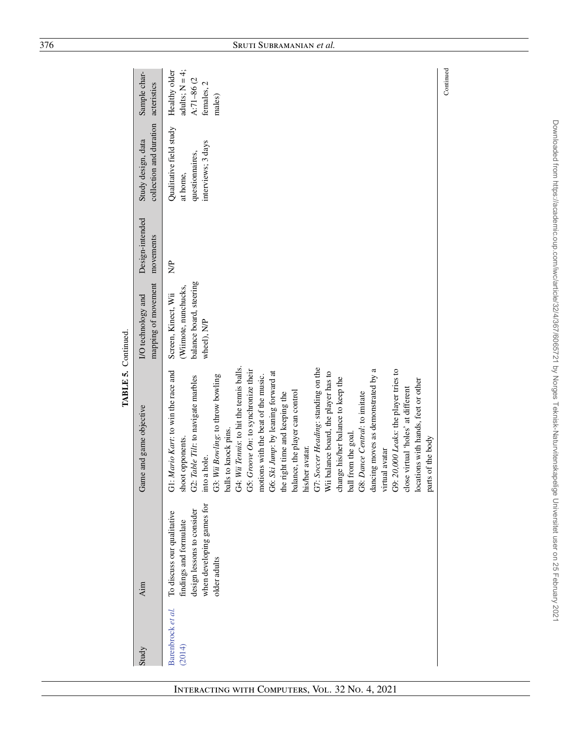**TABLE 5.** Continued.

| Study | Aim | Game and game objective | I/O technology and mapping of movement | Design-intended movements | Study design, data collection and duration | Sample characteristics |
|---|---|---|---|---|---|---|
| Barenbrock *et al.* (2014) | To discuss our qualitative findings and formulate design lessons to consider when developing games for older adults | G1: *Mario Kart*: to win the race and shoot opponents. G2: *Table Tilt*: to navigate marbles into a hole. G3: *Wii Bowling*: to throw bowling balls to knock pins. G4: *Wii Tennis*: to hit the tennis balls. G5: *Groove On*: to synchronize their motions with the beat of the music. G6: *Ski Jump*: by leaning forward at the right time and keeping the balance, the player can control his/her avatar. G7: *Soccer Heading*: standing on the Wii balance board, the player has to change his/her balance to keep the ball from the goal. G8: *Dance Central*: to imitate dancing moves as demonstrated by a virtual avatar G9: *20,000 Leaks*: the player tries to close virtual 'holes' at different locations with hands, feet or other parts of the body | Screen, Kinect, Wii (Wiimote, nunchucks, balance board, steering wheel), N/P | N/P | Qualitative field study at home, questionnaires, interviews; 3 days | Healthy older adults; N = 4; A:71–86 (2 females, 2 males) |

Continued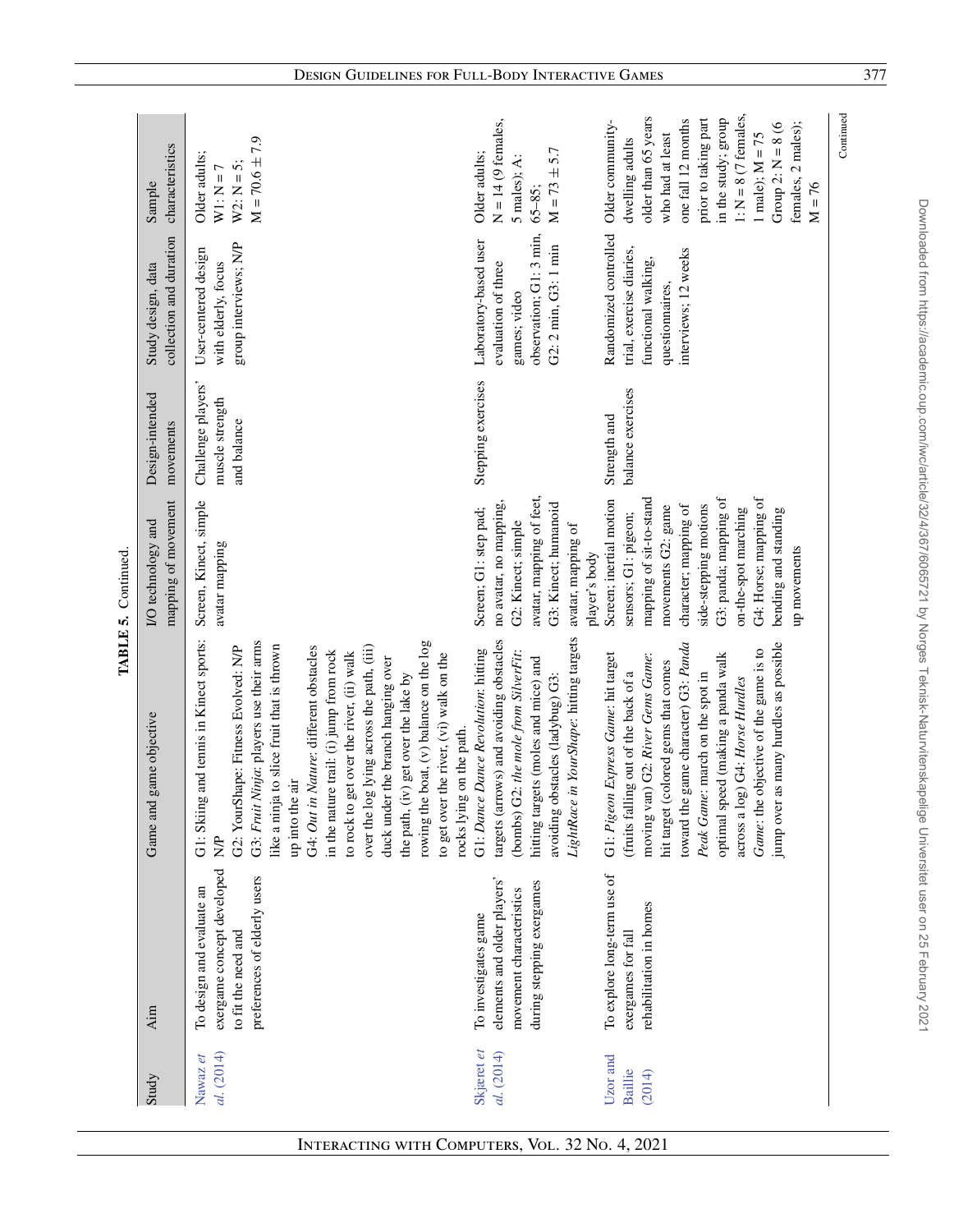**TABLE 5.** Continued.

| Study | Aim | Game and game objective | I/O technology and mapping of movement | Design-intended movements | Study design, data collection and duration | Sample characteristics |
|---|---|---|---|---|---|---|
| Nawaz *et al.* (2014) | To design and evaluate an exergame concept developed to fit the need and preferences of elderly users | G1: Skiing and tennis in Kinect sports: N/P G2: YourShape: Fitness Evolved: N/P G3: *Fruit Ninja*: players use their arms like a ninja to slice fruit that is thrown up into the air G4: *Out in Nature*: different obstacles in the nature trail: (i) jump from rock to rock to get over the river, (ii) walk over the log lying across the path, (iii) duck under the branch hanging over the path, (iv) get over the lake by rowing the boat, (v) balance on the log to get over the river, (vi) walk on the rocks lying on the path. | Screen, Kinect, simple avatar mapping | Challenge players' muscle strength and balance | User-centered design with elderly, focus group interviews; N/P | Older adults; W1: N = 7 W2: N = 5; M = 70.6 ± 7.9 |
| Skjæret *et al.* (2014) | To investigates game elements and older players' movement characteristics during stepping exergames | G1: *Dance Dance Revolution*: hitting targets (arrows) and avoiding obstacles (bombs) G2: *the mole from SilverFit*: hitting targets (moles and mice) and avoiding obstacles (ladybug) G3: *LightRace in YourShape*: hitting targets | Screen; G1: step pad; no avatar, no mapping, G2: Kinect; simple avatar, mapping of feet, G3: Kinect; humanoid avatar, mapping of player's body | Stepping exercises | Laboratory-based user evaluation of three games; video observation; G1: 3 min, G2: 2 min, G3: 1 min | Older adults; N = 14 (9 females, 5 males); A: 65–85; M = 73 ± 5.7 |
| Uzor and Baillie (2014) | To explore long-term use of exergames for fall rehabilitation in homes | G1: *Pigeon Express Game*: hit target (fruits falling out of the back of a moving van) G2: *River Gems Game*: hit target (colored gems that comes toward the game character) G3: *Panda Peak Game*: march on the spot in optimal speed (making a panda walk across a log) G4: *Horse Hurdles Game*: the objective of the game is to jump over as many hurdles as possible | Screen; inertial motion sensors; G1: pigeon; mapping of sit-to-stand movements G2: game character; mapping of side-stepping motions G3: panda; mapping of on-the-spot marching G4: Horse; mapping of bending and standing up movements | Strength and balance exercises | Randomized controlled trial, exercise diaries, functional walking, questionnaires, interviews; 12 weeks | Older community-dwelling adults older than 65 years who had at least one fall 12 months prior to taking part in the study; group 1: N = 8 (7 females, 1 male); M = 75 Group 2: N = 8 (6 females, 2 males); M = 76 |

Continued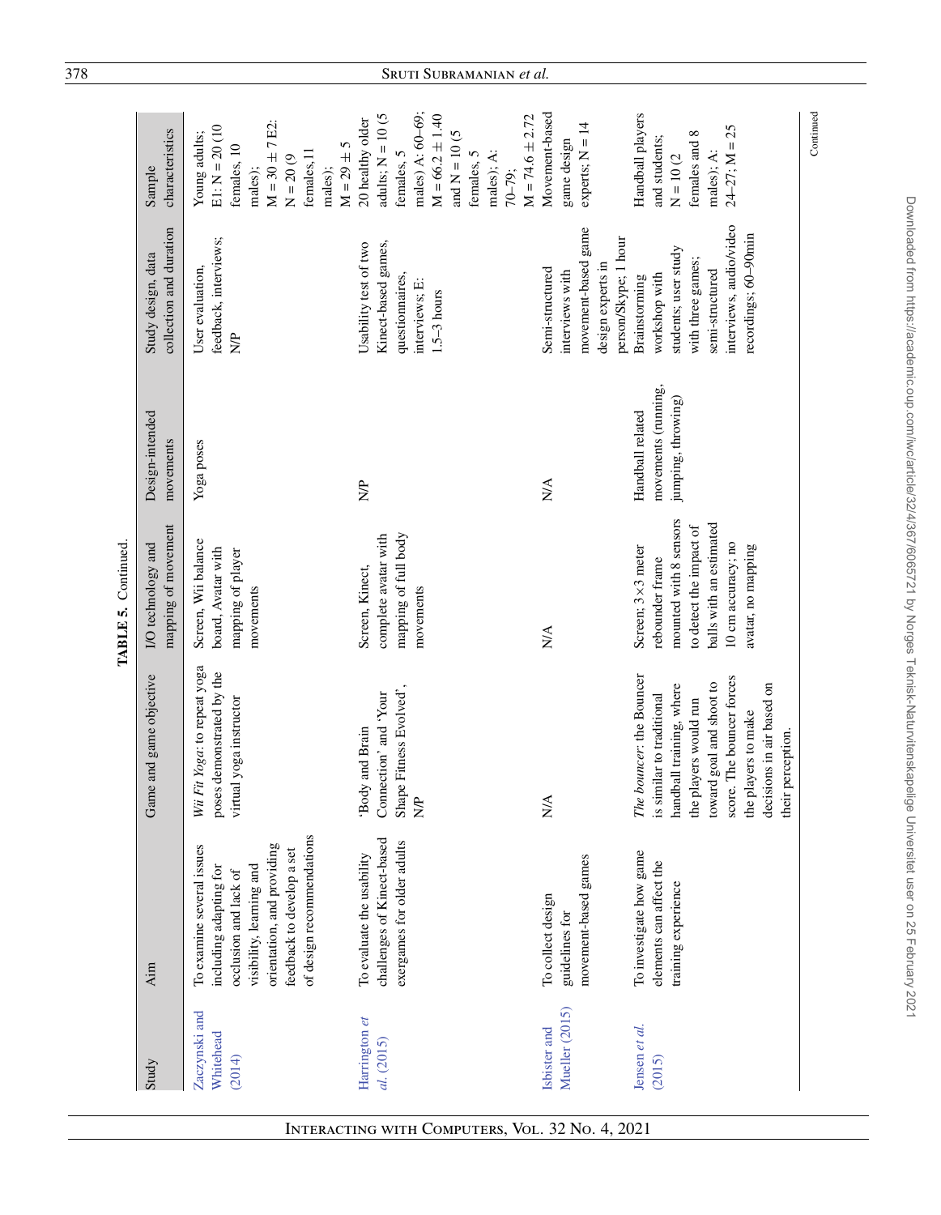**TABLE 5.** Continued.

| Study | Aim | Game and game objective | I/O technology and mapping of movement | Design-intended movements | Study design, data collection and duration | Sample characteristics |
|---|---|---|---|---|---|---|
| Zaczynski and Whitehead (2014) | To examine several issues including adapting for occlusion and lack of visibility, learning and orientation, and providing feedback to develop a set of design recommendations | *Wii Fit Yoga*: to repeat yoga poses demonstrated by the virtual yoga instructor | Screen, Wii balance board, Avatar with mapping of player movements | Yoga poses | User evaluation, feedback, interviews; N/P | Young adults; E1: N = 20 (10 females, 10 males); M = 30 ± 7 E2: N = 20 (9 females, 11 males); M = 29 ± 5 |
| Harrington *et al.* (2015) | To evaluate the usability challenges of Kinect-based exergames for older adults | 'Body and Brain Connection' and 'Your Shape Fitness Evolved', N/P | Screen, Kinect, complete avatar with mapping of full body movements | N/P | Usability test of two Kinect-based games, questionnaires, interviews; E: 1.5–3 hours | 20 healthy older adults; N = 10 (5 females, 5 males) A: 60–69; M = 66.2 ± 1.40 and N = 10 (5 females, 5 males); A: 70–79; M = 74.6 ± 2.72 |
| Isbister and Mueller (2015) | To collect design guidelines for movement-based games | N/A | N/A | N/A | Semi-structured interviews with movement-based game design experts in person/Skype; 1 hour | Movement-based game design experts; N = 14 |
| Jensen *et al.* (2015) | To investigate how game elements can affect the training experience | *The bouncer*: the Bouncer is similar to traditional handball training, where the players would run toward goal and shoot to score. The bouncer forces the players to make decisions in air based on their perception. | Screen; 3×3 meter rebounder frame mounted with 8 sensors to detect the impact of balls with an estimated 10 cm accuracy; no avatar, no mapping | Handball related movements (running, jumping, throwing) | Brainstorming workshop with students; user study with three games; semi-structured interviews, audio/video recordings; 60–90min | Handball players and students; N = 10 (2 females and 8 males); A: 24–27; M = 25 |

Continued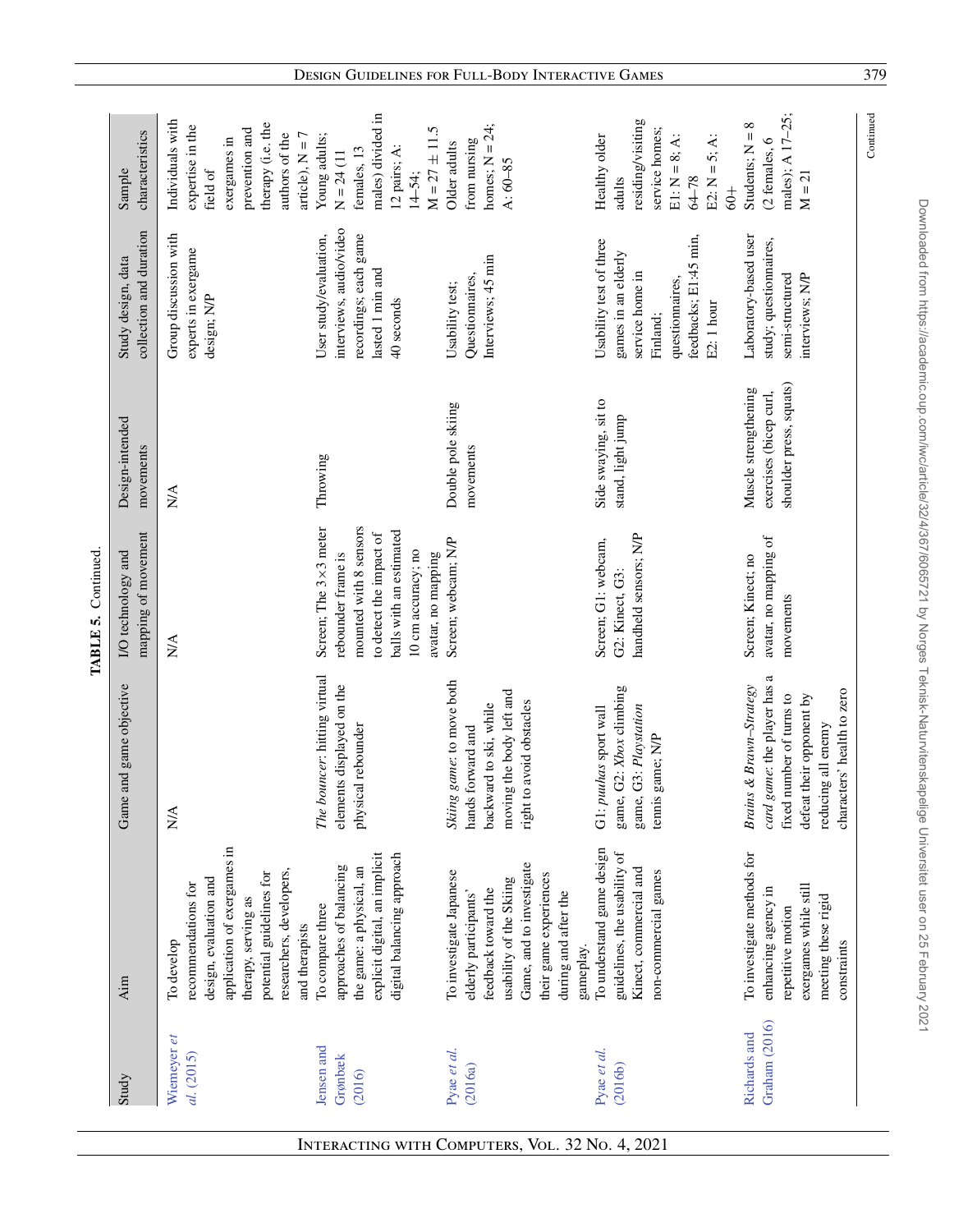**TABLE 5.** Continued.

| Study | Aim | Game and game objective | I/O technology and mapping of movement | Design-intended movements | Study design, data collection and duration | Sample characteristics |
|---|---|---|---|---|---|---|
| Wiemeyer *et al.* (2015) | To develop recommendations for design, evaluation and application of exergames in therapy, serving as potential guidelines for researchers, developers, and therapists | N/A | N/A | N/A | Group discussion with experts in exergame design; N/P | Individuals with expertise in the field of exergames in prevention and therapy (i.e. the authors of the article), N = 7 |
| Jensen and Grønbæk (2016) | To compare three approaches of balancing the game: a physical, an explicit digital, an implicit digital balancing approach | *The bouncer*: hitting virtual elements displayed on the physical rebounder | Screen; The 3×3 meter rebounder frame is mounted with 8 sensors to detect the impact of balls with an estimated 10 cm accuracy; no avatar, no mapping | Throwing | User study/evaluation, interviews, audio/video recordings; each game lasted 1 min and 40 seconds | Young adults; N = 24 (11 females, 13 males) divided in 12 pairs; A: 14–54; M = 27 ± 11.5 |
| Pyae *et al.* (2016a) | To investigate Japanese elderly participants' feedback toward the usability of the Skiing Game, and to investigate their game experiences during and after the gameplay. | *Skiing game*: to move both hands forward and backward to ski, while moving the body left and right to avoid obstacles | Screen; webcam; N/P | Double pole skiing movements | Usability test; Questionnaires, Interviews; 45 min | Older adults from nursing homes; N = 24; A: 60–85 |
| Pyae *et al.* (2016b) | To understand game design guidelines, the usability of Kinect, commercial and non-commercial games | G1: *puuhas* sport wall game, G2: *Xbox climbing* game, G3: *Playstation* tennis game; N/P | Screen; G1: webcam, G2: Kinect, G3: handheld sensors; N/P | Side swaying, sit to stand, light jump | Usability test of three games in an elderly service home in Finland; questionnaires, feedbacks; E1:45 min, E2: 1 hour | Healthy older adults residing/visiting service homes; E1: N = 8; A: 64–78 E2: N = 5; A: 60+ |
| Richards and Graham (2016) | To investigate methods for enhancing agency in repetitive motion exergames while still meeting these rigid constraints | *Brains & Brawn–Strategy card game*: the player has a fixed number of turns to defeat their opponent by reducing all enemy characters' health to zero | Screen; Kinect; no avatar, no mapping of movements | Muscle strengthening exercises (bicep curl, shoulder press, squats) | Laboratory-based user study; questionnaires, semi-structured interviews; N/P | Students; N = 8 (2 females, 6 males); A 17–25; M = 21 |

Continued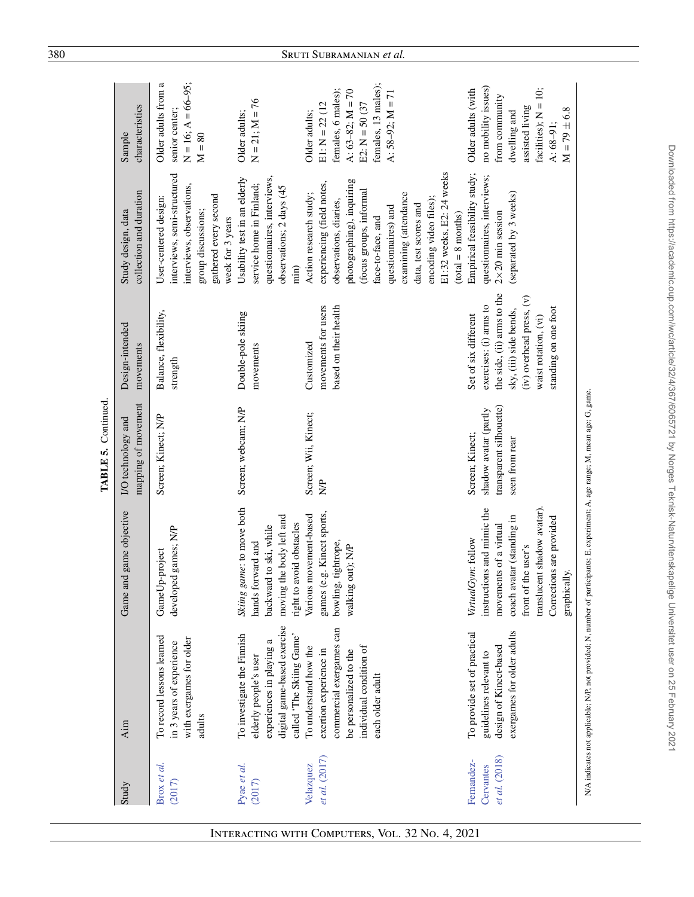**TABLE 5.** Continued.

| Study | Aim | Game and game objective | I/O technology and mapping of movement | Design-intended movements | Study design, data collection and duration | Sample characteristics |
|---|---|---|---|---|---|---|
| Brox *et al.* (2017) | To record lessons learned in 3 years of experience with exergames for older adults | GameUp-project developed games; N/P | Screen; Kinect; N/P | Balance, flexibility, strength | User-centered design: interviews, semi-structured interviews, observations, group discussions; gathered every second week for 3 years | Older adults from a senior center; N = 16; A = 66–95; M = 80 |
| Pyae *et al.* (2017) | To investigate the Finnish elderly people's user experiences in playing a digital game-based exercise called 'The Skiing Game' | *Skiing game*: to move both hands forward and backward to ski, while moving the body left and right to avoid obstacles | Screen; webcam; N/P | Double-pole skiing movements | Usability test in an elderly service home in Finland; questionnaires, interviews, observations; 2 days (45 min) | Older adults; N = 21; M = 76 |
| Velazquez *et al.* (2017) | To understand how the exertion experience in commercial exergames can be personalized to the individual condition of each older adult | Various movement-based games (e.g. Kinect sports, bowling, tightrope, walking out); N/P | Screen; Wii, Kinect; N/P | Customized movements for users based on their health | Action research study; experiencing (field notes, observations, diaries, photographing), inquiring (focus groups, informal face-to-face, and questionnaires) and examining (attendance data, test scores and encoding video files); E1:32 weeks, E2: 24 weeks (total = 8 months) | Older adults; E1: N = 22 (12 females, 6 males); A: 63–82; M = 70 E2: N = 50 (37 females, 13 males); A: 58–92; M = 71 |
| Fernandez-Cervantes *et al.* (2018) | To provide set of practical guidelines relevant to design of Kinect-based exergames for older adults | *VirtualGym*: follow instructions and mimic the movements of a virtual coach avatar (standing in front of the user's translucent shadow avatar). Corrections are provided graphically. | Screen; Kinect; shadow avatar (partly transparent silhouette) seen from rear | Set of six different exercises: (i) arms to the side, (ii) arms to the sky, (iii) side bends, (iv) overhead press, (v) waist rotation, (vi) standing on one foot | Empirical feasibility study; questionnaires, interviews; 2×20 min session (separated by 3 weeks) | Older adults (with no mobility issues) from community dwelling and assisted living facilities); N = 10; A: 68–91; M = 79 ± 6.8 |

N/A indicates not applicable; N/P, not provided; N, number of participants; E, experiment; A, age range; M, mean age; G, game.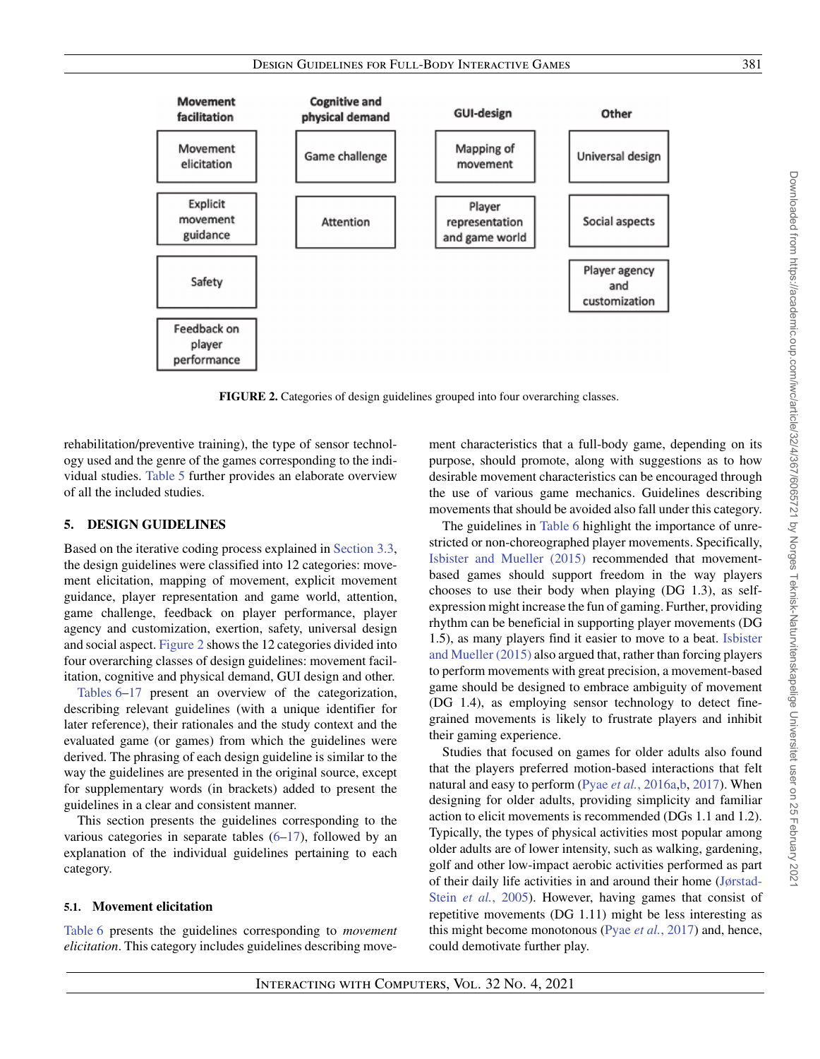| Movement facilitation | Cognitive and physical demand | GUI-design | Other |
|---|---|---|---|
| Movement elicitation | Game challenge | Mapping of movement | Universal design |
| Explicit movement guidance | Attention | Player representation and game world | Social aspects |
| Safety | | | Player agency and customization |
| Feedback on player performance | | | |

**FIGURE 2.** Categories of design guidelines grouped into four overarching classes.

rehabilitation/preventive training), the type of sensor technology used and the genre of the games corresponding to the individual studies. Table 5 further provides an elaborate overview of all the included studies.

## 5. DESIGN GUIDELINES

Based on the iterative coding process explained in Section 3.3, the design guidelines were classified into 12 categories: movement elicitation, mapping of movement, explicit movement guidance, player representation and game world, attention, game challenge, feedback on player performance, player agency and customization, exertion, safety, universal design and social aspect. Figure 2 shows the 12 categories divided into four overarching classes of design guidelines: movement facilitation, cognitive and physical demand, GUI design and other.

Tables 6–17 present an overview of the categorization, describing relevant guidelines (with a unique identifier for later reference), their rationales and the study context and the evaluated game (or games) from which the guidelines were derived. The phrasing of each design guideline is similar to the way the guidelines are presented in the original source, except for supplementary words (in brackets) added to present the guidelines in a clear and consistent manner.

This section presents the guidelines corresponding to the various categories in separate tables (6–17), followed by an explanation of the individual guidelines pertaining to each category.

### 5.1. Movement elicitation

Table 6 presents the guidelines corresponding to *movement elicitation*. This category includes guidelines describing movement characteristics that a full-body game, depending on its purpose, should promote, along with suggestions as to how desirable movement characteristics can be encouraged through the use of various game mechanics. Guidelines describing movements that should be avoided also fall under this category.

The guidelines in Table 6 highlight the importance of unrestricted or non-choreographed player movements. Specifically, Isbister and Mueller (2015) recommended that movement-based games should support freedom in the way players chooses to use their body when playing (DG 1.3), as self-expression might increase the fun of gaming. Further, providing rhythm can be beneficial in supporting player movements (DG 1.5), as many players find it easier to move to a beat. Isbister and Mueller (2015) also argued that, rather than forcing players to perform movements with great precision, a movement-based game should be designed to embrace ambiguity of movement (DG 1.4), as employing sensor technology to detect fine-grained movements is likely to frustrate players and inhibit their gaming experience.

Studies that focused on games for older adults also found that the players preferred motion-based interactions that felt natural and easy to perform (Pyae *et al.*, 2016a,b, 2017). When designing for older adults, providing simplicity and familiar action to elicit movements is recommended (DGs 1.1 and 1.2). Typically, the types of physical activities most popular among older adults are of lower intensity, such as walking, gardening, golf and other low-impact aerobic activities performed as part of their daily life activities in and around their home (Jørstad-Stein *et al.*, 2005). However, having games that consist of repetitive movements (DG 1.11) might be less interesting as this might become monotonous (Pyae *et al.*, 2017) and, hence, could demotivate further play.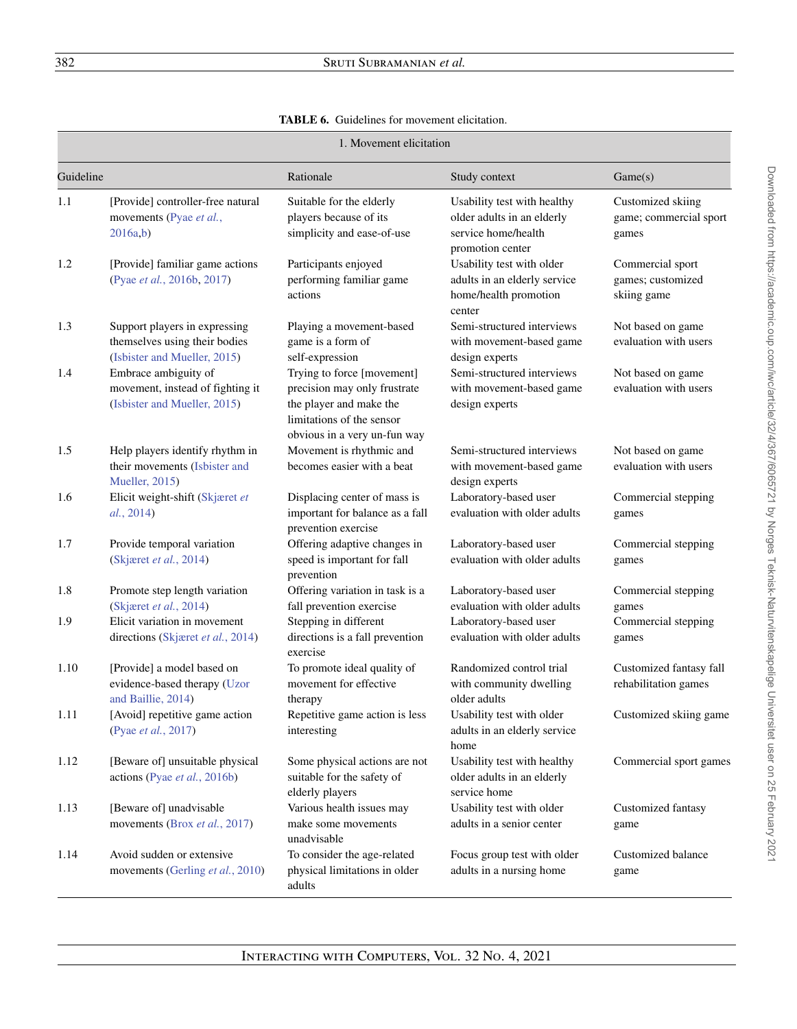**TABLE 6.** Guidelines for movement elicitation.

| 1. Movement elicitation | | | | |
|---|---|---|---|---|
| Guideline | | Rationale | Study context | Game(s) |
| 1.1 | [Provide] controller-free natural movements (Pyae *et al.*, 2016a,b) | Suitable for the elderly players because of its simplicity and ease-of-use | Usability test with healthy older adults in an elderly service home/health promotion center | Customized skiing game; commercial sport games |
| 1.2 | [Provide] familiar game actions (Pyae *et al.*, 2016b, 2017) | Participants enjoyed performing familiar game actions | Usability test with older adults in an elderly service home/health promotion center | Commercial sport games; customized skiing game |
| 1.3 | Support players in expressing themselves using their bodies (Isbister and Mueller, 2015) | Playing a movement-based game is a form of self-expression | Semi-structured interviews with movement-based game design experts | Not based on game evaluation with users |
| 1.4 | Embrace ambiguity of movement, instead of fighting it (Isbister and Mueller, 2015) | Trying to force [movement] precision may only frustrate the player and make the limitations of the sensor obvious in a very un-fun way | Semi-structured interviews with movement-based game design experts | Not based on game evaluation with users |
| 1.5 | Help players identify rhythm in their movements (Isbister and Mueller, 2015) | Movement is rhythmic and becomes easier with a beat | Semi-structured interviews with movement-based game design experts | Not based on game evaluation with users |
| 1.6 | Elicit weight-shift (Skjæret *et al.*, 2014) | Displacing center of mass is important for balance as a fall prevention exercise | Laboratory-based user evaluation with older adults | Commercial stepping games |
| 1.7 | Provide temporal variation (Skjæret *et al.*, 2014) | Offering adaptive changes in speed is important for fall prevention | Laboratory-based user evaluation with older adults | Commercial stepping games |
| 1.8 | Promote step length variation (Skjæret *et al.*, 2014) | Offering variation in task is a fall prevention exercise | Laboratory-based user evaluation with older adults | Commercial stepping games |
| 1.9 | Elicit variation in movement directions (Skjæret *et al.*, 2014) | Stepping in different directions is a fall prevention exercise | Laboratory-based user evaluation with older adults | Commercial stepping games |
| 1.10 | [Provide] a model based on evidence-based therapy (Uzor and Baillie, 2014) | To promote ideal quality of movement for effective therapy | Randomized control trial with community dwelling older adults | Customized fantasy fall rehabilitation games |
| 1.11 | [Avoid] repetitive game action (Pyae *et al.*, 2017) | Repetitive game action is less interesting | Usability test with older adults in an elderly service home | Customized skiing game |
| 1.12 | [Beware of] unsuitable physical actions (Pyae *et al.*, 2016b) | Some physical actions are not suitable for the safety of elderly players | Usability test with healthy older adults in an elderly service home | Commercial sport games |
| 1.13 | [Beware of] unadvisable movements (Brox *et al.*, 2017) | Various health issues may make some movements unadvisable | Usability test with older adults in a senior center | Customized fantasy game |
| 1.14 | Avoid sudden or extensive movements (Gerling *et al.*, 2010) | To consider the age-related physical limitations in older adults | Focus group test with older adults in a nursing home | Customized balance game |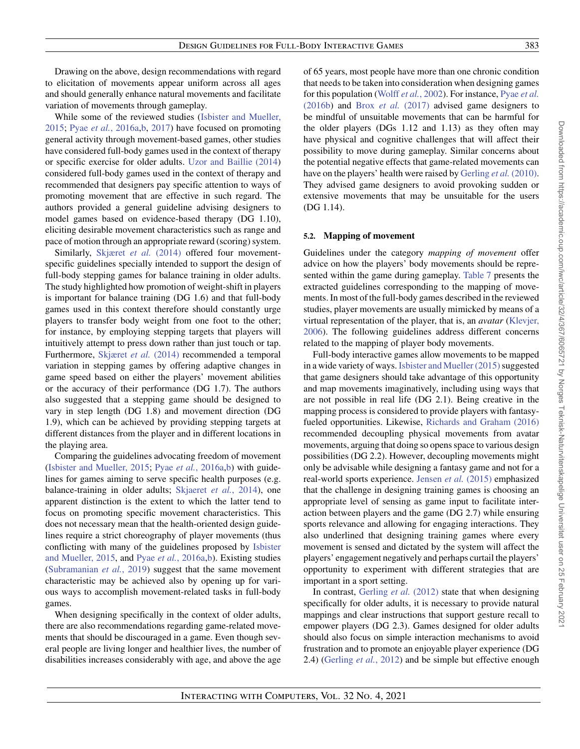Drawing on the above, design recommendations with regard to elicitation of movements appear uniform across all ages and should generally enhance natural movements and facilitate variation of movements through gameplay.

While some of the reviewed studies (Isbister and Mueller, 2015; Pyae *et al.*, 2016a,b, 2017) have focused on promoting general activity through movement-based games, other studies have considered full-body games used in the context of therapy or specific exercise for older adults. Uzor and Baillie (2014) considered full-body games used in the context of therapy and recommended that designers pay specific attention to ways of promoting movement that are effective in such regard. The authors provided a general guideline advising designers to model games based on evidence-based therapy (DG 1.10), eliciting desirable movement characteristics such as range and pace of motion through an appropriate reward (scoring) system.

Similarly, Skjæret *et al.* (2014) offered four movement-specific guidelines specially intended to support the design of full-body stepping games for balance training in older adults. The study highlighted how promotion of weight-shift in players is important for balance training (DG 1.6) and that full-body games used in this context therefore should constantly urge players to transfer body weight from one foot to the other; for instance, by employing stepping targets that players will intuitively attempt to press down rather than just touch or tap. Furthermore, Skjæret *et al.* (2014) recommended a temporal variation in stepping games by offering adaptive changes in game speed based on either the players' movement abilities or the accuracy of their performance (DG 1.7). The authors also suggested that a stepping game should be designed to vary in step length (DG 1.8) and movement direction (DG 1.9), which can be achieved by providing stepping targets at different distances from the player and in different locations in the playing area.

Comparing the guidelines advocating freedom of movement (Isbister and Mueller, 2015; Pyae *et al.*, 2016a,b) with guidelines for games aiming to serve specific health purposes (e.g. balance-training in older adults; Skjaeret *et al.*, 2014), one apparent distinction is the extent to which the latter tend to focus on promoting specific movement characteristics. This does not necessary mean that the health-oriented design guidelines require a strict choreography of player movements (thus conflicting with many of the guidelines proposed by Isbister and Mueller, 2015, and Pyae *et al.*, 2016a,b). Existing studies (Subramanian *et al.*, 2019) suggest that the same movement characteristic may be achieved also by opening up for various ways to accomplish movement-related tasks in full-body games.

When designing specifically in the context of older adults, there are also recommendations regarding game-related movements that should be discouraged in a game. Even though several people are living longer and healthier lives, the number of disabilities increases considerably with age, and above the age of 65 years, most people have more than one chronic condition that needs to be taken into consideration when designing games for this population (Wolff *et al.*, 2002). For instance, Pyae *et al.* (2016b) and Brox *et al.* (2017) advised game designers to be mindful of unsuitable movements that can be harmful for the older players (DGs 1.12 and 1.13) as they often may have physical and cognitive challenges that will affect their possibility to move during gameplay. Similar concerns about the potential negative effects that game-related movements can have on the players' health were raised by Gerling *et al.* (2010). They advised game designers to avoid provoking sudden or extensive movements that may be unsuitable for the users (DG 1.14).

### 5.2. Mapping of movement

Guidelines under the category *mapping of movement* offer advice on how the players' body movements should be represented within the game during gameplay. Table 7 presents the extracted guidelines corresponding to the mapping of movements. In most of the full-body games described in the reviewed studies, player movements are usually mimicked by means of a virtual representation of the player, that is, an *avatar* (Klevjer, 2006). The following guidelines address different concerns related to the mapping of player body movements.

Full-body interactive games allow movements to be mapped in a wide variety of ways. Isbister and Mueller (2015) suggested that game designers should take advantage of this opportunity and map movements imaginatively, including using ways that are not possible in real life (DG 2.1). Being creative in the mapping process is considered to provide players with fantasy-fueled opportunities. Likewise, Richards and Graham (2016) recommended decoupling physical movements from avatar movements, arguing that doing so opens space to various design possibilities (DG 2.2). However, decoupling movements might only be advisable while designing a fantasy game and not for a real-world sports experience. Jensen *et al.* (2015) emphasized that the challenge in designing training games is choosing an appropriate level of sensing as game input to facilitate interaction between players and the game (DG 2.7) while ensuring sports relevance and allowing for engaging interactions. They also underlined that designing training games where every movement is sensed and dictated by the system will affect the players' engagement negatively and perhaps curtail the players' opportunity to experiment with different strategies that are important in a sport setting.

In contrast, Gerling *et al.* (2012) state that when designing specifically for older adults, it is necessary to provide natural mappings and clear instructions that support gesture recall to empower players (DG 2.3). Games designed for older adults should also focus on simple interaction mechanisms to avoid frustration and to promote an enjoyable player experience (DG 2.4) (Gerling *et al.*, 2012) and be simple but effective enough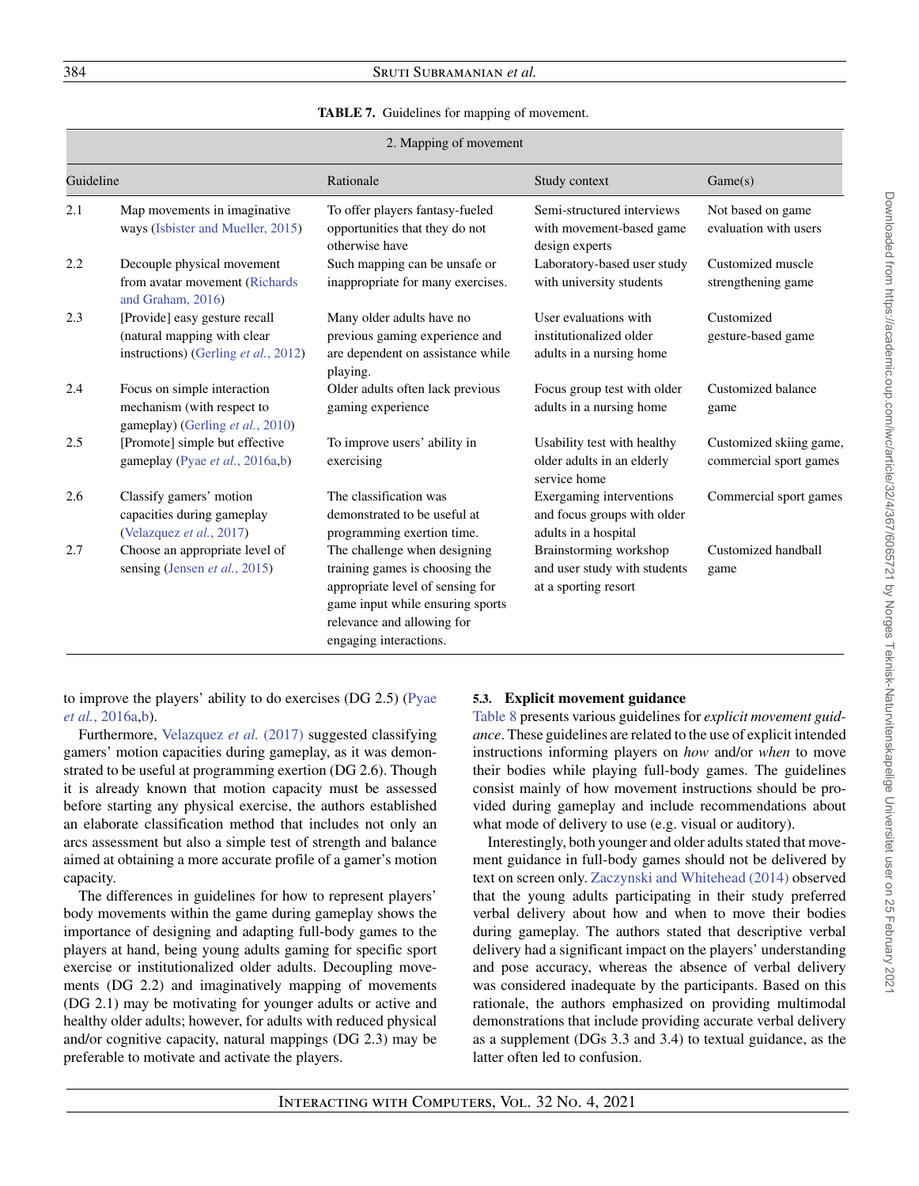**TABLE 7.** Guidelines for mapping of movement.

| 2. Mapping of movement | | | | |
|---|---|---|---|---|
| Guideline | | Rationale | Study context | Game(s) |
| 2.1 | Map movements in imaginative ways (Isbister and Mueller, 2015) | To offer players fantasy-fueled opportunities that they do not otherwise have | Semi-structured interviews with movement-based game design experts | Not based on game evaluation with users |
| 2.2 | Decouple physical movement from avatar movement (Richards and Graham, 2016) | Such mapping can be unsafe or inappropriate for many exercises. | Laboratory-based user study with university students | Customized muscle strengthening game |
| 2.3 | [Provide] easy gesture recall (natural mapping with clear instructions) (Gerling *et al.*, 2012) | Many older adults have no previous gaming experience and are dependent on assistance while playing. | User evaluations with institutionalized older adults in a nursing home | Customized gesture-based game |
| 2.4 | Focus on simple interaction mechanism (with respect to gameplay) (Gerling *et al.*, 2010) | Older adults often lack previous gaming experience | Focus group test with older adults in a nursing home | Customized balance game |
| 2.5 | [Promote] simple but effective gameplay (Pyae *et al.*, 2016a,b) | To improve users' ability in exercising | Usability test with healthy older adults in an elderly service home | Customized skiing game, commercial sport games |
| 2.6 | Classify gamers' motion capacities during gameplay (Velazquez *et al.*, 2017) | The classification was demonstrated to be useful at programming exertion time. | Exergaming interventions and focus groups with older adults in a hospital | Commercial sport games |
| 2.7 | Choose an appropriate level of sensing (Jensen *et al.*, 2015) | The challenge when designing training games is choosing the appropriate level of sensing for game input while ensuring sports relevance and allowing for engaging interactions. | Brainstorming workshop and user study with students at a sporting resort | Customized handball game |

to improve the players' ability to do exercises (DG 2.5) (Pyae *et al.*, 2016a,b).

Furthermore, Velazquez *et al.* (2017) suggested classifying gamers' motion capacities during gameplay, as it was demonstrated to be useful at programming exertion (DG 2.6). Though it is already known that motion capacity must be assessed before starting any physical exercise, the authors established an elaborate classification method that includes not only an arcs assessment but also a simple test of strength and balance aimed at obtaining a more accurate profile of a gamer's motion capacity.

The differences in guidelines for how to represent players' body movements within the game during gameplay shows the importance of designing and adapting full-body games to the players at hand, being young adults gaming for specific sport exercise or institutionalized older adults. Decoupling movements (DG 2.2) and imaginatively mapping of movements (DG 2.1) may be motivating for younger adults or active and healthy older adults; however, for adults with reduced physical and/or cognitive capacity, natural mappings (DG 2.3) may be preferable to motivate and activate the players.

### 5.3. Explicit movement guidance

Table 8 presents various guidelines for *explicit movement guidance*. These guidelines are related to the use of explicit intended instructions informing players on *how* and/or *when* to move their bodies while playing full-body games. The guidelines consist mainly of how movement instructions should be provided during gameplay and include recommendations about what mode of delivery to use (e.g. visual or auditory).

Interestingly, both younger and older adults stated that movement guidance in full-body games should not be delivered by text on screen only. Zaczynski and Whitehead (2014) observed that the young adults participating in their study preferred verbal delivery about how and when to move their bodies during gameplay. The authors stated that descriptive verbal delivery had a significant impact on the players' understanding and pose accuracy, whereas the absence of verbal delivery was considered inadequate by the participants. Based on this rationale, the authors emphasized on providing multimodal demonstrations that include providing accurate verbal delivery as a supplement (DGs 3.3 and 3.4) to textual guidance, as the latter often led to confusion.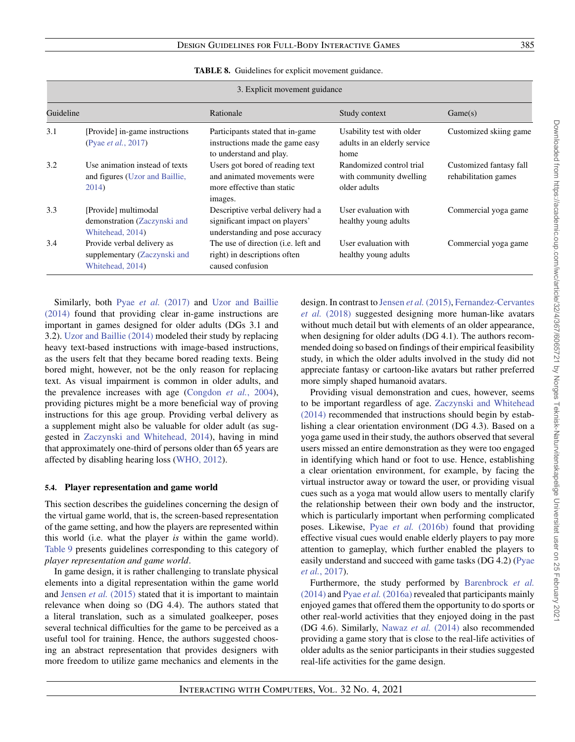**TABLE 8.** Guidelines for explicit movement guidance.

| 3. Explicit movement guidance | | | | |
|---|---|---|---|---|
| Guideline | | Rationale | Study context | Game(s) |
| 3.1 | [Provide] in-game instructions (Pyae *et al.*, 2017) | Participants stated that in-game instructions made the game easy to understand and play. | Usability test with older adults in an elderly service home | Customized skiing game |
| 3.2 | Use animation instead of texts and figures (Uzor and Baillie, 2014) | Users got bored of reading text and animated movements were more effective than static images. | Randomized control trial with community dwelling older adults | Customized fantasy fall rehabilitation games |
| 3.3 | [Provide] multimodal demonstration (Zaczynski and Whitehead, 2014) | Descriptive verbal delivery had a significant impact on players' understanding and pose accuracy | User evaluation with healthy young adults | Commercial yoga game |
| 3.4 | Provide verbal delivery as supplementary (Zaczynski and Whitehead, 2014) | The use of direction (i.e. left and right) in descriptions often caused confusion | User evaluation with healthy young adults | Commercial yoga game |

Similarly, both Pyae *et al.* (2017) and Uzor and Baillie (2014) found that providing clear in-game instructions are important in games designed for older adults (DGs 3.1 and 3.2). Uzor and Baillie (2014) modeled their study by replacing heavy text-based instructions with image-based instructions, as the users felt that they became bored reading texts. Being bored might, however, not be the only reason for replacing text. As visual impairment is common in older adults, and the prevalence increases with age (Congdon *et al.*, 2004), providing pictures might be a more beneficial way of proving instructions for this age group. Providing verbal delivery as a supplement might also be valuable for older adult (as suggested in Zaczynski and Whitehead, 2014), having in mind that approximately one-third of persons older than 65 years are affected by disabling hearing loss (WHO, 2012).

### 5.4. Player representation and game world

This section describes the guidelines concerning the design of the virtual game world, that is, the screen-based representation of the game setting, and how the players are represented within this world (i.e. what the player *is* within the game world). Table 9 presents guidelines corresponding to this category of *player representation and game world*.

In game design, it is rather challenging to translate physical elements into a digital representation within the game world and Jensen *et al.* (2015) stated that it is important to maintain relevance when doing so (DG 4.4). The authors stated that a literal translation, such as a simulated goalkeeper, poses several technical difficulties for the game to be perceived as a useful tool for training. Hence, the authors suggested choosing an abstract representation that provides designers with more freedom to utilize game mechanics and elements in the design. In contrast to Jensen *et al.* (2015), Fernandez-Cervantes *et al.* (2018) suggested designing more human-like avatars without much detail but with elements of an older appearance, when designing for older adults (DG 4.1). The authors recommended doing so based on findings of their empirical feasibility study, in which the older adults involved in the study did not appreciate fantasy or cartoon-like avatars but rather preferred more simply shaped humanoid avatars.

Providing visual demonstration and cues, however, seems to be important regardless of age. Zaczynski and Whitehead (2014) recommended that instructions should begin by establishing a clear orientation environment (DG 4.3). Based on a yoga game used in their study, the authors observed that several users missed an entire demonstration as they were too engaged in identifying which hand or foot to use. Hence, establishing a clear orientation environment, for example, by facing the virtual instructor away or toward the user, or providing visual cues such as a yoga mat would allow users to mentally clarify the relationship between their own body and the instructor, which is particularly important when performing complicated poses. Likewise, Pyae *et al.* (2016b) found that providing effective visual cues would enable elderly players to pay more attention to gameplay, which further enabled the players to easily understand and succeed with game tasks (DG 4.2) (Pyae *et al.*, 2017).

Furthermore, the study performed by Barenbrock *et al.* (2014) and Pyae *et al.* (2016a) revealed that participants mainly enjoyed games that offered them the opportunity to do sports or other real-world activities that they enjoyed doing in the past (DG 4.6). Similarly, Nawaz *et al.* (2014) also recommended providing a game story that is close to the real-life activities of older adults as the senior participants in their studies suggested real-life activities for the game design.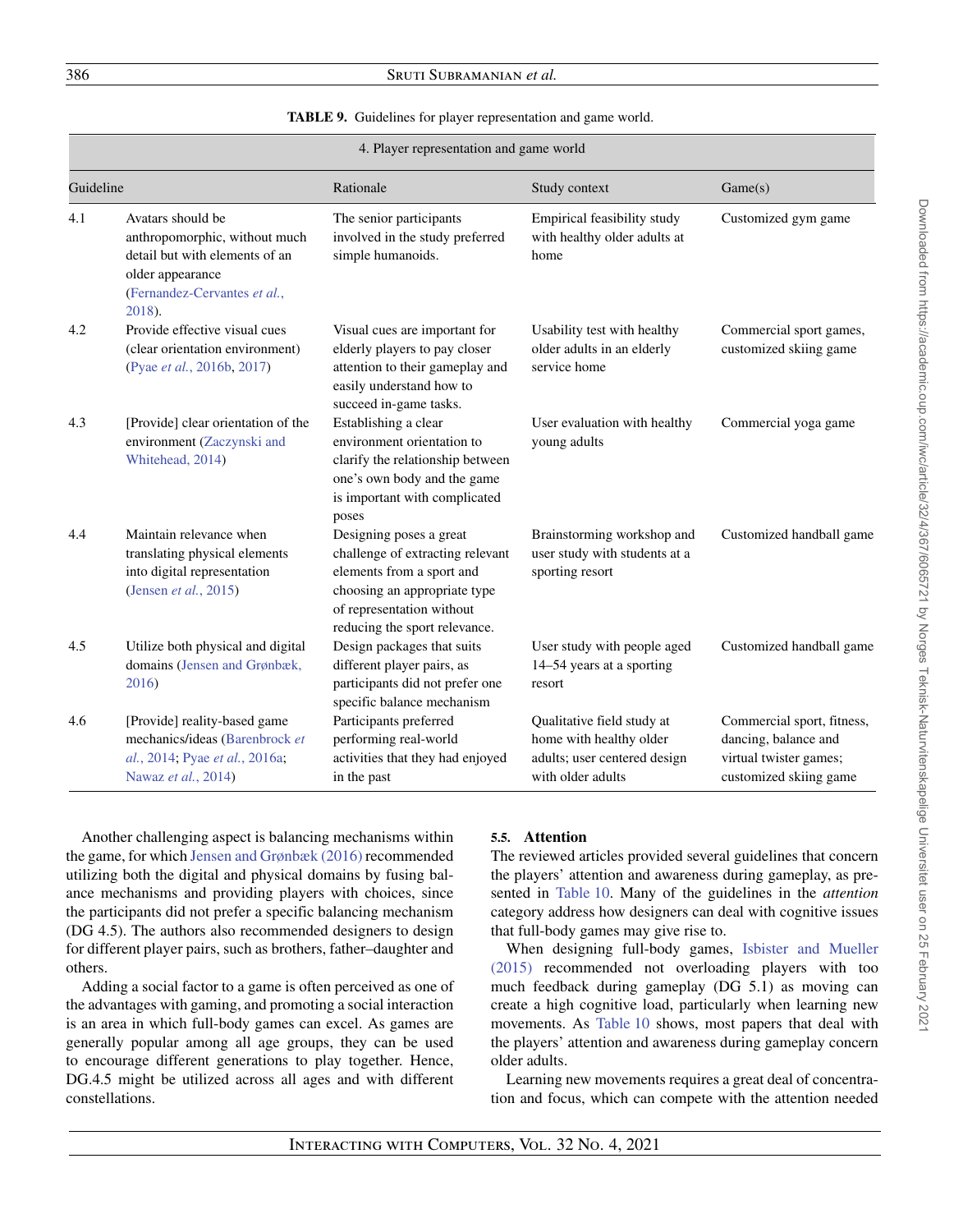**TABLE 9.** Guidelines for player representation and game world.

| 4. Player representation and game world | | | | |
|---|---|---|---|---|
| Guideline | | Rationale | Study context | Game(s) |
| 4.1 | Avatars should be anthropomorphic, without much detail but with elements of an older appearance (Fernandez-Cervantes *et al.*, 2018). | The senior participants involved in the study preferred simple humanoids. | Empirical feasibility study with healthy older adults at home | Customized gym game |
| 4.2 | Provide effective visual cues (clear orientation environment) (Pyae *et al.*, 2016b, 2017) | Visual cues are important for elderly players to pay closer attention to their gameplay and easily understand how to succeed in-game tasks. | Usability test with healthy older adults in an elderly service home | Commercial sport games, customized skiing game |
| 4.3 | [Provide] clear orientation of the environment (Zaczynski and Whitehead, 2014) | Establishing a clear environment orientation to clarify the relationship between one's own body and the game is important with complicated poses | User evaluation with healthy young adults | Commercial yoga game |
| 4.4 | Maintain relevance when translating physical elements into digital representation (Jensen *et al.*, 2015) | Designing poses a great challenge of extracting relevant elements from a sport and choosing an appropriate type of representation without reducing the sport relevance. | Brainstorming workshop and user study with students at a sporting resort | Customized handball game |
| 4.5 | Utilize both physical and digital domains (Jensen and Grønbæk, 2016) | Design packages that suits different player pairs, as participants did not prefer one specific balance mechanism | User study with people aged 14–54 years at a sporting resort | Customized handball game |
| 4.6 | [Provide] reality-based game mechanics/ideas (Barenbrock *et al.*, 2014; Pyae *et al.*, 2016a; Nawaz *et al.*, 2014) | Participants preferred performing real-world activities that they had enjoyed in the past | Qualitative field study at home with healthy older adults; user centered design with older adults | Commercial sport, fitness, dancing, balance and virtual twister games; customized skiing game |

Another challenging aspect is balancing mechanisms within the game, for which Jensen and Grønbæk (2016) recommended utilizing both the digital and physical domains by fusing balance mechanisms and providing players with choices, since the participants did not prefer a specific balancing mechanism (DG 4.5). The authors also recommended designers to design for different player pairs, such as brothers, father–daughter and others.

Adding a social factor to a game is often perceived as one of the advantages with gaming, and promoting a social interaction is an area in which full-body games can excel. As games are generally popular among all age groups, they can be used to encourage different generations to play together. Hence, DG.4.5 might be utilized across all ages and with different constellations.

### 5.5. Attention

The reviewed articles provided several guidelines that concern the players' attention and awareness during gameplay, as presented in Table 10. Many of the guidelines in the *attention* category address how designers can deal with cognitive issues that full-body games may give rise to.

When designing full-body games, Isbister and Mueller (2015) recommended not overloading players with too much feedback during gameplay (DG 5.1) as moving can create a high cognitive load, particularly when learning new movements. As Table 10 shows, most papers that deal with the players' attention and awareness during gameplay concern older adults.

Learning new movements requires a great deal of concentration and focus, which can compete with the attention needed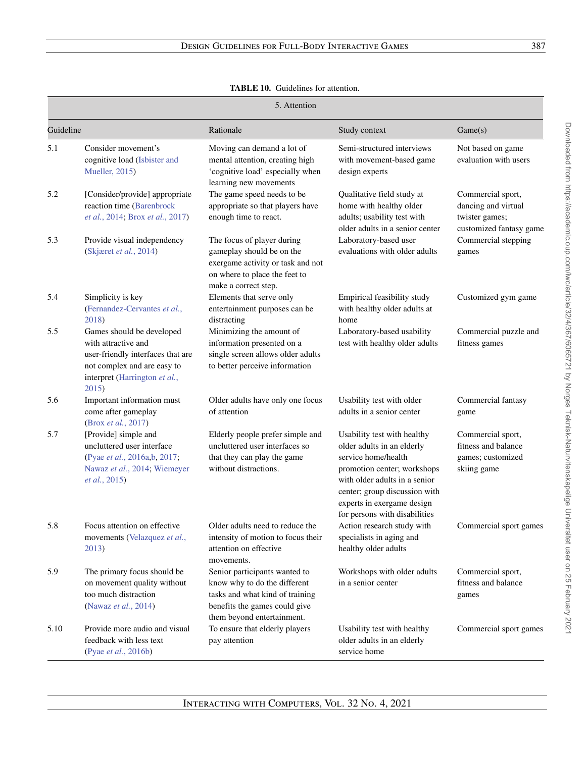**TABLE 10.** Guidelines for attention.

| 5. Attention | | | | |
|---|---|---|---|---|
| Guideline | | Rationale | Study context | Game(s) |
| 5.1 | Consider movement's cognitive load (Isbister and Mueller, 2015) | Moving can demand a lot of mental attention, creating high 'cognitive load' especially when learning new movements | Semi-structured interviews with movement-based game design experts | Not based on game evaluation with users |
| 5.2 | [Consider/provide] appropriate reaction time (Barenbrock *et al.*, 2014; Brox *et al.*, 2017) | The game speed needs to be appropriate so that players have enough time to react. | Qualitative field study at home with healthy older adults; usability test with older adults in a senior center | Commercial sport, dancing and virtual twister games; customized fantasy game |
| 5.3 | Provide visual independency (Skjæret *et al.*, 2014) | The focus of player during gameplay should be on the exergame activity or task and not on where to place the feet to make a correct step. | Laboratory-based user evaluations with older adults | Commercial stepping games |
| 5.4 | Simplicity is key (Fernandez-Cervantes *et al.*, 2018) | Elements that serve only entertainment purposes can be distracting | Empirical feasibility study with healthy older adults at home | Customized gym game |
| 5.5 | Games should be developed with attractive and user-friendly interfaces that are not complex and are easy to interpret (Harrington *et al.*, 2015) | Minimizing the amount of information presented on a single screen allows older adults to better perceive information | Laboratory-based usability test with healthy older adults | Commercial puzzle and fitness games |
| 5.6 | Important information must come after gameplay (Brox *et al.*, 2017) | Older adults have only one focus of attention | Usability test with older adults in a senior center | Commercial fantasy game |
| 5.7 | [Provide] simple and uncluttered user interface (Pyae *et al.*, 2016a,b, 2017; Nawaz *et al.*, 2014; Wiemeyer *et al.*, 2015) | Elderly people prefer simple and uncluttered user interfaces so that they can play the game without distractions. | Usability test with healthy older adults in an elderly service home/health promotion center; workshops with older adults in a senior center; group discussion with experts in exergame design for persons with disabilities | Commercial sport, fitness and balance games; customized skiing game |
| 5.8 | Focus attention on effective movements (Velazquez *et al.*, 2013) | Older adults need to reduce the intensity of motion to focus their attention on effective movements. | Action research study with specialists in aging and healthy older adults | Commercial sport games |
| 5.9 | The primary focus should be on movement quality without too much distraction (Nawaz *et al.*, 2014) | Senior participants wanted to know why to do the different tasks and what kind of training benefits the games could give them beyond entertainment. | Workshops with older adults in a senior center | Commercial sport, fitness and balance games |
| 5.10 | Provide more audio and visual feedback with less text (Pyae *et al.*, 2016b) | To ensure that elderly players pay attention | Usability test with healthy older adults in an elderly service home | Commercial sport games |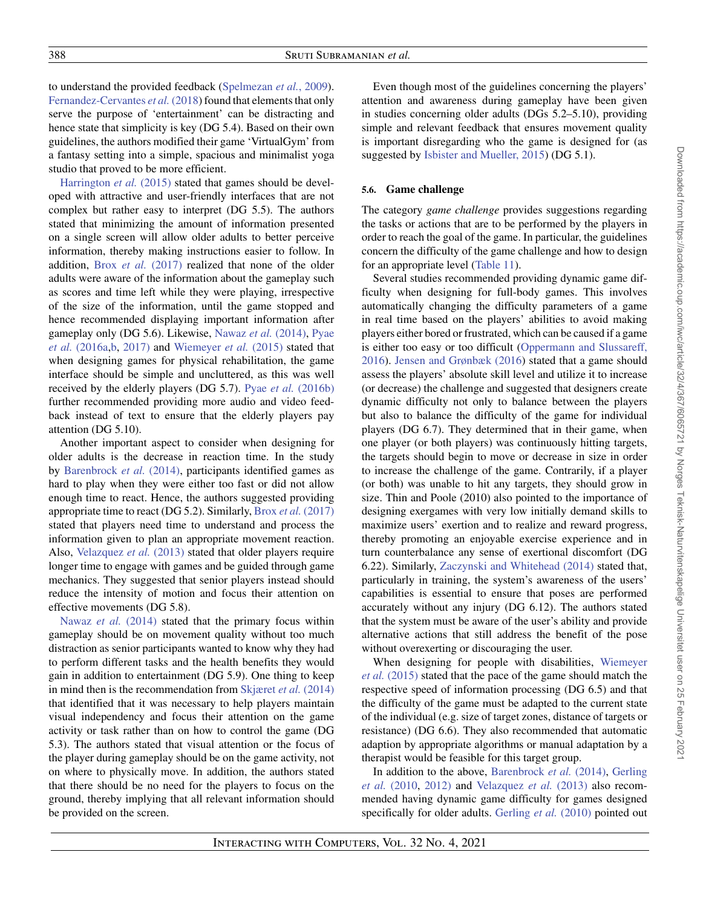to understand the provided feedback (Spelmezan *et al.*, 2009). Fernandez-Cervantes *et al.* (2018) found that elements that only serve the purpose of 'entertainment' can be distracting and hence state that simplicity is key (DG 5.4). Based on their own guidelines, the authors modified their game 'VirtualGym' from a fantasy setting into a simple, spacious and minimalist yoga studio that proved to be more efficient.

Harrington *et al.* (2015) stated that games should be developed with attractive and user-friendly interfaces that are not complex but rather easy to interpret (DG 5.5). The authors stated that minimizing the amount of information presented on a single screen will allow older adults to better perceive information, thereby making instructions easier to follow. In addition, Brox *et al.* (2017) realized that none of the older adults were aware of the information about the gameplay such as scores and time left while they were playing, irrespective of the size of the information, until the game stopped and hence recommended displaying important information after gameplay only (DG 5.6). Likewise, Nawaz *et al.* (2014), Pyae *et al.* (2016a,b, 2017) and Wiemeyer *et al.* (2015) stated that when designing games for physical rehabilitation, the game interface should be simple and uncluttered, as this was well received by the elderly players (DG 5.7). Pyae *et al.* (2016b) further recommended providing more audio and video feedback instead of text to ensure that the elderly players pay attention (DG 5.10).

Another important aspect to consider when designing for older adults is the decrease in reaction time. In the study by Barenbrock *et al.* (2014), participants identified games as hard to play when they were either too fast or did not allow enough time to react. Hence, the authors suggested providing appropriate time to react (DG 5.2). Similarly, Brox *et al.* (2017) stated that players need time to understand and process the information given to plan an appropriate movement reaction. Also, Velazquez *et al.* (2013) stated that older players require longer time to engage with games and be guided through game mechanics. They suggested that senior players instead should reduce the intensity of motion and focus their attention on effective movements (DG 5.8).

Nawaz *et al.* (2014) stated that the primary focus within gameplay should be on movement quality without too much distraction as senior participants wanted to know why they had to perform different tasks and the health benefits they would gain in addition to entertainment (DG 5.9). One thing to keep in mind then is the recommendation from Skjæret *et al.* (2014) that identified that it was necessary to help players maintain visual independency and focus their attention on the game activity or task rather than on how to control the game (DG 5.3). The authors stated that visual attention or the focus of the player during gameplay should be on the game activity, not on where to physically move. In addition, the authors stated that there should be no need for the players to focus on the ground, thereby implying that all relevant information should be provided on the screen.

Even though most of the guidelines concerning the players' attention and awareness during gameplay have been given in studies concerning older adults (DGs 5.2–5.10), providing simple and relevant feedback that ensures movement quality is important disregarding who the game is designed for (as suggested by Isbister and Mueller, 2015) (DG 5.1).

### 5.6. Game challenge

The category *game challenge* provides suggestions regarding the tasks or actions that are to be performed by the players in order to reach the goal of the game. In particular, the guidelines concern the difficulty of the game challenge and how to design for an appropriate level (Table 11).

Several studies recommended providing dynamic game difficulty when designing for full-body games. This involves automatically changing the difficulty parameters of a game in real time based on the players' abilities to avoid making players either bored or frustrated, which can be caused if a game is either too easy or too difficult (Oppermann and Slussareff, 2016). Jensen and Grønbæk (2016) stated that a game should assess the players' absolute skill level and utilize it to increase (or decrease) the challenge and suggested that designers create dynamic difficulty not only to balance between the players but also to balance the difficulty of the game for individual players (DG 6.7). They determined that in their game, when one player (or both players) was continuously hitting targets, the targets should begin to move or decrease in size in order to increase the challenge of the game. Contrarily, if a player (or both) was unable to hit any targets, they should grow in size. Thin and Poole (2010) also pointed to the importance of designing exergames with very low initially demand skills to maximize users' exertion and to realize and reward progress, thereby promoting an enjoyable exercise experience and in turn counterbalance any sense of exertional discomfort (DG 6.22). Similarly, Zaczynski and Whitehead (2014) stated that, particularly in training, the system's awareness of the users' capabilities is essential to ensure that poses are performed accurately without any injury (DG 6.12). The authors stated that the system must be aware of the user's ability and provide alternative actions that still address the benefit of the pose without overexerting or discouraging the user.

When designing for people with disabilities, Wiemeyer *et al.* (2015) stated that the pace of the game should match the respective speed of information processing (DG 6.5) and that the difficulty of the game must be adapted to the current state of the individual (e.g. size of target zones, distance of targets or resistance) (DG 6.6). They also recommended that automatic adaption by appropriate algorithms or manual adaptation by a therapist would be feasible for this target group.

In addition to the above, Barenbrock *et al.* (2014), Gerling *et al.* (2010, 2012) and Velazquez *et al.* (2013) also recommended having dynamic game difficulty for games designed specifically for older adults. Gerling *et al.* (2010) pointed out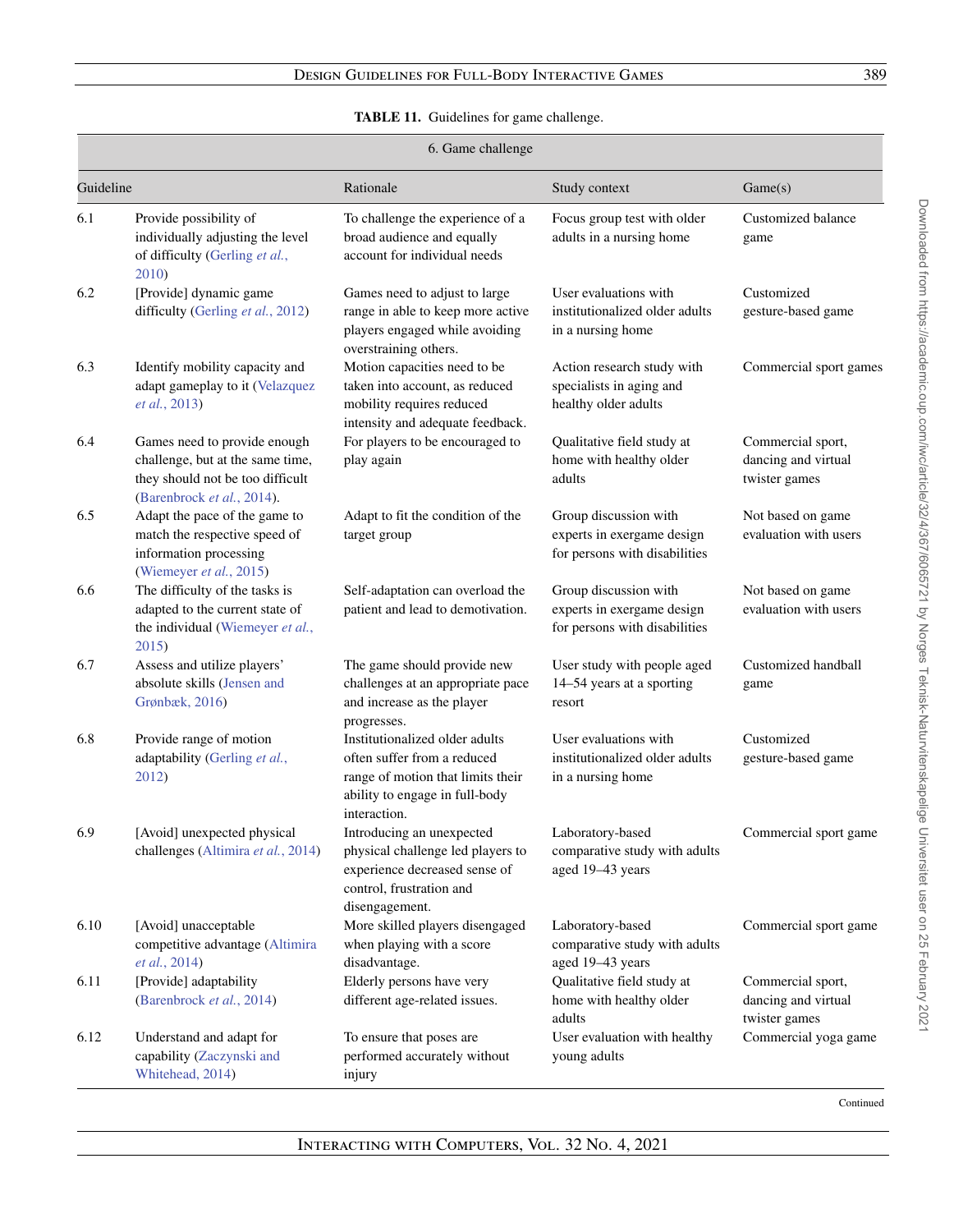**TABLE 11.** Guidelines for game challenge.

| 6. Game challenge | | | | |
|---|---|---|---|---|
| Guideline | | Rationale | Study context | Game(s) |
| 6.1 | Provide possibility of individually adjusting the level of difficulty (Gerling *et al.*, 2010) | To challenge the experience of a broad audience and equally account for individual needs | Focus group test with older adults in a nursing home | Customized balance game |
| 6.2 | [Provide] dynamic game difficulty (Gerling *et al.*, 2012) | Games need to adjust to large range in able to keep more active players engaged while avoiding overstraining others. | User evaluations with institutionalized older adults in a nursing home | Customized gesture-based game |
| 6.3 | Identify mobility capacity and adapt gameplay to it (Velazquez *et al.*, 2013) | Motion capacities need to be taken into account, as reduced mobility requires reduced intensity and adequate feedback. | Action research study with specialists in aging and healthy older adults | Commercial sport games |
| 6.4 | Games need to provide enough challenge, but at the same time, they should not be too difficult (Barenbrock *et al.*, 2014). | For players to be encouraged to play again | Qualitative field study at home with healthy older adults | Commercial sport, dancing and virtual twister games |
| 6.5 | Adapt the pace of the game to match the respective speed of information processing (Wiemeyer *et al.*, 2015) | Adapt to fit the condition of the target group | Group discussion with experts in exergame design for persons with disabilities | Not based on game evaluation with users |
| 6.6 | The difficulty of the tasks is adapted to the current state of the individual (Wiemeyer *et al.*, 2015) | Self-adaptation can overload the patient and lead to demotivation. | Group discussion with experts in exergame design for persons with disabilities | Not based on game evaluation with users |
| 6.7 | Assess and utilize players' absolute skills (Jensen and Grønbæk, 2016) | The game should provide new challenges at an appropriate pace and increase as the player progresses. | User study with people aged 14–54 years at a sporting resort | Customized handball game |
| 6.8 | Provide range of motion adaptability (Gerling *et al.*, 2012) | Institutionalized older adults often suffer from a reduced range of motion that limits their ability to engage in full-body interaction. | User evaluations with institutionalized older adults in a nursing home | Customized gesture-based game |
| 6.9 | [Avoid] unexpected physical challenges (Altimira *et al.*, 2014) | Introducing an unexpected physical challenge led players to experience decreased sense of control, frustration and disengagement. | Laboratory-based comparative study with adults aged 19–43 years | Commercial sport game |
| 6.10 | [Avoid] unacceptable competitive advantage (Altimira *et al.*, 2014) | More skilled players disengaged when playing with a score disadvantage. | Laboratory-based comparative study with adults aged 19–43 years | Commercial sport game |
| 6.11 | [Provide] adaptability (Barenbrock *et al.*, 2014) | Elderly persons have very different age-related issues. | Qualitative field study at home with healthy older adults | Commercial sport, dancing and virtual twister games |
| 6.12 | Understand and adapt for capability (Zaczynski and Whitehead, 2014) | To ensure that poses are performed accurately without injury | User evaluation with healthy young adults | Commercial yoga game |

Continued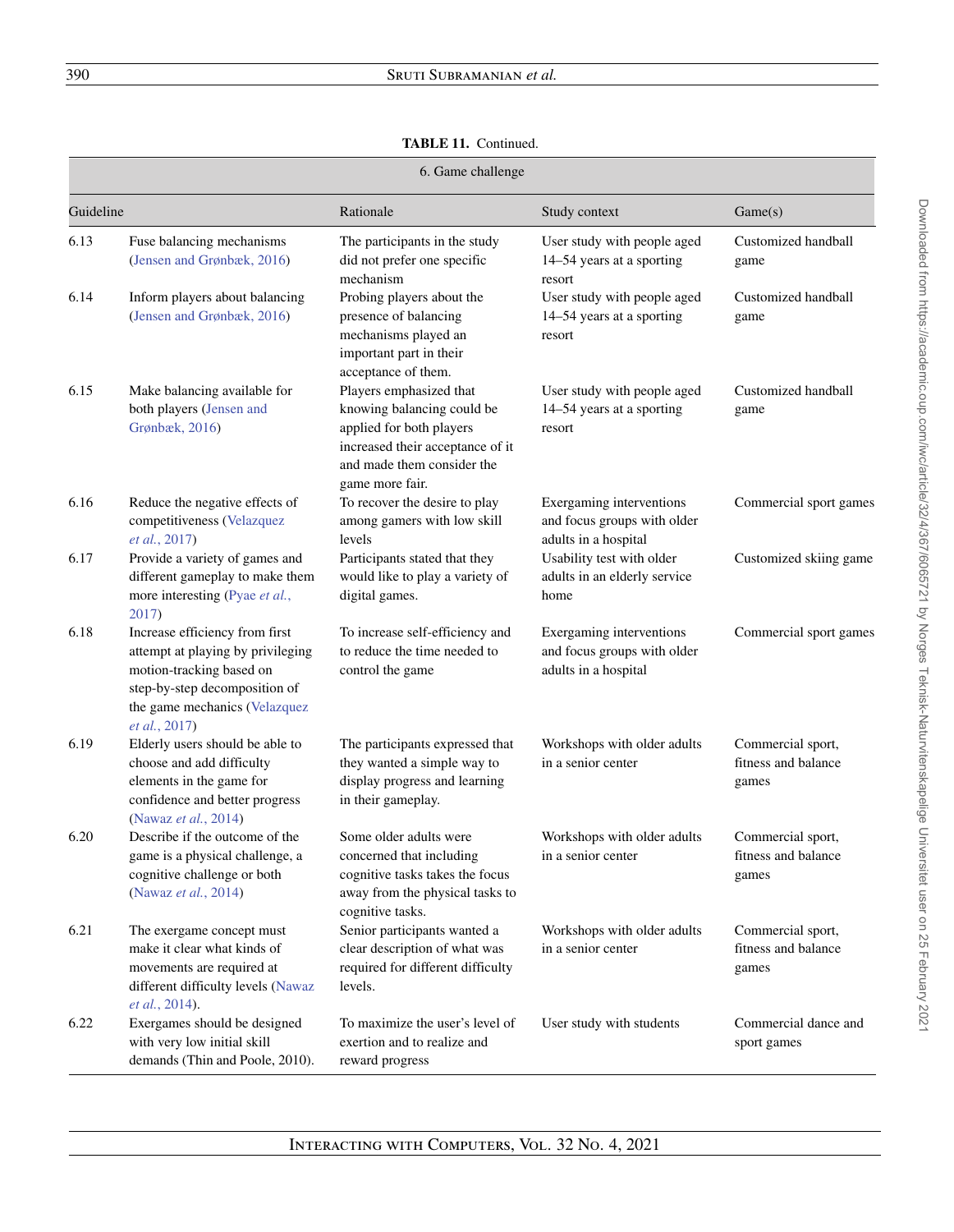**TABLE 11.** Continued.

| 6. Game challenge | | | | |
|---|---|---|---|---|
| Guideline | | Rationale | Study context | Game(s) |
| 6.13 | Fuse balancing mechanisms (Jensen and Grønbæk, 2016) | The participants in the study did not prefer one specific mechanism | User study with people aged 14–54 years at a sporting resort | Customized handball game |
| 6.14 | Inform players about balancing (Jensen and Grønbæk, 2016) | Probing players about the presence of balancing mechanisms played an important part in their acceptance of them. | User study with people aged 14–54 years at a sporting resort | Customized handball game |
| 6.15 | Make balancing available for both players (Jensen and Grønbæk, 2016) | Players emphasized that knowing balancing could be applied for both players increased their acceptance of it and made them consider the game more fair. | User study with people aged 14–54 years at a sporting resort | Customized handball game |
| 6.16 | Reduce the negative effects of competitiveness (Velazquez *et al.*, 2017) | To recover the desire to play among gamers with low skill levels | Exergaming interventions and focus groups with older adults in a hospital | Commercial sport games |
| 6.17 | Provide a variety of games and different gameplay to make them more interesting (Pyae *et al.*, 2017) | Participants stated that they would like to play a variety of digital games. | Usability test with older adults in an elderly service home | Customized skiing game |
| 6.18 | Increase efficiency from first attempt at playing by privileging motion-tracking based on step-by-step decomposition of the game mechanics (Velazquez *et al.*, 2017) | To increase self-efficiency and to reduce the time needed to control the game | Exergaming interventions and focus groups with older adults in a hospital | Commercial sport games |
| 6.19 | Elderly users should be able to choose and add difficulty elements in the game for confidence and better progress (Nawaz *et al.*, 2014) | The participants expressed that they wanted a simple way to display progress and learning in their gameplay. | Workshops with older adults in a senior center | Commercial sport, fitness and balance games |
| 6.20 | Describe if the outcome of the game is a physical challenge, a cognitive challenge or both (Nawaz *et al.*, 2014) | Some older adults were concerned that including cognitive tasks takes the focus away from the physical tasks to cognitive tasks. | Workshops with older adults in a senior center | Commercial sport, fitness and balance games |
| 6.21 | The exergame concept must make it clear what kinds of movements are required at different difficulty levels (Nawaz *et al.*, 2014). | Senior participants wanted a clear description of what was required for different difficulty levels. | Workshops with older adults in a senior center | Commercial sport, fitness and balance games |
| 6.22 | Exergames should be designed with very low initial skill demands (Thin and Poole, 2010). | To maximize the user's level of exertion and to realize and reward progress | User study with students | Commercial dance and sport games |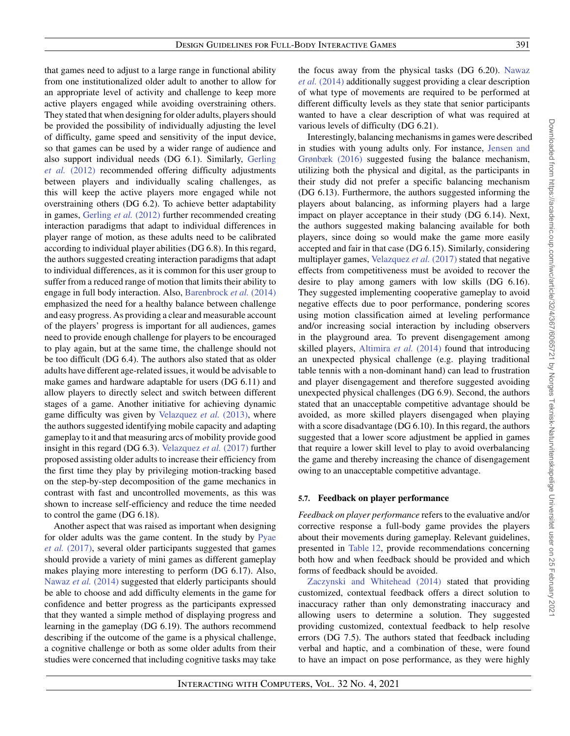that games need to adjust to a large range in functional ability from one institutionalized older adult to another to allow for an appropriate level of activity and challenge to keep more active players engaged while avoiding overstraining others. They stated that when designing for older adults, players should be provided the possibility of individually adjusting the level of difficulty, game speed and sensitivity of the input device, so that games can be used by a wider range of audience and also support individual needs (DG 6.1). Similarly, Gerling *et al.* (2012) recommended offering difficulty adjustments between players and individually scaling challenges, as this will keep the active players more engaged while not overstraining others (DG 6.2). To achieve better adaptability in games, Gerling *et al.* (2012) further recommended creating interaction paradigms that adapt to individual differences in player range of motion, as these adults need to be calibrated according to individual player abilities (DG 6.8). In this regard, the authors suggested creating interaction paradigms that adapt to individual differences, as it is common for this user group to suffer from a reduced range of motion that limits their ability to engage in full body interaction. Also, Barenbrock *et al.* (2014) emphasized the need for a healthy balance between challenge and easy progress. As providing a clear and measurable account of the players' progress is important for all audiences, games need to provide enough challenge for players to be encouraged to play again, but at the same time, the challenge should not be too difficult (DG 6.4). The authors also stated that as older adults have different age-related issues, it would be advisable to make games and hardware adaptable for users (DG 6.11) and allow players to directly select and switch between different stages of a game. Another initiative for achieving dynamic game difficulty was given by Velazquez *et al.* (2013), where the authors suggested identifying mobile capacity and adapting gameplay to it and that measuring arcs of mobility provide good insight in this regard (DG 6.3). Velazquez *et al.* (2017) further proposed assisting older adults to increase their efficiency from the first time they play by privileging motion-tracking based on the step-by-step decomposition of the game mechanics in contrast with fast and uncontrolled movements, as this was shown to increase self-efficiency and reduce the time needed to control the game (DG 6.18).

Another aspect that was raised as important when designing for older adults was the game content. In the study by Pyae *et al.* (2017), several older participants suggested that games should provide a variety of mini games as different gameplay makes playing more interesting to perform (DG 6.17). Also, Nawaz *et al.* (2014) suggested that elderly participants should be able to choose and add difficulty elements in the game for confidence and better progress as the participants expressed that they wanted a simple method of displaying progress and learning in the gameplay (DG 6.19). The authors recommend describing if the outcome of the game is a physical challenge, a cognitive challenge or both as some older adults from their studies were concerned that including cognitive tasks may take the focus away from the physical tasks (DG 6.20). Nawaz *et al.* (2014) additionally suggest providing a clear description of what type of movements are required to be performed at different difficulty levels as they state that senior participants wanted to have a clear description of what was required at various levels of difficulty (DG 6.21).

Interestingly, balancing mechanisms in games were described in studies with young adults only. For instance, Jensen and Grønbæk (2016) suggested fusing the balance mechanism, utilizing both the physical and digital, as the participants in their study did not prefer a specific balancing mechanism (DG 6.13). Furthermore, the authors suggested informing the players about balancing, as informing players had a large impact on player acceptance in their study (DG 6.14). Next, the authors suggested making balancing available for both players, since doing so would make the game more easily accepted and fair in that case (DG 6.15). Similarly, considering multiplayer games, Velazquez *et al.* (2017) stated that negative effects from competitiveness must be avoided to recover the desire to play among gamers with low skills (DG 6.16). They suggested implementing cooperative gameplay to avoid negative effects due to poor performance, pondering scores using motion classification aimed at leveling performance and/or increasing social interaction by including observers in the playground area. To prevent disengagement among skilled players, Altimira *et al.* (2014) found that introducing an unexpected physical challenge (e.g. playing traditional table tennis with a non-dominant hand) can lead to frustration and player disengagement and therefore suggested avoiding unexpected physical challenges (DG 6.9). Second, the authors stated that an unacceptable competitive advantage should be avoided, as more skilled players disengaged when playing with a score disadvantage (DG 6.10). In this regard, the authors suggested that a lower score adjustment be applied in games that require a lower skill level to play to avoid overbalancing the game and thereby increasing the chance of disengagement owing to an unacceptable competitive advantage.

### 5.7. Feedback on player performance

*Feedback on player performance* refers to the evaluative and/or corrective response a full-body game provides the players about their movements during gameplay. Relevant guidelines, presented in Table 12, provide recommendations concerning both how and when feedback should be provided and which forms of feedback should be avoided.

Zaczynski and Whitehead (2014) stated that providing customized, contextual feedback offers a direct solution to inaccuracy rather than only demonstrating inaccuracy and allowing users to determine a solution. They suggested providing customized, contextual feedback to help resolve errors (DG 7.5). The authors stated that feedback including verbal and haptic, and a combination of these, were found to have an impact on pose performance, as they were highly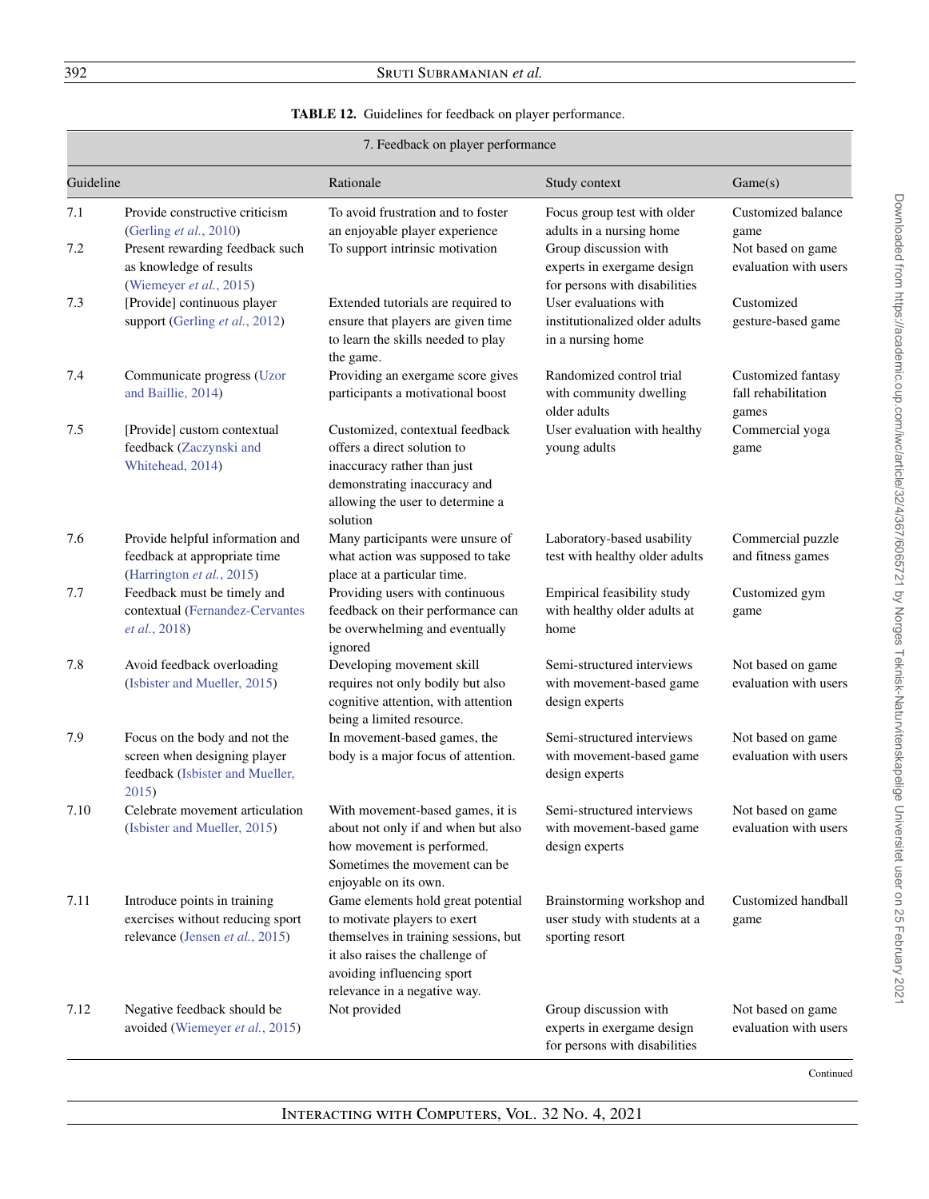**TABLE 12.** Guidelines for feedback on player performance.

| 7. Feedback on player performance | | | | |
|---|---|---|---|---|
| Guideline | | Rationale | Study context | Game(s) |
| 7.1 | Provide constructive criticism (Gerling *et al.*, 2010) | To avoid frustration and to foster an enjoyable player experience | Focus group test with older adults in a nursing home | Customized balance game |
| 7.2 | Present rewarding feedback such as knowledge of results (Wiemeyer *et al.*, 2015) | To support intrinsic motivation | Group discussion with experts in exergame design for persons with disabilities | Not based on game evaluation with users |
| 7.3 | [Provide] continuous player support (Gerling *et al.*, 2012) | Extended tutorials are required to ensure that players are given time to learn the skills needed to play the game. | User evaluations with institutionalized older adults in a nursing home | Customized gesture-based game |
| 7.4 | Communicate progress (Uzor and Baillie, 2014) | Providing an exergame score gives participants a motivational boost | Randomized control trial with community dwelling older adults | Customized fantasy fall rehabilitation games |
| 7.5 | [Provide] custom contextual feedback (Zaczynski and Whitehead, 2014) | Customized, contextual feedback offers a direct solution to inaccuracy rather than just demonstrating inaccuracy and allowing the user to determine a solution | User evaluation with healthy young adults | Commercial yoga game |
| 7.6 | Provide helpful information and feedback at appropriate time (Harrington *et al.*, 2015) | Many participants were unsure of what action was supposed to take place at a particular time. | Laboratory-based usability test with healthy older adults | Commercial puzzle and fitness games |
| 7.7 | Feedback must be timely and contextual (Fernandez-Cervantes *et al.*, 2018) | Providing users with continuous feedback on their performance can be overwhelming and eventually ignored | Empirical feasibility study with healthy older adults at home | Customized gym game |
| 7.8 | Avoid feedback overloading (Isbister and Mueller, 2015) | Developing movement skill requires not only bodily but also cognitive attention, with attention being a limited resource. | Semi-structured interviews with movement-based game design experts | Not based on game evaluation with users |
| 7.9 | Focus on the body and not the screen when designing player feedback (Isbister and Mueller, 2015) | In movement-based games, the body is a major focus of attention. | Semi-structured interviews with movement-based game design experts | Not based on game evaluation with users |
| 7.10 | Celebrate movement articulation (Isbister and Mueller, 2015) | With movement-based games, it is about not only if and when but also how movement is performed. Sometimes the movement can be enjoyable on its own. | Semi-structured interviews with movement-based game design experts | Not based on game evaluation with users |
| 7.11 | Introduce points in training exercises without reducing sport relevance (Jensen *et al.*, 2015) | Game elements hold great potential to motivate players to exert themselves in training sessions, but it also raises the challenge of avoiding influencing sport relevance in a negative way. | Brainstorming workshop and user study with students at a sporting resort | Customized handball game |
| 7.12 | Negative feedback should be avoided (Wiemeyer *et al.*, 2015) | Not provided | Group discussion with experts in exergame design for persons with disabilities | Not based on game evaluation with users |

Continued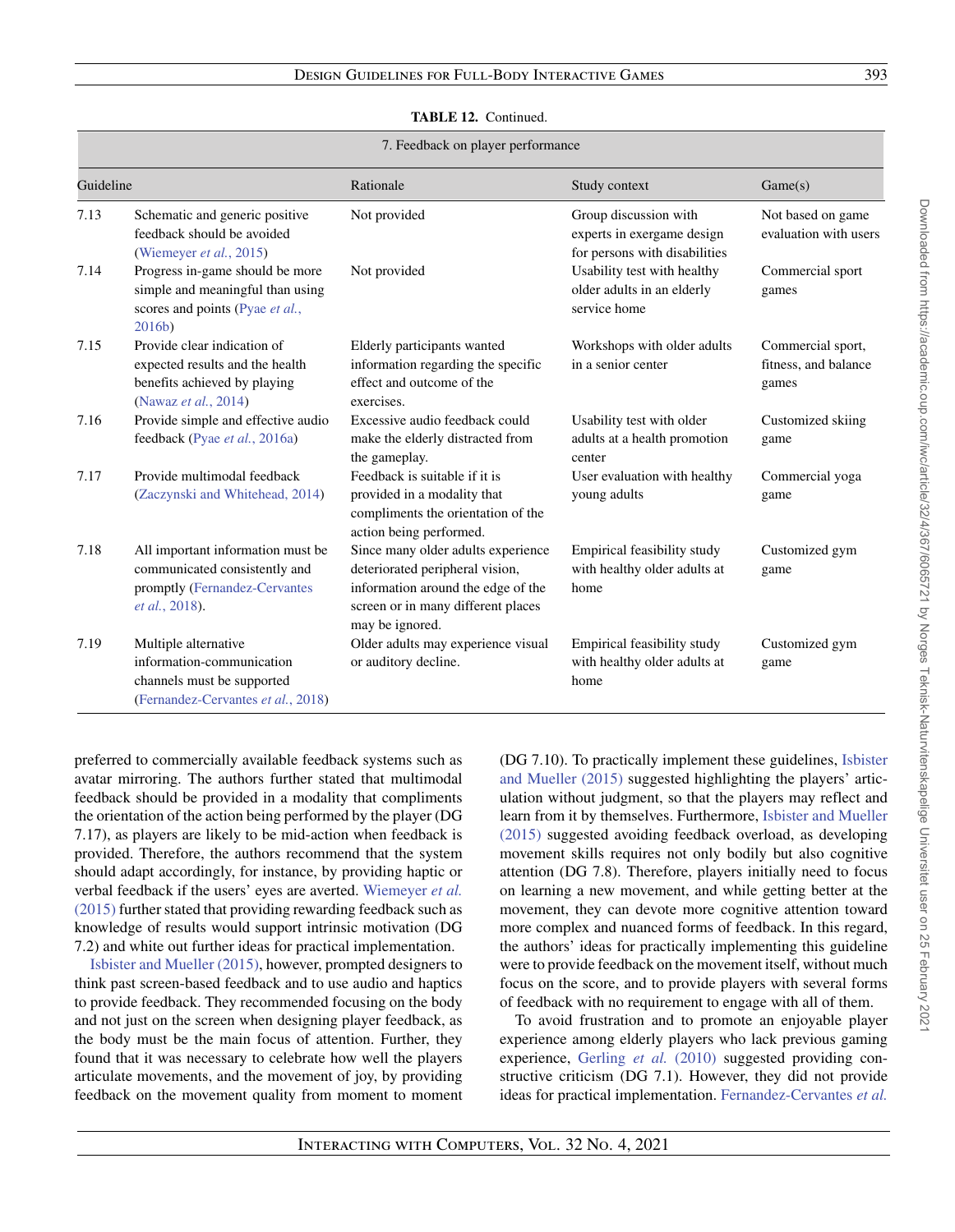**TABLE 12.** Continued.

| 7. Feedback on player performance | | | | |
|---|---|---|---|---|
| Guideline | | Rationale | Study context | Game(s) |
| 7.13 | Schematic and generic positive feedback should be avoided (Wiemeyer *et al.*, 2015) | Not provided | Group discussion with experts in exergame design for persons with disabilities | Not based on game evaluation with users |
| 7.14 | Progress in-game should be more simple and meaningful than using scores and points (Pyae *et al.*, 2016b) | Not provided | Usability test with healthy older adults in an elderly service home | Commercial sport games |
| 7.15 | Provide clear indication of expected results and the health benefits achieved by playing (Nawaz *et al.*, 2014) | Elderly participants wanted information regarding the specific effect and outcome of the exercises. | Workshops with older adults in a senior center | Commercial sport, fitness, and balance games |
| 7.16 | Provide simple and effective audio feedback (Pyae *et al.*, 2016a) | Excessive audio feedback could make the elderly distracted from the gameplay. | Usability test with older adults at a health promotion center | Customized skiing game |
| 7.17 | Provide multimodal feedback (Zaczynski and Whitehead, 2014) | Feedback is suitable if it is provided in a modality that compliments the orientation of the action being performed. | User evaluation with healthy young adults | Commercial yoga game |
| 7.18 | All important information must be communicated consistently and promptly (Fernandez-Cervantes *et al.*, 2018). | Since many older adults experience deteriorated peripheral vision, information around the edge of the screen or in many different places may be ignored. | Empirical feasibility study with healthy older adults at home | Customized gym game |
| 7.19 | Multiple alternative information-communication channels must be supported (Fernandez-Cervantes *et al.*, 2018) | Older adults may experience visual or auditory decline. | Empirical feasibility study with healthy older adults at home | Customized gym game |

preferred to commercially available feedback systems such as avatar mirroring. The authors further stated that multimodal feedback should be provided in a modality that compliments the orientation of the action being performed by the player (DG 7.17), as players are likely to be mid-action when feedback is provided. Therefore, the authors recommend that the system should adapt accordingly, for instance, by providing haptic or verbal feedback if the users' eyes are averted. Wiemeyer *et al.* (2015) further stated that providing rewarding feedback such as knowledge of results would support intrinsic motivation (DG 7.2) and white out further ideas for practical implementation.

Isbister and Mueller (2015), however, prompted designers to think past screen-based feedback and to use audio and haptics to provide feedback. They recommended focusing on the body and not just on the screen when designing player feedback, as the body must be the main focus of attention. Further, they found that it was necessary to celebrate how well the players articulate movements, and the movement of joy, by providing feedback on the movement quality from moment to moment (DG 7.10). To practically implement these guidelines, Isbister and Mueller (2015) suggested highlighting the players' articulation without judgment, so that the players may reflect and learn from it by themselves. Furthermore, Isbister and Mueller (2015) suggested avoiding feedback overload, as developing movement skills requires not only bodily but also cognitive attention (DG 7.8). Therefore, players initially need to focus on learning a new movement, and while getting better at the movement, they can devote more cognitive attention toward more complex and nuanced forms of feedback. In this regard, the authors' ideas for practically implementing this guideline were to provide feedback on the movement itself, without much focus on the score, and to provide players with several forms of feedback with no requirement to engage with all of them.

To avoid frustration and to promote an enjoyable player experience among elderly players who lack previous gaming experience, Gerling *et al.* (2010) suggested providing constructive criticism (DG 7.1). However, they did not provide ideas for practical implementation. Fernandez-Cervantes *et al.*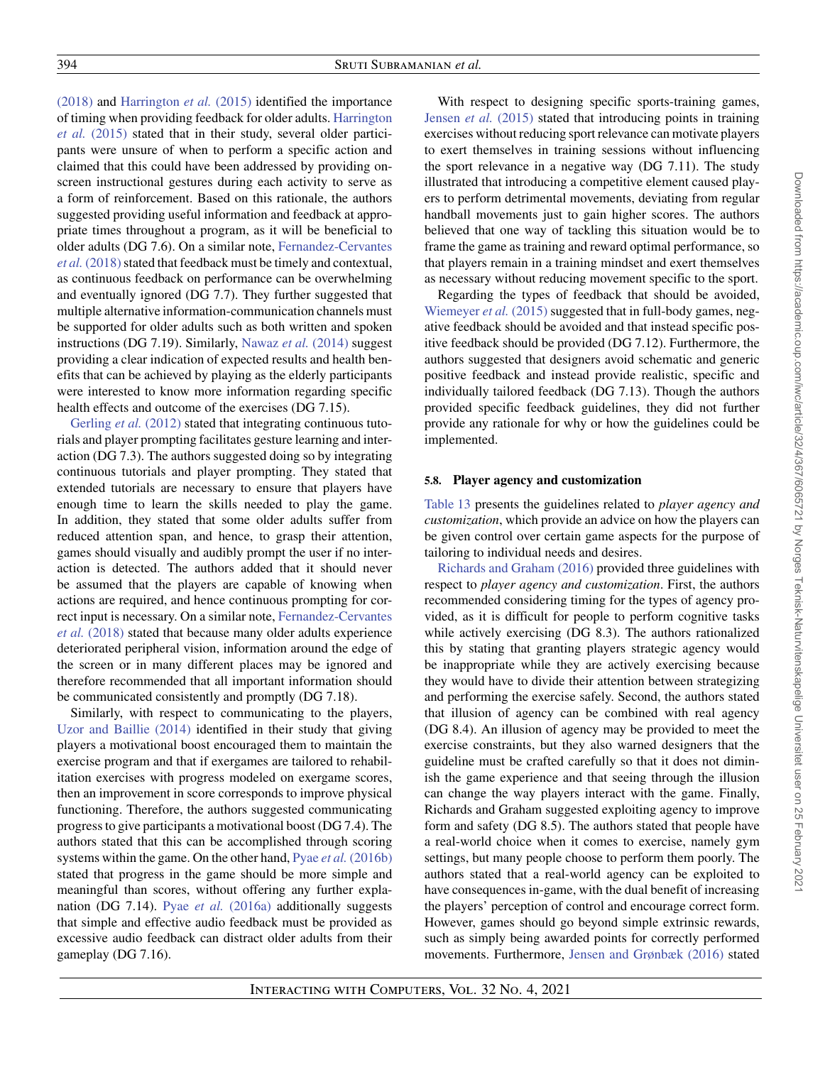(2018) and Harrington *et al.* (2015) identified the importance of timing when providing feedback for older adults. Harrington *et al.* (2015) stated that in their study, several older participants were unsure of when to perform a specific action and claimed that this could have been addressed by providing on-screen instructional gestures during each activity to serve as a form of reinforcement. Based on this rationale, the authors suggested providing useful information and feedback at appropriate times throughout a program, as it will be beneficial to older adults (DG 7.6). On a similar note, Fernandez-Cervantes *et al.* (2018) stated that feedback must be timely and contextual, as continuous feedback on performance can be overwhelming and eventually ignored (DG 7.7). They further suggested that multiple alternative information-communication channels must be supported for older adults such as both written and spoken instructions (DG 7.19). Similarly, Nawaz *et al.* (2014) suggest providing a clear indication of expected results and health benefits that can be achieved by playing as the elderly participants were interested to know more information regarding specific health effects and outcome of the exercises (DG 7.15).

Gerling *et al.* (2012) stated that integrating continuous tutorials and player prompting facilitates gesture learning and interaction (DG 7.3). The authors suggested doing so by integrating continuous tutorials and player prompting. They stated that extended tutorials are necessary to ensure that players have enough time to learn the skills needed to play the game. In addition, they stated that some older adults suffer from reduced attention span, and hence, to grasp their attention, games should visually and audibly prompt the user if no interaction is detected. The authors added that it should never be assumed that the players are capable of knowing when actions are required, and hence continuous prompting for correct input is necessary. On a similar note, Fernandez-Cervantes *et al.* (2018) stated that because many older adults experience deteriorated peripheral vision, information around the edge of the screen or in many different places may be ignored and therefore recommended that all important information should be communicated consistently and promptly (DG 7.18).

Similarly, with respect to communicating to the players, Uzor and Baillie (2014) identified in their study that giving players a motivational boost encouraged them to maintain the exercise program and that if exergames are tailored to rehabilitation exercises with progress modeled on exergame scores, then an improvement in score corresponds to improve physical functioning. Therefore, the authors suggested communicating progress to give participants a motivational boost (DG 7.4). The authors stated that this can be accomplished through scoring systems within the game. On the other hand, Pyae *et al.* (2016b) stated that progress in the game should be more simple and meaningful than scores, without offering any further explanation (DG 7.14). Pyae *et al.* (2016a) additionally suggests that simple and effective audio feedback must be provided as excessive audio feedback can distract older adults from their gameplay (DG 7.16).

With respect to designing specific sports-training games, Jensen *et al.* (2015) stated that introducing points in training exercises without reducing sport relevance can motivate players to exert themselves in training sessions without influencing the sport relevance in a negative way (DG 7.11). The study illustrated that introducing a competitive element caused players to perform detrimental movements, deviating from regular handball movements just to gain higher scores. The authors believed that one way of tackling this situation would be to frame the game as training and reward optimal performance, so that players remain in a training mindset and exert themselves as necessary without reducing movement specific to the sport.

Regarding the types of feedback that should be avoided, Wiemeyer *et al.* (2015) suggested that in full-body games, negative feedback should be avoided and that instead specific positive feedback should be provided (DG 7.12). Furthermore, the authors suggested that designers avoid schematic and generic positive feedback and instead provide realistic, specific and individually tailored feedback (DG 7.13). Though the authors provided specific feedback guidelines, they did not further provide any rationale for why or how the guidelines could be implemented.

### 5.8. Player agency and customization

Table 13 presents the guidelines related to *player agency and customization*, which provide an advice on how the players can be given control over certain game aspects for the purpose of tailoring to individual needs and desires.

Richards and Graham (2016) provided three guidelines with respect to *player agency and customization*. First, the authors recommended considering timing for the types of agency provided, as it is difficult for people to perform cognitive tasks while actively exercising (DG 8.3). The authors rationalized this by stating that granting players strategic agency would be inappropriate while they are actively exercising because they would have to divide their attention between strategizing and performing the exercise safely. Second, the authors stated that illusion of agency can be combined with real agency (DG 8.4). An illusion of agency may be provided to meet the exercise constraints, but they also warned designers that the guideline must be crafted carefully so that it does not diminish the game experience and that seeing through the illusion can change the way players interact with the game. Finally, Richards and Graham suggested exploiting agency to improve form and safety (DG 8.5). The authors stated that people have a real-world choice when it comes to exercise, namely gym settings, but many people choose to perform them poorly. The authors stated that a real-world agency can be exploited to have consequences in-game, with the dual benefit of increasing the players' perception of control and encourage correct form. However, games should go beyond simple extrinsic rewards, such as simply being awarded points for correctly performed movements. Furthermore, Jensen and Grønbæk (2016) stated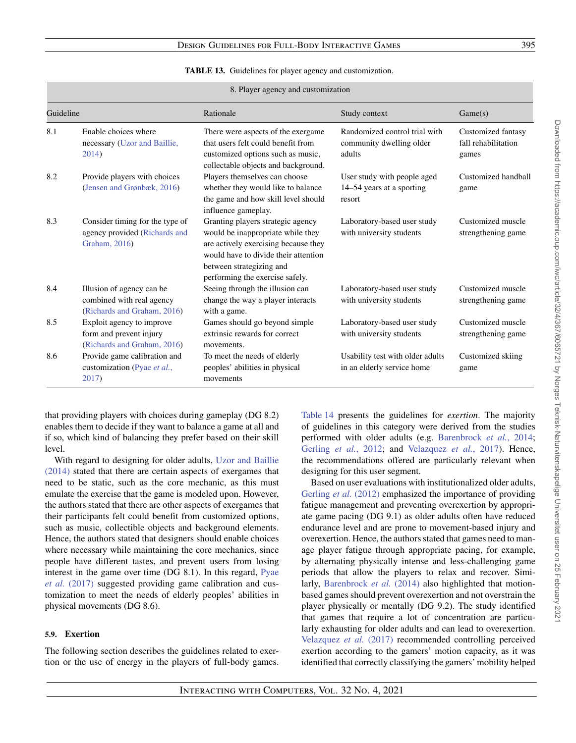**TABLE 13.** Guidelines for player agency and customization.

| 8. Player agency and customization | | | | |
|---|---|---|---|---|
| Guideline | | Rationale | Study context | Game(s) |
| 8.1 | Enable choices where necessary (Uzor and Baillie, 2014) | There were aspects of the exergame that users felt could benefit from customized options such as music, collectable objects and background. | Randomized control trial with community dwelling older adults | Customized fantasy fall rehabilitation games |
| 8.2 | Provide players with choices (Jensen and Grønbæk, 2016) | Players themselves can choose whether they would like to balance the game and how skill level should influence gameplay. | User study with people aged 14–54 years at a sporting resort | Customized handball game |
| 8.3 | Consider timing for the type of agency provided (Richards and Graham, 2016) | Granting players strategic agency would be inappropriate while they are actively exercising because they would have to divide their attention between strategizing and performing the exercise safely. | Laboratory-based user study with university students | Customized muscle strengthening game |
| 8.4 | Illusion of agency can be combined with real agency (Richards and Graham, 2016) | Seeing through the illusion can change the way a player interacts with a game. | Laboratory-based user study with university students | Customized muscle strengthening game |
| 8.5 | Exploit agency to improve form and prevent injury (Richards and Graham, 2016) | Games should go beyond simple extrinsic rewards for correct movements. | Laboratory-based user study with university students | Customized muscle strengthening game |
| 8.6 | Provide game calibration and customization (Pyae *et al.*, 2017) | To meet the needs of elderly peoples' abilities in physical movements | Usability test with older adults in an elderly service home | Customized skiing game |

that providing players with choices during gameplay (DG 8.2) enables them to decide if they want to balance a game at all and if so, which kind of balancing they prefer based on their skill level.

With regard to designing for older adults, Uzor and Baillie (2014) stated that there are certain aspects of exergames that need to be static, such as the core mechanic, as this must emulate the exercise that the game is modeled upon. However, the authors stated that there are other aspects of exergames that their participants felt could benefit from customized options, such as music, collectible objects and background elements. Hence, the authors stated that designers should enable choices where necessary while maintaining the core mechanics, since people have different tastes, and prevent users from losing interest in the game over time (DG 8.1). In this regard, Pyae *et al.* (2017) suggested providing game calibration and customization to meet the needs of elderly peoples' abilities in physical movements (DG 8.6).

### 5.9. Exertion

The following section describes the guidelines related to exertion or the use of energy in the players of full-body games. Table 14 presents the guidelines for *exertion*. The majority of guidelines in this category were derived from the studies performed with older adults (e.g. Barenbrock *et al.*, 2014; Gerling *et al.*, 2012; and Velazquez *et al.*, 2017). Hence, the recommendations offered are particularly relevant when designing for this user segment.

Based on user evaluations with institutionalized older adults, Gerling *et al.* (2012) emphasized the importance of providing fatigue management and preventing overexertion by appropriate game pacing (DG 9.1) as older adults often have reduced endurance level and are prone to movement-based injury and overexertion. Hence, the authors stated that games need to manage player fatigue through appropriate pacing, for example, by alternating physically intense and less-challenging game periods that allow the players to relax and recover. Similarly, Barenbrock *et al.* (2014) also highlighted that motion-based games should prevent overexertion and not overstrain the player physically or mentally (DG 9.2). The study identified that games that require a lot of concentration are particularly exhausting for older adults and can lead to overexertion. Velazquez *et al.* (2017) recommended controlling perceived exertion according to the gamers' motion capacity, as it was identified that correctly classifying the gamers' mobility helped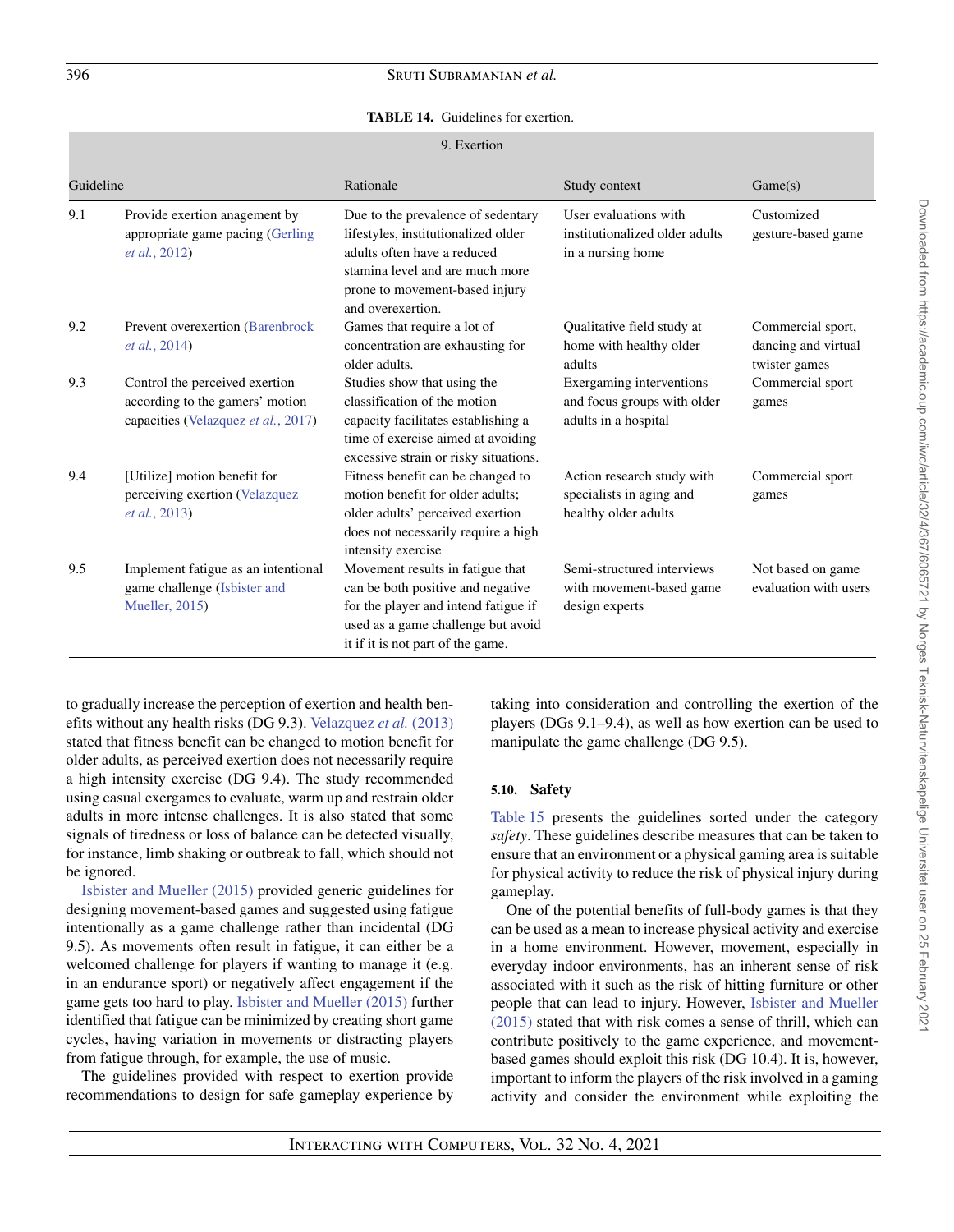**TABLE 14.** Guidelines for exertion.

| 9. Exertion | | | | |
|---|---|---|---|---|
| Guideline | | Rationale | Study context | Game(s) |
| 9.1 | Provide exertion anagement by appropriate game pacing (Gerling *et al.*, 2012) | Due to the prevalence of sedentary lifestyles, institutionalized older adults often have a reduced stamina level and are much more prone to movement-based injury and overexertion. | User evaluations with institutionalized older adults in a nursing home | Customized gesture-based game |
| 9.2 | Prevent overexertion (Barenbrock *et al.*, 2014) | Games that require a lot of concentration are exhausting for older adults. | Qualitative field study at home with healthy older adults | Commercial sport, dancing and virtual twister games |
| 9.3 | Control the perceived exertion according to the gamers' motion capacities (Velazquez *et al.*, 2017) | Studies show that using the classification of the motion capacity facilitates establishing a time of exercise aimed at avoiding excessive strain or risky situations. | Exergaming interventions and focus groups with older adults in a hospital | Commercial sport games |
| 9.4 | [Utilize] motion benefit for perceiving exertion (Velazquez *et al.*, 2013) | Fitness benefit can be changed to motion benefit for older adults; older adults' perceived exertion does not necessarily require a high intensity exercise | Action research study with specialists in aging and healthy older adults | Commercial sport games |
| 9.5 | Implement fatigue as an intentional game challenge (Isbister and Mueller, 2015) | Movement results in fatigue that can be both positive and negative for the player and intend fatigue if used as a game challenge but avoid it if it is not part of the game. | Semi-structured interviews with movement-based game design experts | Not based on game evaluation with users |

to gradually increase the perception of exertion and health benefits without any health risks (DG 9.3). Velazquez *et al.* (2013) stated that fitness benefit can be changed to motion benefit for older adults, as perceived exertion does not necessarily require a high intensity exercise (DG 9.4). The study recommended using casual exergames to evaluate, warm up and restrain older adults in more intense challenges. It is also stated that some signals of tiredness or loss of balance can be detected visually, for instance, limb shaking or outbreak to fall, which should not be ignored.

Isbister and Mueller (2015) provided generic guidelines for designing movement-based games and suggested using fatigue intentionally as a game challenge rather than incidental (DG 9.5). As movements often result in fatigue, it can either be a welcomed challenge for players if wanting to manage it (e.g. in an endurance sport) or negatively affect engagement if the game gets too hard to play. Isbister and Mueller (2015) further identified that fatigue can be minimized by creating short game cycles, having variation in movements or distracting players from fatigue through, for example, the use of music.

The guidelines provided with respect to exertion provide recommendations to design for safe gameplay experience by taking into consideration and controlling the exertion of the players (DGs 9.1–9.4), as well as how exertion can be used to manipulate the game challenge (DG 9.5).

### 5.10. Safety

Table 15 presents the guidelines sorted under the category *safety*. These guidelines describe measures that can be taken to ensure that an environment or a physical gaming area is suitable for physical activity to reduce the risk of physical injury during gameplay.

One of the potential benefits of full-body games is that they can be used as a mean to increase physical activity and exercise in a home environment. However, movement, especially in everyday indoor environments, has an inherent sense of risk associated with it such as the risk of hitting furniture or other people that can lead to injury. However, Isbister and Mueller (2015) stated that with risk comes a sense of thrill, which can contribute positively to the game experience, and movement-based games should exploit this risk (DG 10.4). It is, however, important to inform the players of the risk involved in a gaming activity and consider the environment while exploiting the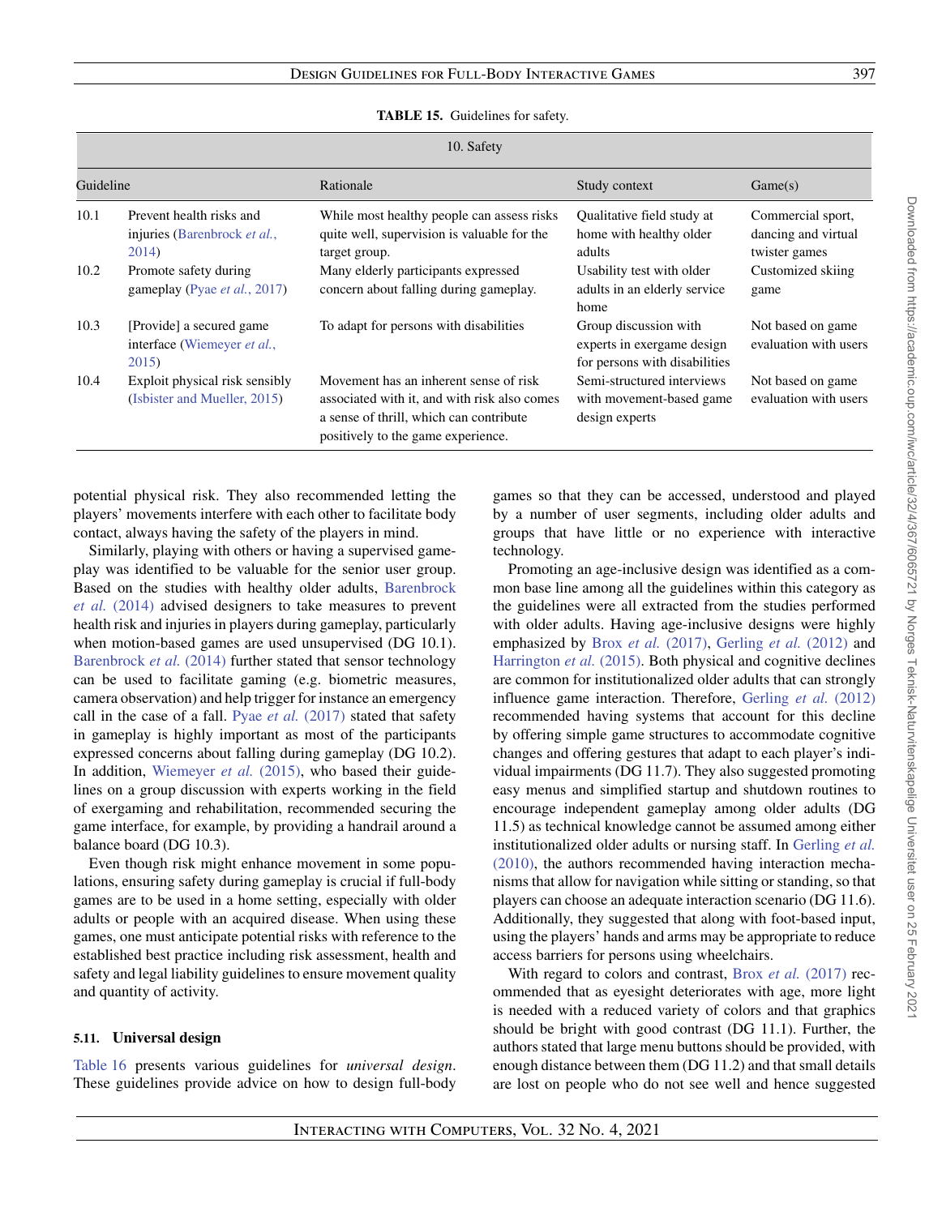**TABLE 15.** Guidelines for safety.

| 10. Safety | | | | |
|---|---|---|---|---|
| Guideline | | Rationale | Study context | Game(s) |
| 10.1 | Prevent health risks and injuries (Barenbrock *et al.*, 2014) | While most healthy people can assess risks quite well, supervision is valuable for the target group. | Qualitative field study at home with healthy older adults | Commercial sport, dancing and virtual twister games |
| 10.2 | Promote safety during gameplay (Pyae *et al.*, 2017) | Many elderly participants expressed concern about falling during gameplay. | Usability test with older adults in an elderly service home | Customized skiing game |
| 10.3 | [Provide] a secured game interface (Wiemeyer *et al.*, 2015) | To adapt for persons with disabilities | Group discussion with experts in exergame design for persons with disabilities | Not based on game evaluation with users |
| 10.4 | Exploit physical risk sensibly (Isbister and Mueller, 2015) | Movement has an inherent sense of risk associated with it, and with risk also comes a sense of thrill, which can contribute positively to the game experience. | Semi-structured interviews with movement-based game design experts | Not based on game evaluation with users |

potential physical risk. They also recommended letting the players' movements interfere with each other to facilitate body contact, always having the safety of the players in mind.

Similarly, playing with others or having a supervised gameplay was identified to be valuable for the senior user group. Based on the studies with healthy older adults, Barenbrock *et al.* (2014) advised designers to take measures to prevent health risk and injuries in players during gameplay, particularly when motion-based games are used unsupervised (DG 10.1). Barenbrock *et al.* (2014) further stated that sensor technology can be used to facilitate gaming (e.g. biometric measures, camera observation) and help trigger for instance an emergency call in the case of a fall. Pyae *et al.* (2017) stated that safety in gameplay is highly important as most of the participants expressed concerns about falling during gameplay (DG 10.2). In addition, Wiemeyer *et al.* (2015), who based their guidelines on a group discussion with experts working in the field of exergaming and rehabilitation, recommended securing the game interface, for example, by providing a handrail around a balance board (DG 10.3).

Even though risk might enhance movement in some populations, ensuring safety during gameplay is crucial if full-body games are to be used in a home setting, especially with older adults or people with an acquired disease. When using these games, one must anticipate potential risks with reference to the established best practice including risk assessment, health and safety and legal liability guidelines to ensure movement quality and quantity of activity.

### 5.11. Universal design

Table 16 presents various guidelines for *universal design*. These guidelines provide advice on how to design full-body games so that they can be accessed, understood and played by a number of user segments, including older adults and groups that have little or no experience with interactive technology.

Promoting an age-inclusive design was identified as a common base line among all the guidelines within this category as the guidelines were all extracted from the studies performed with older adults. Having age-inclusive designs were highly emphasized by Brox *et al.* (2017), Gerling *et al.* (2012) and Harrington *et al.* (2015). Both physical and cognitive declines are common for institutionalized older adults that can strongly influence game interaction. Therefore, Gerling *et al.* (2012) recommended having systems that account for this decline by offering simple game structures to accommodate cognitive changes and offering gestures that adapt to each player's individual impairments (DG 11.7). They also suggested promoting easy menus and simplified startup and shutdown routines to encourage independent gameplay among older adults (DG 11.5) as technical knowledge cannot be assumed among either institutionalized older adults or nursing staff. In Gerling *et al.* (2010), the authors recommended having interaction mechanisms that allow for navigation while sitting or standing, so that players can choose an adequate interaction scenario (DG 11.6). Additionally, they suggested that along with foot-based input, using the players' hands and arms may be appropriate to reduce access barriers for persons using wheelchairs.

With regard to colors and contrast, Brox *et al.* (2017) recommended that as eyesight deteriorates with age, more light is needed with a reduced variety of colors and that graphics should be bright with good contrast (DG 11.1). Further, the authors stated that large menu buttons should be provided, with enough distance between them (DG 11.2) and that small details are lost on people who do not see well and hence suggested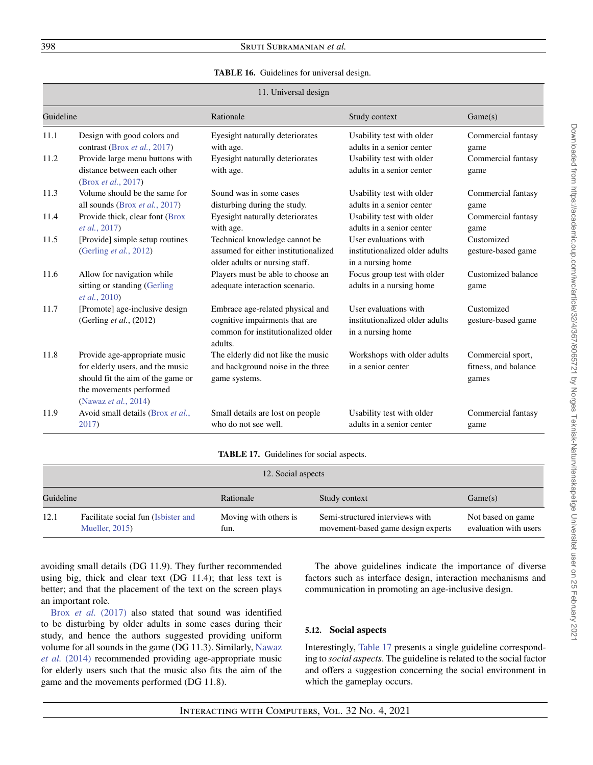**TABLE 16.** Guidelines for universal design.

| 11. Universal design | | | | |
|---|---|---|---|---|
| Guideline | | Rationale | Study context | Game(s) |
| 11.1 | Design with good colors and contrast (Brox *et al.*, 2017) | Eyesight naturally deteriorates with age. | Usability test with older adults in a senior center | Commercial fantasy game |
| 11.2 | Provide large menu buttons with distance between each other (Brox *et al.*, 2017) | Eyesight naturally deteriorates with age. | Usability test with older adults in a senior center | Commercial fantasy game |
| 11.3 | Volume should be the same for all sounds (Brox *et al.*, 2017) | Sound was in some cases disturbing during the study. | Usability test with older adults in a senior center | Commercial fantasy game |
| 11.4 | Provide thick, clear font (Brox *et al.*, 2017) | Eyesight naturally deteriorates with age. | Usability test with older adults in a senior center | Commercial fantasy game |
| 11.5 | [Provide] simple setup routines (Gerling *et al.*, 2012) | Technical knowledge cannot be assumed for either institutionalized older adults or nursing staff. | User evaluations with institutionalized older adults in a nursing home | Customized gesture-based game |
| 11.6 | Allow for navigation while sitting or standing (Gerling *et al.*, 2010) | Players must be able to choose an adequate interaction scenario. | Focus group test with older adults in a nursing home | Customized balance game |
| 11.7 | [Promote] age-inclusive design (Gerling *et al.*, (2012) | Embrace age-related physical and cognitive impairments that are common for institutionalized older adults. | User evaluations with institutionalized older adults in a nursing home | Customized gesture-based game |
| 11.8 | Provide age-appropriate music for elderly users, and the music should fit the aim of the game or the movements performed (Nawaz *et al.*, 2014) | The elderly did not like the music and background noise in the three game systems. | Workshops with older adults in a senior center | Commercial sport, fitness, and balance games |
| 11.9 | Avoid small details (Brox *et al.*, 2017) | Small details are lost on people who do not see well. | Usability test with older adults in a senior center | Commercial fantasy game |

**TABLE 17.** Guidelines for social aspects.

| 12. Social aspects | | | | |
|---|---|---|---|---|
| Guideline | | Rationale | Study context | Game(s) |
| 12.1 | Facilitate social fun (Isbister and Mueller, 2015) | Moving with others is fun. | Semi-structured interviews with movement-based game design experts | Not based on game evaluation with users |

avoiding small details (DG 11.9). They further recommended using big, thick and clear text (DG 11.4); that less text is better; and that the placement of the text on the screen plays an important role.

Brox *et al.* (2017) also stated that sound was identified to be disturbing by older adults in some cases during their study, and hence the authors suggested providing uniform volume for all sounds in the game (DG 11.3). Similarly, Nawaz *et al.* (2014) recommended providing age-appropriate music for elderly users such that the music also fits the aim of the game and the movements performed (DG 11.8).

The above guidelines indicate the importance of diverse factors such as interface design, interaction mechanisms and communication in promoting an age-inclusive design.

### 5.12. Social aspects

Interestingly, Table 17 presents a single guideline corresponding to *social aspects*. The guideline is related to the social factor and offers a suggestion concerning the social environment in which the gameplay occurs.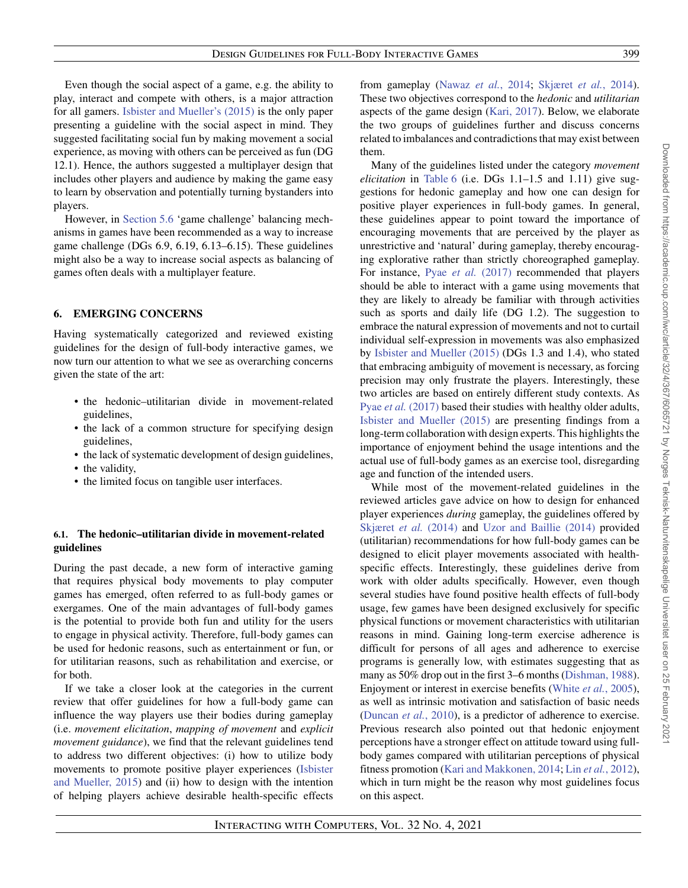Even though the social aspect of a game, e.g. the ability to play, interact and compete with others, is a major attraction for all gamers. Isbister and Mueller's (2015) is the only paper presenting a guideline with the social aspect in mind. They suggested facilitating social fun by making movement a social experience, as moving with others can be perceived as fun (DG 12.1). Hence, the authors suggested a multiplayer design that includes other players and audience by making the game easy to learn by observation and potentially turning bystanders into players.

However, in Section 5.6 'game challenge' balancing mechanisms in games have been recommended as a way to increase game challenge (DGs 6.9, 6.19, 6.13–6.15). These guidelines might also be a way to increase social aspects as balancing of games often deals with a multiplayer feature.

## 6. EMERGING CONCERNS

Having systematically categorized and reviewed existing guidelines for the design of full-body interactive games, we now turn our attention to what we see as overarching concerns given the state of the art:

- the hedonic–utilitarian divide in movement-related guidelines,
- the lack of a common structure for specifying design guidelines,
- the lack of systematic development of design guidelines,
- the validity,
- the limited focus on tangible user interfaces.

### 6.1. The hedonic–utilitarian divide in movement-related guidelines

During the past decade, a new form of interactive gaming that requires physical body movements to play computer games has emerged, often referred to as full-body games or exergames. One of the main advantages of full-body games is the potential to provide both fun and utility for the users to engage in physical activity. Therefore, full-body games can be used for hedonic reasons, such as entertainment or fun, or for utilitarian reasons, such as rehabilitation and exercise, or for both.

If we take a closer look at the categories in the current review that offer guidelines for how a full-body game can influence the way players use their bodies during gameplay (i.e. *movement elicitation*, *mapping of movement* and *explicit movement guidance*), we find that the relevant guidelines tend to address two different objectives: (i) how to utilize body movements to promote positive player experiences (Isbister and Mueller, 2015) and (ii) how to design with the intention of helping players achieve desirable health-specific effects from gameplay (Nawaz *et al.*, 2014; Skjæret *et al.*, 2014). These two objectives correspond to the *hedonic* and *utilitarian* aspects of the game design (Kari, 2017). Below, we elaborate the two groups of guidelines further and discuss concerns related to imbalances and contradictions that may exist between them.

Many of the guidelines listed under the category *movement elicitation* in Table 6 (i.e. DGs 1.1–1.5 and 1.11) give suggestions for hedonic gameplay and how one can design for positive player experiences in full-body games. In general, these guidelines appear to point toward the importance of encouraging movements that are perceived by the player as unrestrictive and 'natural' during gameplay, thereby encouraging explorative rather than strictly choreographed gameplay. For instance, Pyae *et al.* (2017) recommended that players should be able to interact with a game using movements that they are likely to already be familiar with through activities such as sports and daily life (DG 1.2). The suggestion to embrace the natural expression of movements and not to curtail individual self-expression in movements was also emphasized by Isbister and Mueller (2015) (DGs 1.3 and 1.4), who stated that embracing ambiguity of movement is necessary, as forcing precision may only frustrate the players. Interestingly, these two articles are based on entirely different study contexts. As Pyae *et al.* (2017) based their studies with healthy older adults, Isbister and Mueller (2015) are presenting findings from a long-term collaboration with design experts. This highlights the importance of enjoyment behind the usage intentions and the actual use of full-body games as an exercise tool, disregarding age and function of the intended users.

While most of the movement-related guidelines in the reviewed articles gave advice on how to design for enhanced player experiences *during* gameplay, the guidelines offered by Skjæret *et al.* (2014) and Uzor and Baillie (2014) provided (utilitarian) recommendations for how full-body games can be designed to elicit player movements associated with health-specific effects. Interestingly, these guidelines derive from work with older adults specifically. However, even though several studies have found positive health effects of full-body usage, few games have been designed exclusively for specific physical functions or movement characteristics with utilitarian reasons in mind. Gaining long-term exercise adherence is difficult for persons of all ages and adherence to exercise programs is generally low, with estimates suggesting that as many as 50% drop out in the first 3–6 months (Dishman, 1988). Enjoyment or interest in exercise benefits (White *et al.*, 2005), as well as intrinsic motivation and satisfaction of basic needs (Duncan *et al.*, 2010), is a predictor of adherence to exercise. Previous research also pointed out that hedonic enjoyment perceptions have a stronger effect on attitude toward using full-body games compared with utilitarian perceptions of physical fitness promotion (Kari and Makkonen, 2014; Lin *et al.*, 2012), which in turn might be the reason why most guidelines focus on this aspect.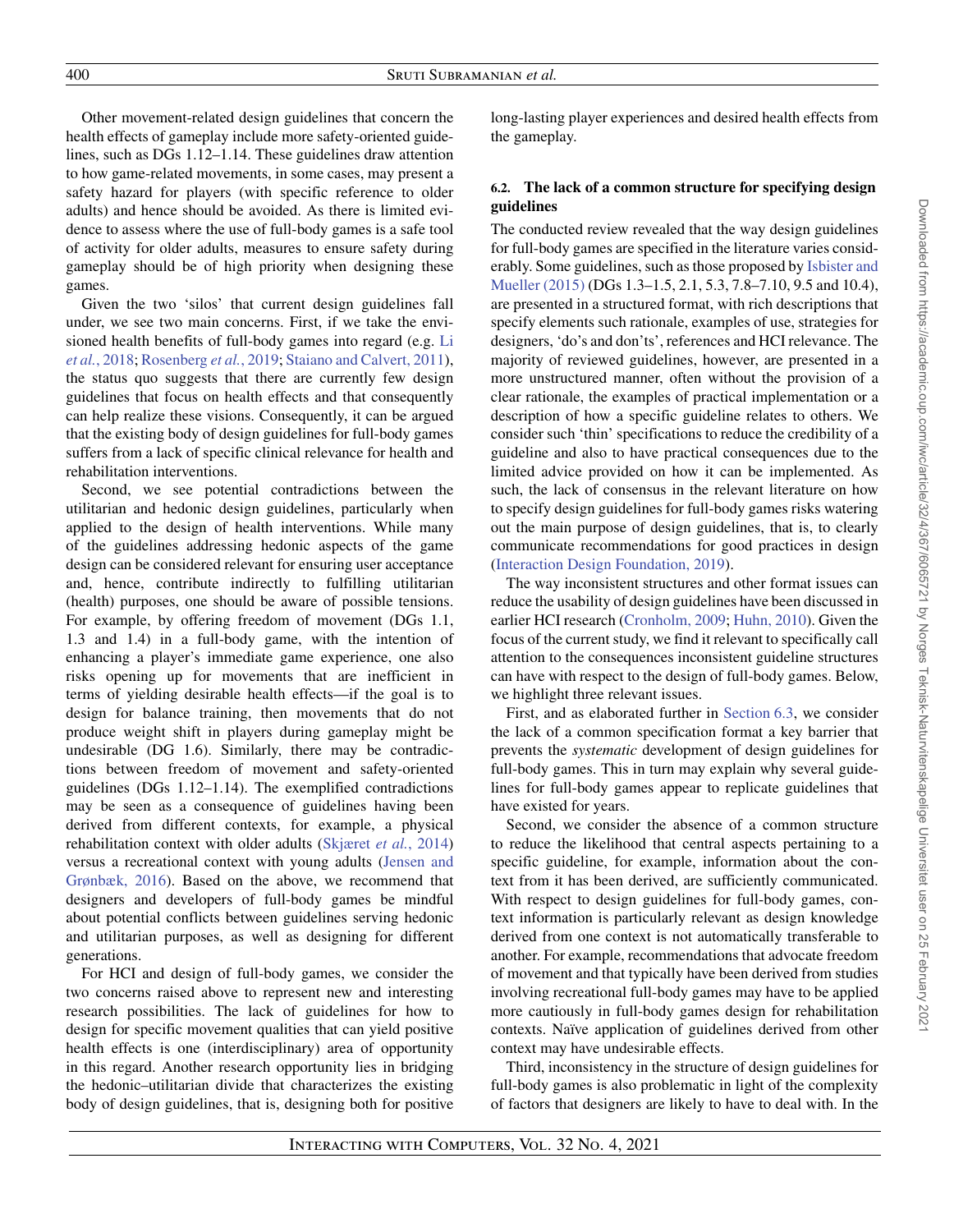Other movement-related design guidelines that concern the health effects of gameplay include more safety-oriented guidelines, such as DGs 1.12–1.14. These guidelines draw attention to how game-related movements, in some cases, may present a safety hazard for players (with specific reference to older adults) and hence should be avoided. As there is limited evidence to assess where the use of full-body games is a safe tool of activity for older adults, measures to ensure safety during gameplay should be of high priority when designing these games.

Given the two 'silos' that current design guidelines fall under, we see two main concerns. First, if we take the envisioned health benefits of full-body games into regard (e.g. Li *et al.*, 2018; Rosenberg *et al.*, 2019; Staiano and Calvert, 2011), the status quo suggests that there are currently few design guidelines that focus on health effects and that consequently can help realize these visions. Consequently, it can be argued that the existing body of design guidelines for full-body games suffers from a lack of specific clinical relevance for health and rehabilitation interventions.

Second, we see potential contradictions between the utilitarian and hedonic design guidelines, particularly when applied to the design of health interventions. While many of the guidelines addressing hedonic aspects of the game design can be considered relevant for ensuring user acceptance and, hence, contribute indirectly to fulfilling utilitarian (health) purposes, one should be aware of possible tensions. For example, by offering freedom of movement (DGs 1.1, 1.3 and 1.4) in a full-body game, with the intention of enhancing a player's immediate game experience, one also risks opening up for movements that are inefficient in terms of yielding desirable health effects—if the goal is to design for balance training, then movements that do not produce weight shift in players during gameplay might be undesirable (DG 1.6). Similarly, there may be contradictions between freedom of movement and safety-oriented guidelines (DGs 1.12–1.14). The exemplified contradictions may be seen as a consequence of guidelines having been derived from different contexts, for example, a physical rehabilitation context with older adults (Skjæret *et al.*, 2014) versus a recreational context with young adults (Jensen and Grønbæk, 2016). Based on the above, we recommend that designers and developers of full-body games be mindful about potential conflicts between guidelines serving hedonic and utilitarian purposes, as well as designing for different generations.

For HCI and design of full-body games, we consider the two concerns raised above to represent new and interesting research possibilities. The lack of guidelines for how to design for specific movement qualities that can yield positive health effects is one (interdisciplinary) area of opportunity in this regard. Another research opportunity lies in bridging the hedonic–utilitarian divide that characterizes the existing body of design guidelines, that is, designing both for positive long-lasting player experiences and desired health effects from the gameplay.

### 6.2. The lack of a common structure for specifying design guidelines

The conducted review revealed that the way design guidelines for full-body games are specified in the literature varies considerably. Some guidelines, such as those proposed by Isbister and Mueller (2015) (DGs 1.3–1.5, 2.1, 5.3, 7.8–7.10, 9.5 and 10.4), are presented in a structured format, with rich descriptions that specify elements such rationale, examples of use, strategies for designers, 'do's and don'ts', references and HCI relevance. The majority of reviewed guidelines, however, are presented in a more unstructured manner, often without the provision of a clear rationale, the examples of practical implementation or a description of how a specific guideline relates to others. We consider such 'thin' specifications to reduce the credibility of a guideline and also to have practical consequences due to the limited advice provided on how it can be implemented. As such, the lack of consensus in the relevant literature on how to specify design guidelines for full-body games risks watering out the main purpose of design guidelines, that is, to clearly communicate recommendations for good practices in design (Interaction Design Foundation, 2019).

The way inconsistent structures and other format issues can reduce the usability of design guidelines have been discussed in earlier HCI research (Cronholm, 2009; Huhn, 2010). Given the focus of the current study, we find it relevant to specifically call attention to the consequences inconsistent guideline structures can have with respect to the design of full-body games. Below, we highlight three relevant issues.

First, and as elaborated further in Section 6.3, we consider the lack of a common specification format a key barrier that prevents the *systematic* development of design guidelines for full-body games. This in turn may explain why several guidelines for full-body games appear to replicate guidelines that have existed for years.

Second, we consider the absence of a common structure to reduce the likelihood that central aspects pertaining to a specific guideline, for example, information about the context from it has been derived, are sufficiently communicated. With respect to design guidelines for full-body games, context information is particularly relevant as design knowledge derived from one context is not automatically transferable to another. For example, recommendations that advocate freedom of movement and that typically have been derived from studies involving recreational full-body games may have to be applied more cautiously in full-body games design for rehabilitation contexts. Naïve application of guidelines derived from other context may have undesirable effects.

Third, inconsistency in the structure of design guidelines for full-body games is also problematic in light of the complexity of factors that designers are likely to have to deal with. In the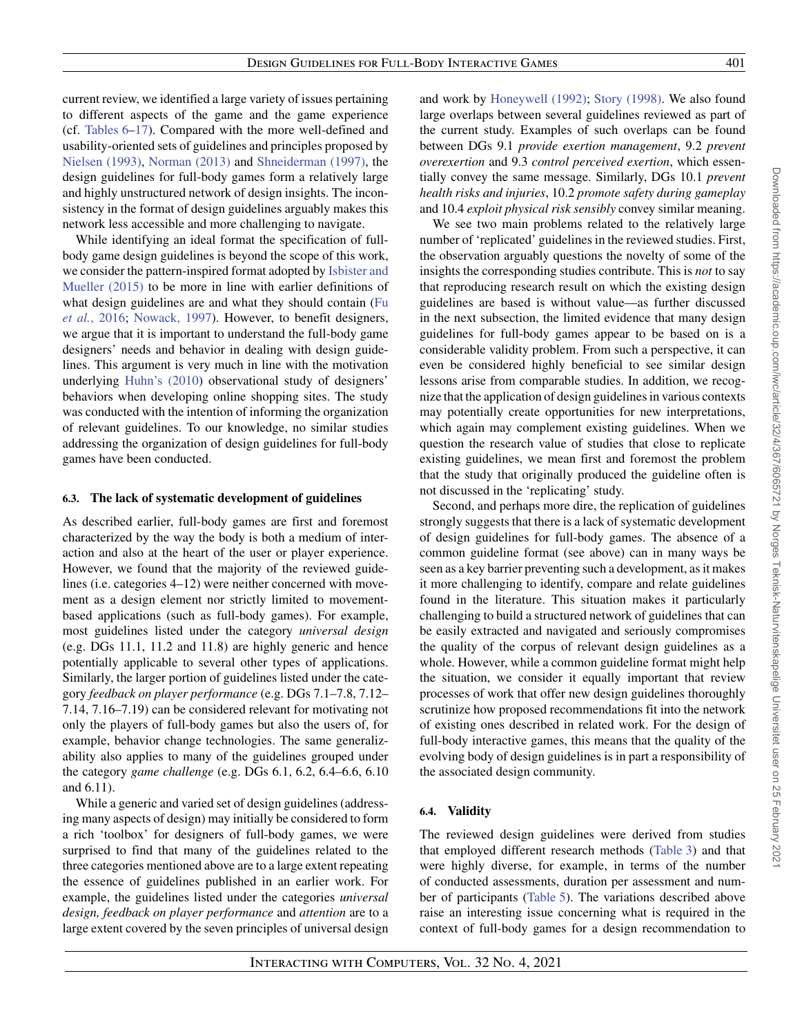current review, we identified a large variety of issues pertaining to different aspects of the game and the game experience (cf. Tables 6–17). Compared with the more well-defined and usability-oriented sets of guidelines and principles proposed by Nielsen (1993), Norman (2013) and Shneiderman (1997), the design guidelines for full-body games form a relatively large and highly unstructured network of design insights. The inconsistency in the format of design guidelines arguably makes this network less accessible and more challenging to navigate.

While identifying an ideal format the specification of full-body game design guidelines is beyond the scope of this work, we consider the pattern-inspired format adopted by Isbister and Mueller (2015) to be more in line with earlier definitions of what design guidelines are and what they should contain (Fu *et al.*, 2016; Nowack, 1997). However, to benefit designers, we argue that it is important to understand the full-body game designers' needs and behavior in dealing with design guidelines. This argument is very much in line with the motivation underlying Huhn's (2010) observational study of designers' behaviors when developing online shopping sites. The study was conducted with the intention of informing the organization of relevant guidelines. To our knowledge, no similar studies addressing the organization of design guidelines for full-body games have been conducted.

### 6.3. The lack of systematic development of guidelines

As described earlier, full-body games are first and foremost characterized by the way the body is both a medium of interaction and also at the heart of the user or player experience. However, we found that the majority of the reviewed guidelines (i.e. categories 4–12) were neither concerned with movement as a design element nor strictly limited to movement-based applications (such as full-body games). For example, most guidelines listed under the category *universal design* (e.g. DGs 11.1, 11.2 and 11.8) are highly generic and hence potentially applicable to several other types of applications. Similarly, the larger portion of guidelines listed under the category *feedback on player performance* (e.g. DGs 7.1–7.8, 7.12–7.14, 7.16–7.19) can be considered relevant for motivating not only the players of full-body games but also the users of, for example, behavior change technologies. The same generalizability also applies to many of the guidelines grouped under the category *game challenge* (e.g. DGs 6.1, 6.2, 6.4–6.6, 6.10 and 6.11).

While a generic and varied set of design guidelines (addressing many aspects of design) may initially be considered to form a rich 'toolbox' for designers of full-body games, we were surprised to find that many of the guidelines related to the three categories mentioned above are to a large extent repeating the essence of guidelines published in an earlier work. For example, the guidelines listed under the categories *universal design, feedback on player performance* and *attention* are to a large extent covered by the seven principles of universal design and work by Honeywell (1992); Story (1998). We also found large overlaps between several guidelines reviewed as part of the current study. Examples of such overlaps can be found between DGs 9.1 *provide exertion management*, 9.2 *prevent overexertion* and 9.3 *control perceived exertion*, which essentially convey the same message. Similarly, DGs 10.1 *prevent health risks and injuries*, 10.2 *promote safety during gameplay* and 10.4 *exploit physical risk sensibly* convey similar meaning.

We see two main problems related to the relatively large number of 'replicated' guidelines in the reviewed studies. First, the observation arguably questions the novelty of some of the insights the corresponding studies contribute. This is *not* to say that reproducing research result on which the existing design guidelines are based is without value—as further discussed in the next subsection, the limited evidence that many design guidelines for full-body games appear to be based on is a considerable validity problem. From such a perspective, it can even be considered highly beneficial to see similar design lessons arise from comparable studies. In addition, we recognize that the application of design guidelines in various contexts may potentially create opportunities for new interpretations, which again may complement existing guidelines. When we question the research value of studies that close to replicate existing guidelines, we mean first and foremost the problem that the study that originally produced the guideline often is not discussed in the 'replicating' study.

Second, and perhaps more dire, the replication of guidelines strongly suggests that there is a lack of systematic development of design guidelines for full-body games. The absence of a common guideline format (see above) can in many ways be seen as a key barrier preventing such a development, as it makes it more challenging to identify, compare and relate guidelines found in the literature. This situation makes it particularly challenging to build a structured network of guidelines that can be easily extracted and navigated and seriously compromises the quality of the corpus of relevant design guidelines as a whole. However, while a common guideline format might help the situation, we consider it equally important that review processes of work that offer new design guidelines thoroughly scrutinize how proposed recommendations fit into the network of existing ones described in related work. For the design of full-body interactive games, this means that the quality of the evolving body of design guidelines is in part a responsibility of the associated design community.

### 6.4. Validity

The reviewed design guidelines were derived from studies that employed different research methods (Table 3) and that were highly diverse, for example, in terms of the number of conducted assessments, duration per assessment and number of participants (Table 5). The variations described above raise an interesting issue concerning what is required in the context of full-body games for a design recommendation to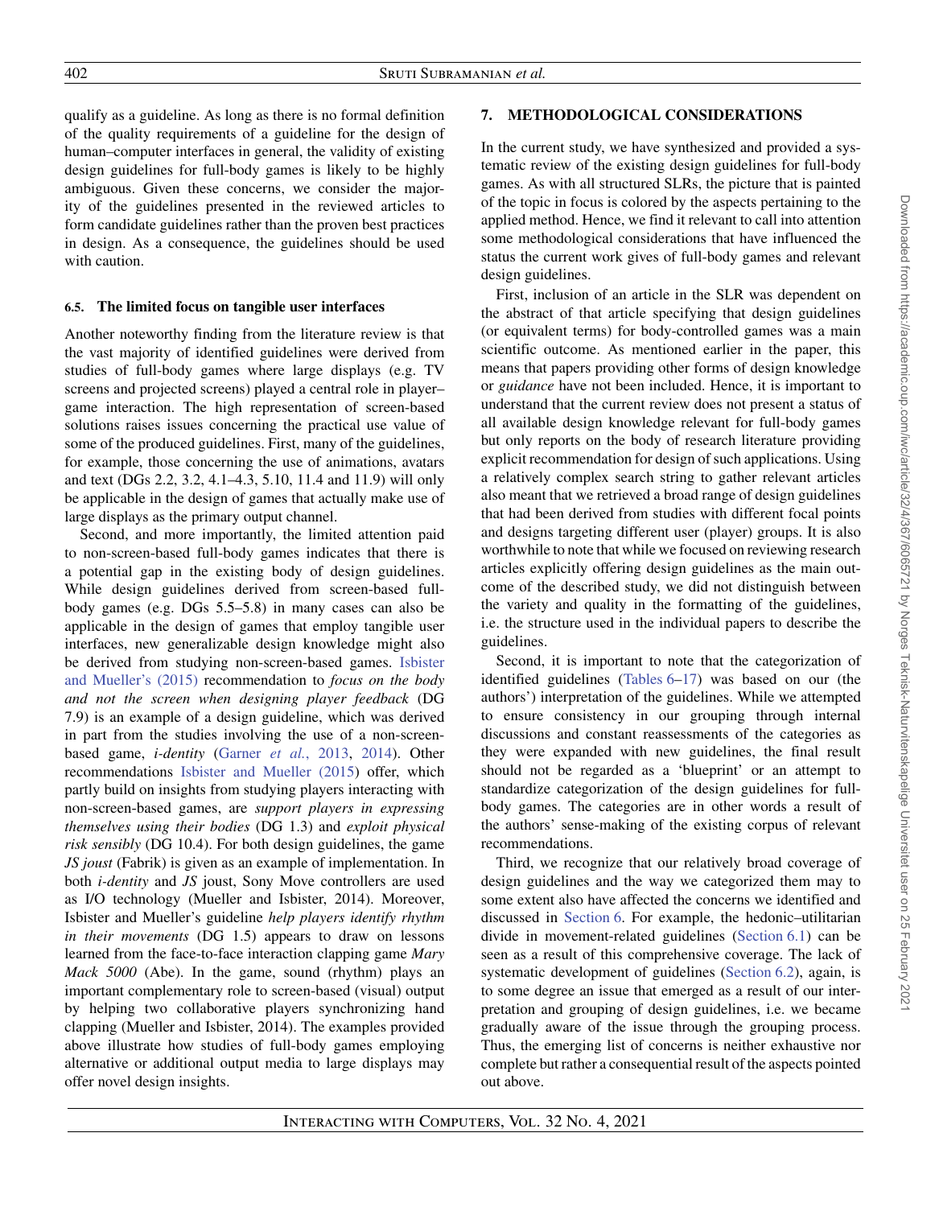qualify as a guideline. As long as there is no formal definition of the quality requirements of a guideline for the design of human–computer interfaces in general, the validity of existing design guidelines for full-body games is likely to be highly ambiguous. Given these concerns, we consider the majority of the guidelines presented in the reviewed articles to form candidate guidelines rather than the proven best practices in design. As a consequence, the guidelines should be used with caution.

### 6.5. The limited focus on tangible user interfaces

Another noteworthy finding from the literature review is that the vast majority of identified guidelines were derived from studies of full-body games where large displays (e.g. TV screens and projected screens) played a central role in player–game interaction. The high representation of screen-based solutions raises issues concerning the practical use value of some of the produced guidelines. First, many of the guidelines, for example, those concerning the use of animations, avatars and text (DGs 2.2, 3.2, 4.1–4.3, 5.10, 11.4 and 11.9) will only be applicable in the design of games that actually make use of large displays as the primary output channel.

Second, and more importantly, the limited attention paid to non-screen-based full-body games indicates that there is a potential gap in the existing body of design guidelines. While design guidelines derived from screen-based full-body games (e.g. DGs 5.5–5.8) in many cases can also be applicable in the design of games that employ tangible user interfaces, new generalizable design knowledge might also be derived from studying non-screen-based games. Isbister and Mueller's (2015) recommendation to *focus on the body and not the screen when designing player feedback* (DG 7.9) is an example of a design guideline, which was derived in part from the studies involving the use of a non-screen-based game, *i-dentity* (Garner *et al.*, 2013, 2014). Other recommendations Isbister and Mueller (2015) offer, which partly build on insights from studying players interacting with non-screen-based games, are *support players in expressing themselves using their bodies* (DG 1.3) and *exploit physical risk sensibly* (DG 10.4). For both design guidelines, the game *JS joust* (Fabrik) is given as an example of implementation. In both *i-dentity* and *JS* joust, Sony Move controllers are used as I/O technology (Mueller and Isbister, 2014). Moreover, Isbister and Mueller's guideline *help players identify rhythm in their movements* (DG 1.5) appears to draw on lessons learned from the face-to-face interaction clapping game *Mary Mack 5000* (Abe). In the game, sound (rhythm) plays an important complementary role to screen-based (visual) output by helping two collaborative players synchronizing hand clapping (Mueller and Isbister, 2014). The examples provided above illustrate how studies of full-body games employing alternative or additional output media to large displays may offer novel design insights.

## 7. METHODOLOGICAL CONSIDERATIONS

In the current study, we have synthesized and provided a systematic review of the existing design guidelines for full-body games. As with all structured SLRs, the picture that is painted of the topic in focus is colored by the aspects pertaining to the applied method. Hence, we find it relevant to call into attention some methodological considerations that have influenced the status the current work gives of full-body games and relevant design guidelines.

First, inclusion of an article in the SLR was dependent on the abstract of that article specifying that design guidelines (or equivalent terms) for body-controlled games was a main scientific outcome. As mentioned earlier in the paper, this means that papers providing other forms of design knowledge or *guidance* have not been included. Hence, it is important to understand that the current review does not present a status of all available design knowledge relevant for full-body games but only reports on the body of research literature providing explicit recommendation for design of such applications. Using a relatively complex search string to gather relevant articles also meant that we retrieved a broad range of design guidelines that had been derived from studies with different focal points and designs targeting different user (player) groups. It is also worthwhile to note that while we focused on reviewing research articles explicitly offering design guidelines as the main outcome of the described study, we did not distinguish between the variety and quality in the formatting of the guidelines, i.e. the structure used in the individual papers to describe the guidelines.

Second, it is important to note that the categorization of identified guidelines (Tables 6–17) was based on our (the authors') interpretation of the guidelines. While we attempted to ensure consistency in our grouping through internal discussions and constant reassessments of the categories as they were expanded with new guidelines, the final result should not be regarded as a 'blueprint' or an attempt to standardize categorization of the design guidelines for full-body games. The categories are in other words a result of the authors' sense-making of the existing corpus of relevant recommendations.

Third, we recognize that our relatively broad coverage of design guidelines and the way we categorized them may to some extent also have affected the concerns we identified and discussed in Section 6. For example, the hedonic–utilitarian divide in movement-related guidelines (Section 6.1) can be seen as a result of this comprehensive coverage. The lack of systematic development of guidelines (Section 6.2), again, is to some degree an issue that emerged as a result of our interpretation and grouping of design guidelines, i.e. we became gradually aware of the issue through the grouping process. Thus, the emerging list of concerns is neither exhaustive nor complete but rather a consequential result of the aspects pointed out above.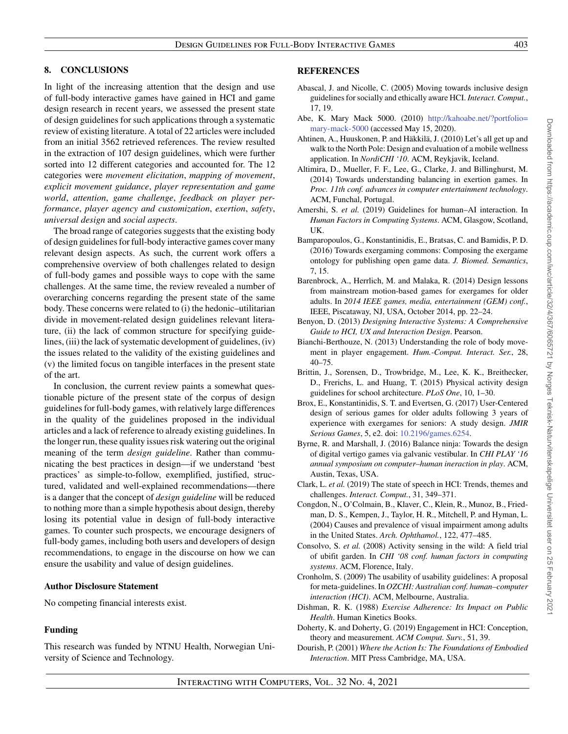## 8. CONCLUSIONS

In light of the increasing attention that the design and use of full-body interactive games have gained in HCI and game design research in recent years, we assessed the present state of design guidelines for such applications through a systematic review of existing literature. A total of 22 articles were included from an initial 3562 retrieved references. The review resulted in the extraction of 107 design guidelines, which were further sorted into 12 different categories and accounted for. The 12 categories were *movement elicitation*, *mapping of movement*, *explicit movement guidance*, *player representation and game world*, *attention*, *game challenge*, *feedback on player performance*, *player agency and customization*, *exertion*, *safety*, *universal design* and *social aspects*.

The broad range of categories suggests that the existing body of design guidelines for full-body interactive games cover many relevant design aspects. As such, the current work offers a comprehensive overview of both challenges related to design of full-body games and possible ways to cope with the same challenges. At the same time, the review revealed a number of overarching concerns regarding the present state of the same body. These concerns were related to (i) the hedonic–utilitarian divide in movement-related design guidelines relevant literature, (ii) the lack of common structure for specifying guidelines, (iii) the lack of systematic development of guidelines, (iv) the issues related to the validity of the existing guidelines and (v) the limited focus on tangible interfaces in the present state of the art.

In conclusion, the current review paints a somewhat questionable picture of the present state of the corpus of design guidelines for full-body games, with relatively large differences in the quality of the guidelines proposed in the individual articles and a lack of reference to already existing guidelines. In the longer run, these quality issues risk watering out the original meaning of the term *design guideline*. Rather than communicating the best practices in design—if we understand 'best practices' as simple-to-follow, exemplified, justified, structured, validated and well-explained recommendations—there is a danger that the concept of *design guideline* will be reduced to nothing more than a simple hypothesis about design, thereby losing its potential value in design of full-body interactive games. To counter such prospects, we encourage designers of full-body games, including both users and developers of design recommendations, to engage in the discourse on how we can ensure the usability and value of design guidelines.

### Author Disclosure Statement

No competing financial interests exist.

### Funding

This research was funded by NTNU Health, Norwegian University of Science and Technology.

## REFERENCES

Abascal, J. and Nicolle, C. (2005) Moving towards inclusive design guidelines for socially and ethically aware HCI. *Interact. Comput.*, 17, 19.

Abe, K. Mary Mack 5000. (2010) http://kahoabe.net/?portfolio=mary-mack-5000 (accessed May 15, 2020).

Ahtinen, A., Huuskonen, P. and Häkkilä, J. (2010) Let's all get up and walk to the North Pole: Design and evaluation of a mobile wellness application. In *NordiCHI '10*. ACM, Reykjavik, Iceland.

Altimira, D., Mueller, F. F., Lee, G., Clarke, J. and Billinghurst, M. (2014) Towards understanding balancing in exertion games. In *Proc. 11th conf. advances in computer entertainment technology*. ACM, Funchal, Portugal.

Amershi, S. *et al.* (2019) Guidelines for human–AI interaction. In *Human Factors in Computing Systems*. ACM, Glasgow, Scotland, UK.

Bamparopoulos, G., Konstantinidis, E., Bratsas, C. and Bamidis, P. D. (2016) Towards exergaming commons: Composing the exergame ontology for publishing open game data. *J. Biomed. Semantics*, 7, 15.

Barenbrock, A., Herrlich, M. and Malaka, R. (2014) Design lessons from mainstream motion-based games for exergames for older adults. In *2014 IEEE games, media, entertainment (GEM) conf.*, IEEE, Piscataway, NJ, USA, October 2014, pp. 22–24.

Benyon, D. (2013) *Designing Interactive Systems: A Comprehensive Guide to HCI, UX and Interaction Design*. Pearson.

Bianchi-Berthouze, N. (2013) Understanding the role of body movement in player engagement. *Hum.-Comput. Interact. Ser.*, 28, 40–75.

Brittin, J., Sorensen, D., Trowbridge, M., Lee, K. K., Breithecker, D., Frerichs, L. and Huang, T. (2015) Physical activity design guidelines for school architecture. *PLoS One*, 10, 1–30.

Brox, E., Konstantinidis, S. T. and Evertsen, G. (2017) User-Centered design of serious games for older adults following 3 years of experience with exergames for seniors: A study design. *JMIR Serious Games*, 5, e2. doi: 10.2196/games.6254.

Byrne, R. and Marshall, J. (2016) Balance ninja: Towards the design of digital vertigo games via galvanic vestibular. In *CHI PLAY '16 annual symposium on computer–human ineraction in play*. ACM, Austin, Texas, USA.

Clark, L. *et al.* (2019) The state of speech in HCI: Trends, themes and challenges. *Interact. Comput.*, 31, 349–371.

Congdon, N., O'Colmain, B., Klaver, C., Klein, R., Munoz, B., Friedman, D. S., Kempen, J., Taylor, H. R., Mitchell, P. and Hyman, L. (2004) Causes and prevalence of visual impairment among adults in the United States. *Arch. Ophthamol.*, 122, 477–485.

Consolvo, S. *et al.* (2008) Activity sensing in the wild: A field trial of ubifit garden. In *CHI '08 conf. human factors in computing systems*. ACM, Florence, Italy.

Cronholm, S. (2009) The usability of usability guidelines: A proposal for meta-guidelines. In *OZCHI: Australian conf. human–computer interaction (HCI)*. ACM, Melbourne, Australia.

Dishman, R. K. (1988) *Exercise Adherence: Its Impact on Public Health*. Human Kinetics Books.

Doherty, K. and Doherty, G. (2019) Engagement in HCI: Conception, theory and measurement. *ACM Comput. Surv.*, 51, 39.

Dourish, P. (2001) *Where the Action Is: The Foundations of Embodied Interaction*. MIT Press Cambridge, MA, USA.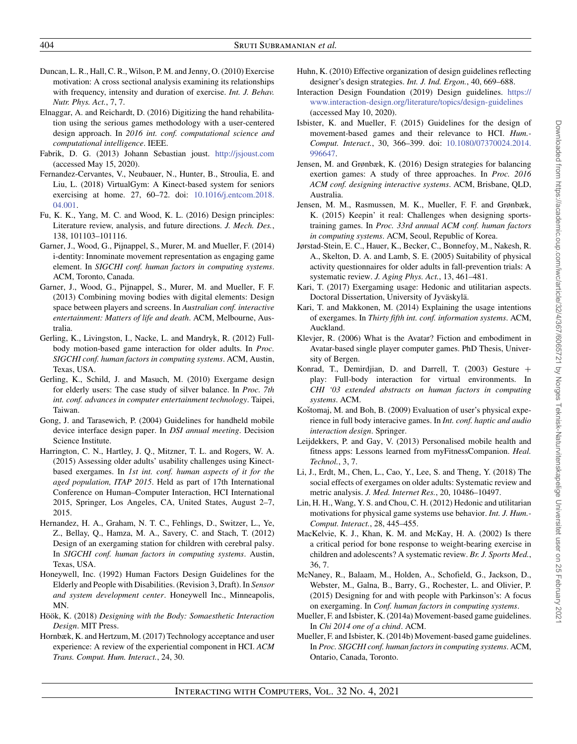Duncan, L. R., Hall, C. R., Wilson, P. M. and Jenny, O. (2010) Exercise motivation: A cross sectional analysis examining its relationships with frequency, intensity and duration of exercise. *Int. J. Behav. Nutr. Phys. Act.*, 7, 7.

Elnaggar, A. and Reichardt, D. (2016) Digitizing the hand rehabilitation using the serious games methodology with a user-centered design approach. In *2016 int. conf. computational science and computational intelligence*. IEEE.

Fabrik, D. G. (2013) Johann Sebastian joust. http://jsjoust.com (accessed May 15, 2020).

Fernandez-Cervantes, V., Neubauer, N., Hunter, B., Stroulia, E. and Liu, L. (2018) VirtualGym: A Kinect-based system for seniors exercising at home. 27, 60–72. doi: 10.1016/j.entcom.2018.04.001.

Fu, K. K., Yang, M. C. and Wood, K. L. (2016) Design principles: Literature review, analysis, and future directions. *J. Mech. Des.*, 138, 101103–101116.

Garner, J., Wood, G., Pijnappel, S., Murer, M. and Mueller, F. (2014) i-dentity: Innominate movement representation as engaging game element. In *SIGCHI conf. human factors in computing systems*. ACM, Toronto, Canada.

Garner, J., Wood, G., Pijnappel, S., Murer, M. and Mueller, F. F. (2013) Combining moving bodies with digital elements: Design space between players and screens. In *Australian conf. interactive entertainment: Matters of life and death*. ACM, Melbourne, Australia.

Gerling, K., Livingston, I., Nacke, L. and Mandryk, R. (2012) Full-body motion-based game interaction for older adults. In *Proc. SIGCHI conf. human factors in computing systems*. ACM, Austin, Texas, USA.

Gerling, K., Schild, J. and Masuch, M. (2010) Exergame design for elderly users: The case study of silver balance. In *Proc. 7th int. conf. advances in computer entertainment technology*. Taipei, Taiwan.

Gong, J. and Tarasewich, P. (2004) Guidelines for handheld mobile device interface design paper. In *DSI annual meeting*. Decision Science Institute.

Harrington, C. N., Hartley, J. Q., Mitzner, T. L. and Rogers, W. A. (2015) Assessing older adults' usability challenges using Kinect-based exergames. In *1st int. conf. human aspects of it for the aged population, ITAP 2015*. Held as part of 17th International Conference on Human–Computer Interaction, HCI International 2015, Springer, Los Angeles, CA, United States, August 2–7, 2015.

Hernandez, H. A., Graham, N. T. C., Fehlings, D., Switzer, L., Ye, Z., Bellay, Q., Hamza, M. A., Savery, C. and Stach, T. (2012) Design of an exergaming station for children with cerebral palsy. In *SIGCHI conf. human factors in computing systems*. Austin, Texas, USA.

Honeywell, Inc. (1992) Human Factors Design Guidelines for the Elderly and People with Disabilities. (Revision 3, Draft). In *Sensor and system development center*. Honeywell Inc., Minneapolis, MN.

Höök, K. (2018) *Designing with the Body: Somaesthetic Interaction Design*. MIT Press.

Hornbæk, K. and Hertzum, M. (2017) Technology acceptance and user experience: A review of the experiential component in HCI. *ACM Trans. Comput. Hum. Interact.*, 24, 30.

Huhn, K. (2010) Effective organization of design guidelines reflecting designer's design strategies. *Int. J. Ind. Ergon.*, 40, 669–688.

Interaction Design Foundation (2019) Design guidelines. https://www.interaction-design.org/literature/topics/design-guidelines (accessed May 10, 2020).

Isbister, K. and Mueller, F. (2015) Guidelines for the design of movement-based games and their relevance to HCI. *Hum.-Comput. Interact.*, 30, 366–399. doi: 10.1080/07370024.2014.996647.

Jensen, M. and Grønbæk, K. (2016) Design strategies for balancing exertion games: A study of three approaches. In *Proc. 2016 ACM conf. designing interactive systems*. ACM, Brisbane, QLD, Australia.

Jensen, M. M., Rasmussen, M. K., Mueller, F. F. and Grønbæk, K. (2015) Keepin' it real: Challenges when designing sports-training games. In *Proc. 33rd annual ACM conf. human factors in computing systems*. ACM, Seoul, Republic of Korea.

Jørstad-Stein, E. C., Hauer, K., Becker, C., Bonnefoy, M., Nakesh, R. A., Skelton, D. A. and Lamb, S. E. (2005) Suitability of physical activity questionnaires for older adults in fall-prevention trials: A systematic review. *J. Aging Phys. Act.*, 13, 461–481.

Kari, T. (2017) Exergaming usage: Hedonic and utilitarian aspects. Doctoral Dissertation, University of Jyväskylä.

Kari, T. and Makkonen, M. (2014) Explaining the usage intentions of exergames. In *Thirty fifth int. conf. information systems*. ACM, Auckland.

Klevjer, R. (2006) What is the Avatar? Fiction and embodiment in Avatar-based single player computer games. PhD Thesis, University of Bergen.

Konrad, T., Demirdjian, D. and Darrell, T. (2003) Gesture + play: Full-body interaction for virtual environments. In *CHI '03 extended abstracts on human factors in computing systems*. ACM.

Koštomaj, M. and Boh, B. (2009) Evaluation of user's physical experience in full body interactive games. In *Int. conf. haptic and audio interaction design*. Springer.

Leijdekkers, P. and Gay, V. (2013) Personalised mobile health and fitness apps: Lessons learned from myFitnessCompanion. *Heal. Technol.*, 3, 7.

Li, J., Erdt, M., Chen, L., Cao, Y., Lee, S. and Theng, Y. (2018) The social effects of exergames on older adults: Systematic review and metric analysis. *J. Med. Internet Res.*, 20, 10486–10497.

Lin, H. H., Wang, Y. S. and Chou, C. H. (2012) Hedonic and utilitarian motivations for physical game systems use behavior. *Int. J. Hum.-Comput. Interact.*, 28, 445–455.

MacKelvie, K. J., Khan, K. M. and McKay, H. A. (2002) Is there a critical period for bone response to weight-bearing exercise in children and adolescents? A systematic review. *Br. J. Sports Med.*, 36, 7.

McNaney, R., Balaam, M., Holden, A., Schofield, G., Jackson, D., Webster, M., Galna, B., Barry, G., Rochester, L. and Olivier, P. (2015) Designing for and with people with Parkinson's: A focus on exergaming. In *Conf. human factors in computing systems*.

Mueller, F. and Isbister, K. (2014a) Movement-based game guidelines. In *Chi 2014 one of a chind*. ACM.

Mueller, F. and Isbister, K. (2014b) Movement-based game guidelines. In *Proc. SIGCHI conf. human factors in computing systems*. ACM, Ontario, Canada, Toronto.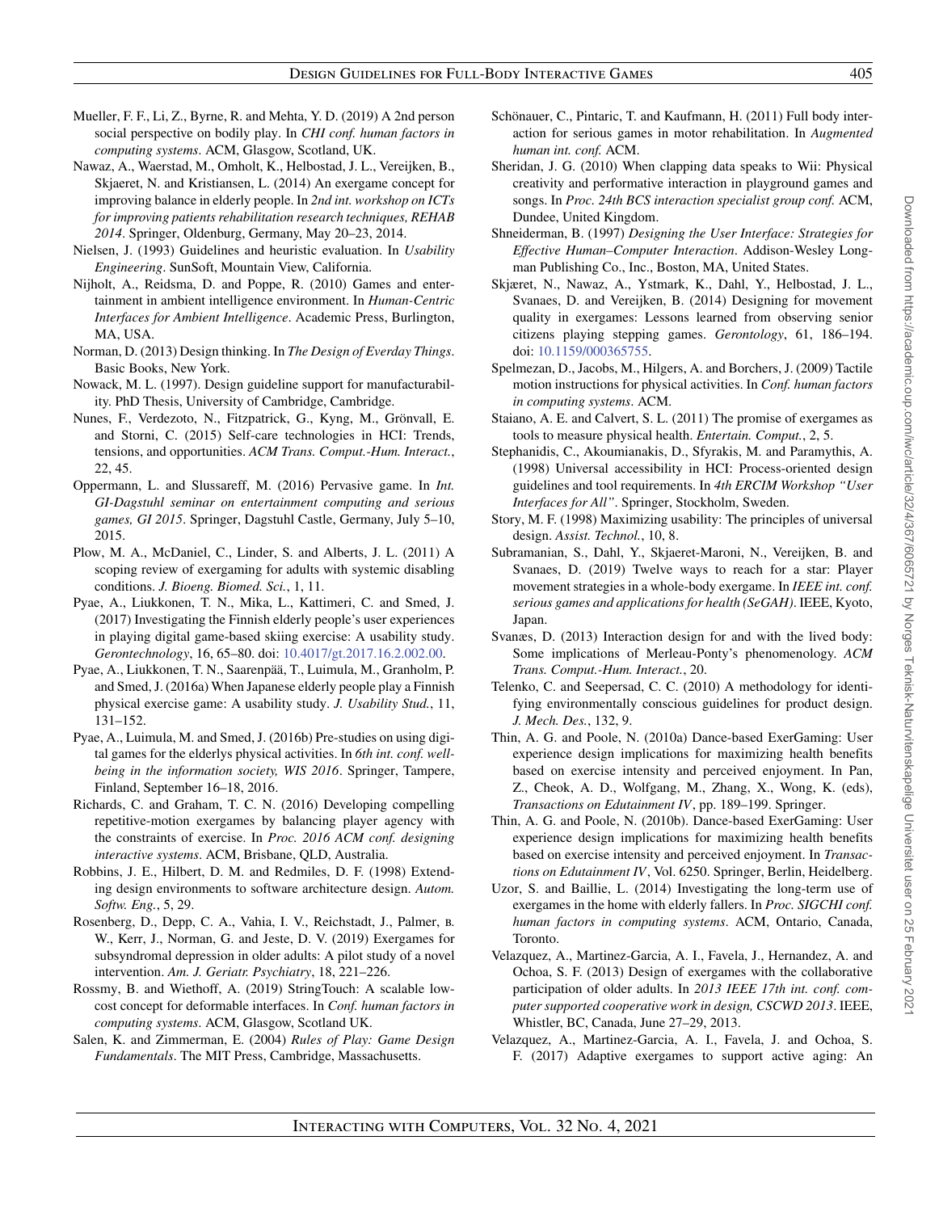Mueller, F. F., Li, Z., Byrne, R. and Mehta, Y. D. (2019) A 2nd person social perspective on bodily play. In *CHI conf. human factors in computing systems*. ACM, Glasgow, Scotland, UK.

Nawaz, A., Waerstad, M., Omholt, K., Helbostad, J. L., Vereijken, B., Skjaeret, N. and Kristiansen, L. (2014) An exergame concept for improving balance in elderly people. In *2nd int. workshop on ICTs for improving patients rehabilitation research techniques, REHAB 2014*. Springer, Oldenburg, Germany, May 20–23, 2014.

Nielsen, J. (1993) Guidelines and heuristic evaluation. In *Usability Engineering*. SunSoft, Mountain View, California.

Nijholt, A., Reidsma, D. and Poppe, R. (2010) Games and entertainment in ambient intelligence environment. In *Human-Centric Interfaces for Ambient Intelligence*. Academic Press, Burlington, MA, USA.

Norman, D. (2013) Design thinking. In *The Design of Everday Things*. Basic Books, New York.

Nowack, M. L. (1997). Design guideline support for manufacturability. PhD Thesis, University of Cambridge, Cambridge.

Nunes, F., Verdezoto, N., Fitzpatrick, G., Kyng, M., Grönvall, E. and Storni, C. (2015) Self-care technologies in HCI: Trends, tensions, and opportunities. *ACM Trans. Comput.-Hum. Interact.*, 22, 45.

Oppermann, L. and Slussareff, M. (2016) Pervasive game. In *Int. GI-Dagstuhl seminar on entertainment computing and serious games, GI 2015*. Springer, Dagstuhl Castle, Germany, July 5–10, 2015.

Plow, M. A., McDaniel, C., Linder, S. and Alberts, J. L. (2011) A scoping review of exergaming for adults with systemic disabling conditions. *J. Bioeng. Biomed. Sci.*, 1, 11.

Pyae, A., Liukkonen, T. N., Mika, L., Kattimeri, C. and Smed, J. (2017) Investigating the Finnish elderly people's user experiences in playing digital game-based skiing exercise: A usability study. *Gerontechnology*, 16, 65–80. doi: 10.4017/gt.2017.16.2.002.00.

Pyae, A., Liukkonen, T. N., Saarenpää, T., Luimula, M., Granholm, P. and Smed, J. (2016a) When Japanese elderly people play a Finnish physical exercise game: A usability study. *J. Usability Stud.*, 11, 131–152.

Pyae, A., Luimula, M. and Smed, J. (2016b) Pre-studies on using digital games for the elderlys physical activities. In *6th int. conf. well-being in the information society, WIS 2016*. Springer, Tampere, Finland, September 16–18, 2016.

Richards, C. and Graham, T. C. N. (2016) Developing compelling repetitive-motion exergames by balancing player agency with the constraints of exercise. In *Proc. 2016 ACM conf. designing interactive systems*. ACM, Brisbane, QLD, Australia.

Robbins, J. E., Hilbert, D. M. and Redmiles, D. F. (1998) Extending design environments to software architecture design. *Autom. Softw. Eng.*, 5, 29.

Rosenberg, D., Depp, C. A., Vahia, I. V., Reichstadt, J., Palmer, B. W., Kerr, J., Norman, G. and Jeste, D. V. (2019) Exergames for subsyndromal depression in older adults: A pilot study of a novel intervention. *Am. J. Geriatr. Psychiatry*, 18, 221–226.

Rossmy, B. and Wiethoff, A. (2019) StringTouch: A scalable low-cost concept for deformable interfaces. In *Conf. human factors in computing systems*. ACM, Glasgow, Scotland UK.

Salen, K. and Zimmerman, E. (2004) *Rules of Play: Game Design Fundamentals*. The MIT Press, Cambridge, Massachusetts.

Schönauer, C., Pintaric, T. and Kaufmann, H. (2011) Full body interaction for serious games in motor rehabilitation. In *Augmented human int. conf.* ACM.

Sheridan, J. G. (2010) When clapping data speaks to Wii: Physical creativity and performative interaction in playground games and songs. In *Proc. 24th BCS interaction specialist group conf.* ACM, Dundee, United Kingdom.

Shneiderman, B. (1997) *Designing the User Interface: Strategies for Effective Human–Computer Interaction*. Addison-Wesley Longman Publishing Co., Inc., Boston, MA, United States.

Skjæret, N., Nawaz, A., Ystmark, K., Dahl, Y., Helbostad, J. L., Svanaes, D. and Vereijken, B. (2014) Designing for movement quality in exergames: Lessons learned from observing senior citizens playing stepping games. *Gerontology*, 61, 186–194. doi: 10.1159/000365755.

Spelmezan, D., Jacobs, M., Hilgers, A. and Borchers, J. (2009) Tactile motion instructions for physical activities. In *Conf. human factors in computing systems*. ACM.

Staiano, A. E. and Calvert, S. L. (2011) The promise of exergames as tools to measure physical health. *Entertain. Comput.*, 2, 5.

Stephanidis, C., Akoumianakis, D., Sfyrakis, M. and Paramythis, A. (1998) Universal accessibility in HCI: Process-oriented design guidelines and tool requirements. In *4th ERCIM Workshop "User Interfaces for All"*. Springer, Stockholm, Sweden.

Story, M. F. (1998) Maximizing usability: The principles of universal design. *Assist. Technol.*, 10, 8.

Subramanian, S., Dahl, Y., Skjaeret-Maroni, N., Vereijken, B. and Svanaes, D. (2019) Twelve ways to reach for a star: Player movement strategies in a whole-body exergame. In *IEEE int. conf. serious games and applications for health (SeGAH)*. IEEE, Kyoto, Japan.

Svanæs, D. (2013) Interaction design for and with the lived body: Some implications of Merleau-Ponty's phenomenology. *ACM Trans. Comput.-Hum. Interact.*, 20.

Telenko, C. and Seepersad, C. C. (2010) A methodology for identifying environmentally conscious guidelines for product design. *J. Mech. Des.*, 132, 9.

Thin, A. G. and Poole, N. (2010a) Dance-based ExerGaming: User experience design implications for maximizing health benefits based on exercise intensity and perceived enjoyment. In Pan, Z., Cheok, A. D., Wolfgang, M., Zhang, X., Wong, K. (eds), *Transactions on Edutainment IV*, pp. 189–199. Springer.

Thin, A. G. and Poole, N. (2010b). Dance-based ExerGaming: User experience design implications for maximizing health benefits based on exercise intensity and perceived enjoyment. In *Transactions on Edutainment IV*, Vol. 6250. Springer, Berlin, Heidelberg.

Uzor, S. and Baillie, L. (2014) Investigating the long-term use of exergames in the home with elderly fallers. In *Proc. SIGCHI conf. human factors in computing systems*. ACM, Ontario, Canada, Toronto.

Velazquez, A., Martinez-Garcia, A. I., Favela, J., Hernandez, A. and Ochoa, S. F. (2013) Design of exergames with the collaborative participation of older adults. In *2013 IEEE 17th int. conf. computer supported cooperative work in design, CSCWD 2013*. IEEE, Whistler, BC, Canada, June 27–29, 2013.

Velazquez, A., Martinez-Garcia, A. I., Favela, J. and Ochoa, S. F. (2017) Adaptive exergames to support active aging: An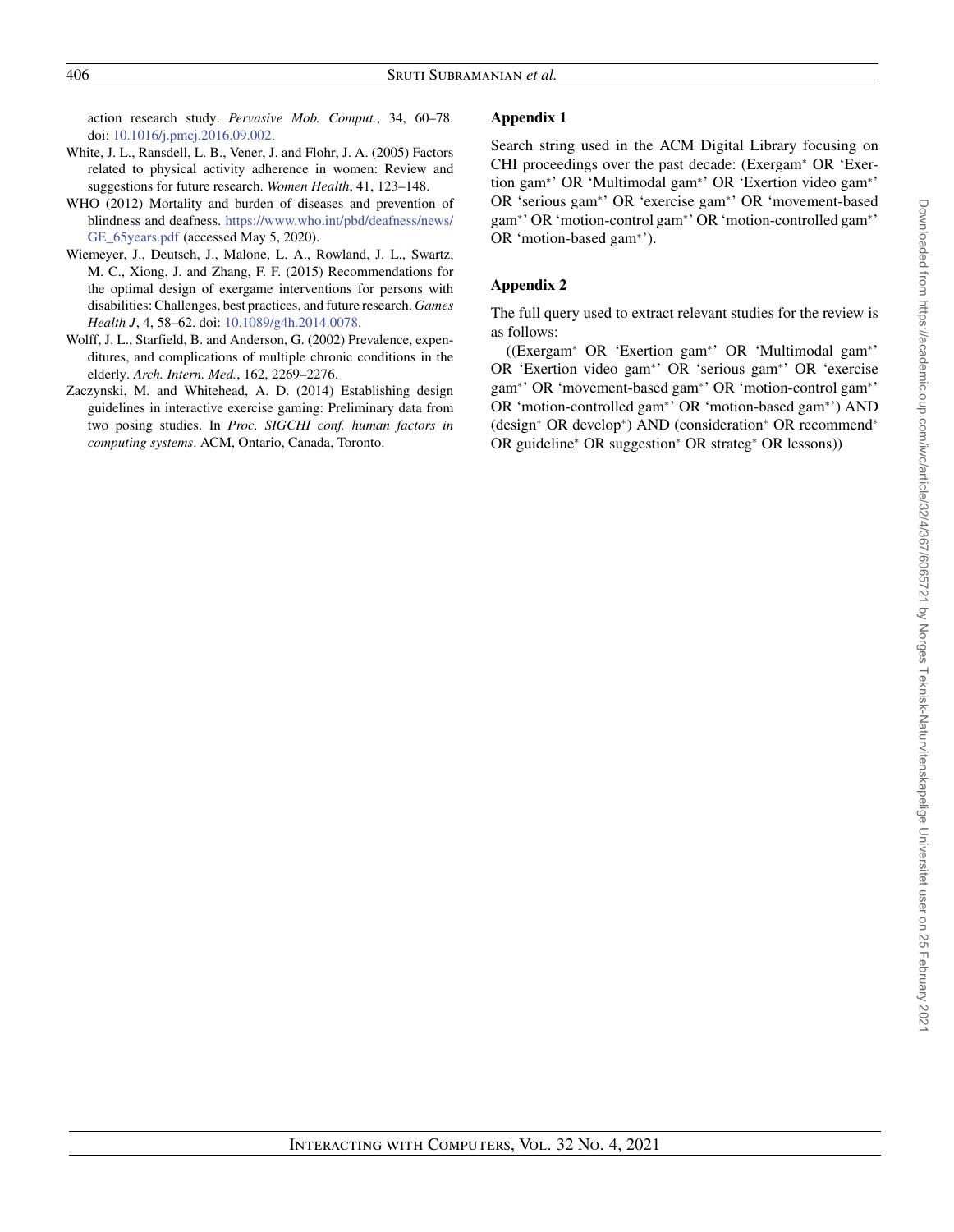action research study. *Pervasive Mob. Comput.*, 34, 60–78. doi: 10.1016/j.pmcj.2016.09.002.

White, J. L., Ransdell, L. B., Vener, J. and Flohr, J. A. (2005) Factors related to physical activity adherence in women: Review and suggestions for future research. *Women Health*, 41, 123–148.

WHO (2012) Mortality and burden of diseases and prevention of blindness and deafness. https://www.who.int/pbd/deafness/news/GE_65years.pdf (accessed May 5, 2020).

Wiemeyer, J., Deutsch, J., Malone, L. A., Rowland, J. L., Swartz, M. C., Xiong, J. and Zhang, F. F. (2015) Recommendations for the optimal design of exergame interventions for persons with disabilities: Challenges, best practices, and future research. *Games Health J*, 4, 58–62. doi: 10.1089/g4h.2014.0078.

Wolff, J. L., Starfield, B. and Anderson, G. (2002) Prevalence, expenditures, and complications of multiple chronic conditions in the elderly. *Arch. Intern. Med.*, 162, 2269–2276.

Zaczynski, M. and Whitehead, A. D. (2014) Establishing design guidelines in interactive exercise gaming: Preliminary data from two posing studies. In *Proc. SIGCHI conf. human factors in computing systems*. ACM, Ontario, Canada, Toronto.

## Appendix 1

Search string used in the ACM Digital Library focusing on CHI proceedings over the past decade: (Exergam* OR 'Exertion gam*' OR 'Multimodal gam*' OR 'Exertion video gam*' OR 'serious gam*' OR 'exercise gam*' OR 'movement-based gam*' OR 'motion-control gam*' OR 'motion-controlled gam*' OR 'motion-based gam*').

## Appendix 2

The full query used to extract relevant studies for the review is as follows:

((Exergam* OR 'Exertion gam*' OR 'Multimodal gam*' OR 'Exertion video gam*' OR 'serious gam*' OR 'exercise gam*' OR 'movement-based gam*' OR 'motion-control gam*' OR 'motion-controlled gam*' OR 'motion-based gam*') AND (design* OR develop*) AND (consideration* OR recommend* OR guideline* OR suggestion* OR strateg* OR lessons))